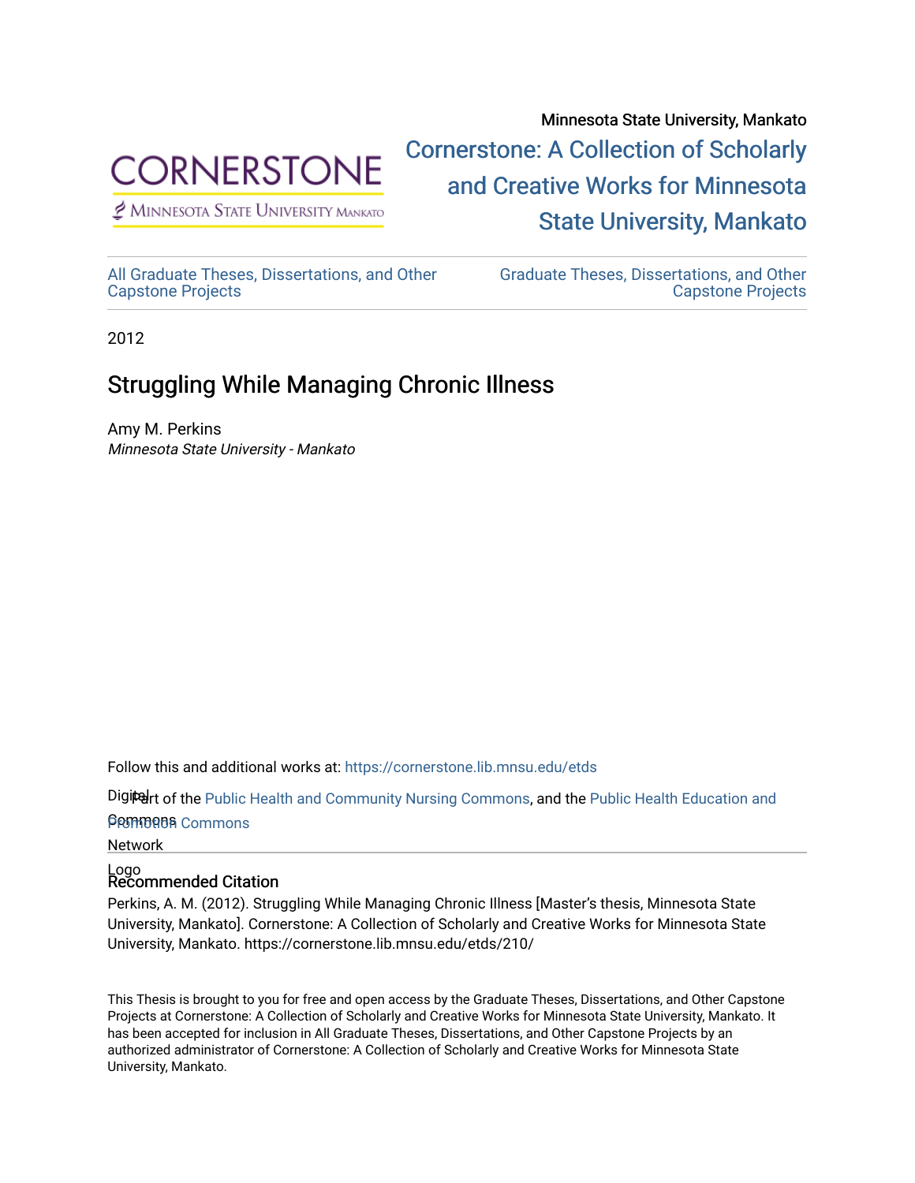Minnesota State University, Mankato

Cornerstone: A Collection of Scholarly and Creative Works for Minnesota State University, Mankato

All Graduate Theses, Dissertations, and Other Capstone Projects

Graduate Theses, Dissertations, and Other Capstone Projects

2012

# Struggling While Managing Chronic Illness

Amy M. Perkins
*Minnesota State University - Mankato*

Follow this and additional works at: https://cornerstone.lib.mnsu.edu/etds

Part of the Public Health and Community Nursing Commons, and the Public Health Education and Promotion Commons

## Recommended Citation

Perkins, A. M. (2012). Struggling While Managing Chronic Illness [Master's thesis, Minnesota State University, Mankato]. Cornerstone: A Collection of Scholarly and Creative Works for Minnesota State University, Mankato. https://cornerstone.lib.mnsu.edu/etds/210/

This Thesis is brought to you for free and open access by the Graduate Theses, Dissertations, and Other Capstone Projects at Cornerstone: A Collection of Scholarly and Creative Works for Minnesota State University, Mankato. It has been accepted for inclusion in All Graduate Theses, Dissertations, and Other Capstone Projects by an authorized administrator of Cornerstone: A Collection of Scholarly and Creative Works for Minnesota State University, Mankato.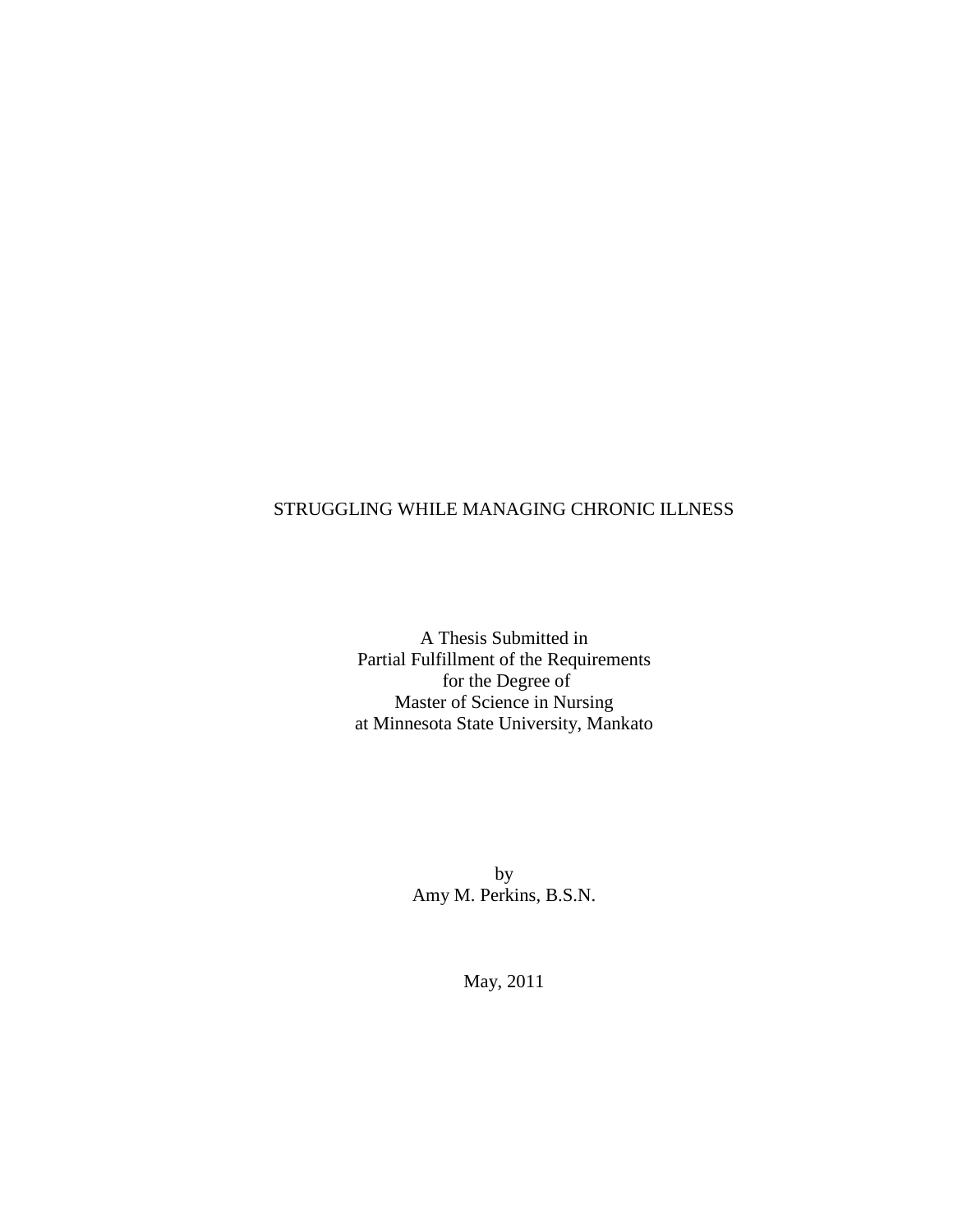# STRUGGLING WHILE MANAGING CHRONIC ILLNESS

A Thesis Submitted in
Partial Fulfillment of the Requirements
for the Degree of
Master of Science in Nursing
at Minnesota State University, Mankato

by
Amy M. Perkins, B.S.N.

May, 2011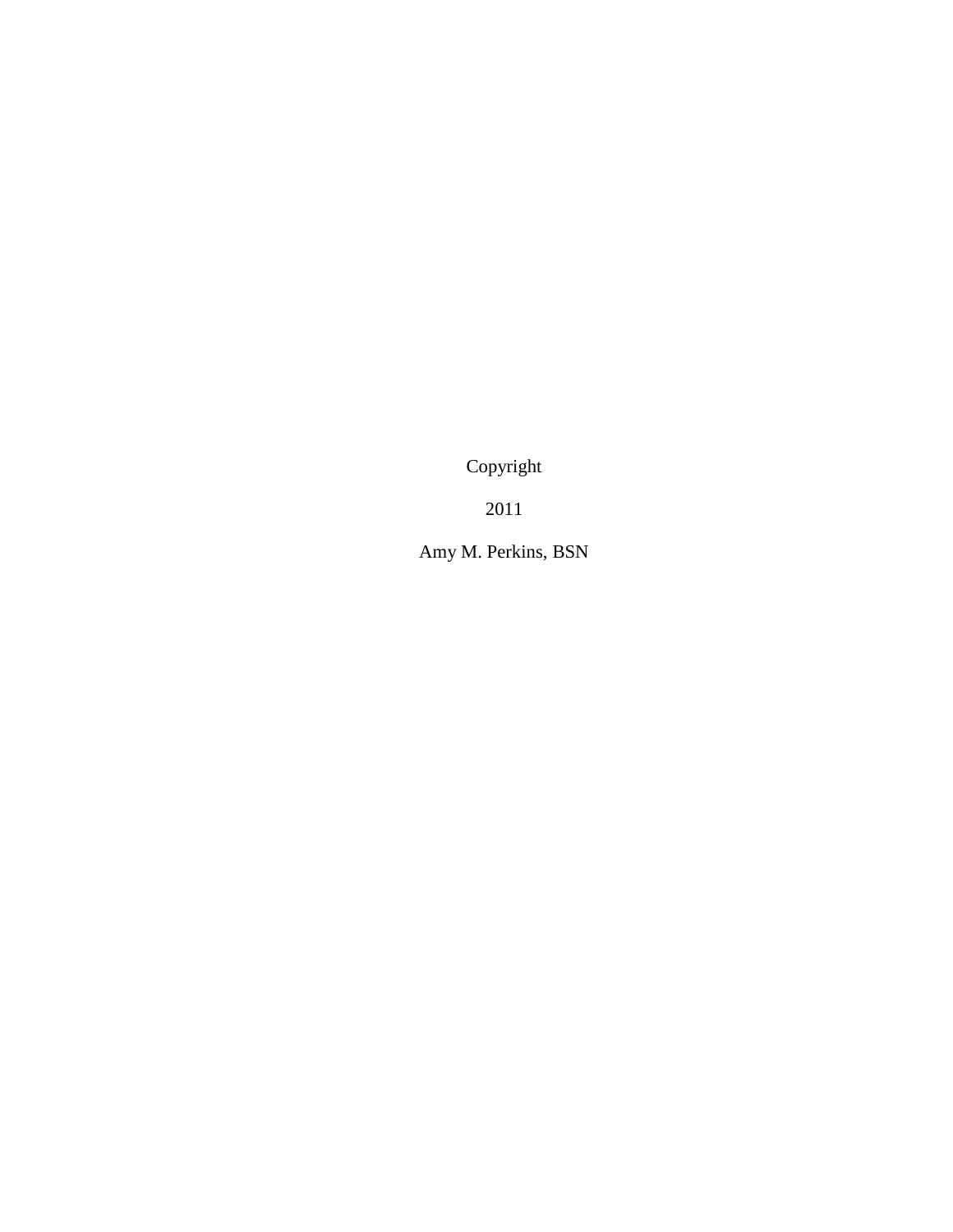Copyright

2011

Amy M. Perkins, BSN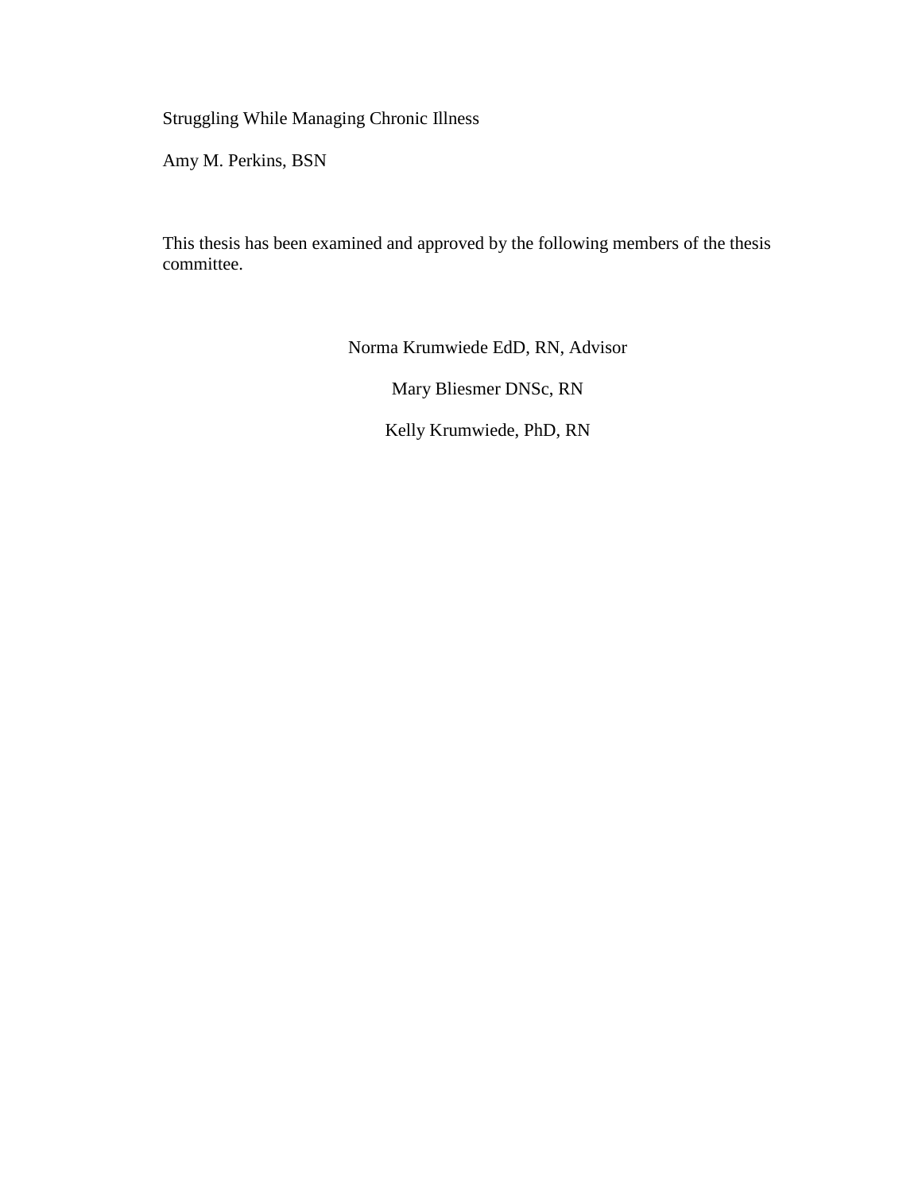Struggling While Managing Chronic Illness

Amy M. Perkins, BSN

This thesis has been examined and approved by the following members of the thesis committee.

Norma Krumwiede EdD, RN, Advisor

Mary Bliesmer DNSc, RN

Kelly Krumwiede, PhD, RN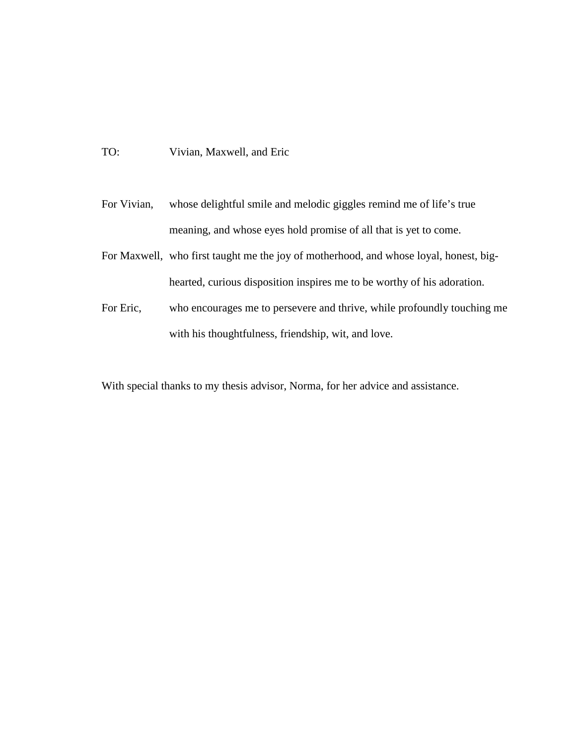TO: Vivian, Maxwell, and Eric

For Vivian, whose delightful smile and melodic giggles remind me of life's true meaning, and whose eyes hold promise of all that is yet to come.

For Maxwell, who first taught me the joy of motherhood, and whose loyal, honest, big-hearted, curious disposition inspires me to be worthy of his adoration.

For Eric, who encourages me to persevere and thrive, while profoundly touching me with his thoughtfulness, friendship, wit, and love.

With special thanks to my thesis advisor, Norma, for her advice and assistance.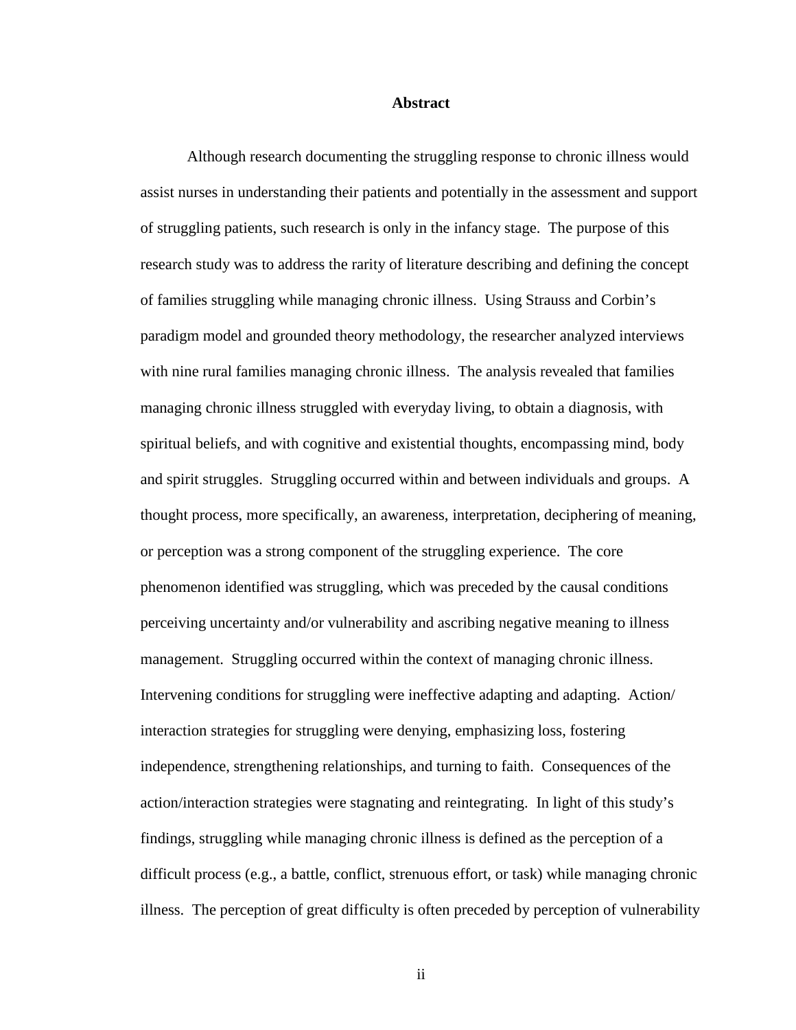# Abstract

Although research documenting the struggling response to chronic illness would assist nurses in understanding their patients and potentially in the assessment and support of struggling patients, such research is only in the infancy stage. The purpose of this research study was to address the rarity of literature describing and defining the concept of families struggling while managing chronic illness. Using Strauss and Corbin's paradigm model and grounded theory methodology, the researcher analyzed interviews with nine rural families managing chronic illness. The analysis revealed that families managing chronic illness struggled with everyday living, to obtain a diagnosis, with spiritual beliefs, and with cognitive and existential thoughts, encompassing mind, body and spirit struggles. Struggling occurred within and between individuals and groups. A thought process, more specifically, an awareness, interpretation, deciphering of meaning, or perception was a strong component of the struggling experience. The core phenomenon identified was struggling, which was preceded by the causal conditions perceiving uncertainty and/or vulnerability and ascribing negative meaning to illness management. Struggling occurred within the context of managing chronic illness. Intervening conditions for struggling were ineffective adapting and adapting. Action/interaction strategies for struggling were denying, emphasizing loss, fostering independence, strengthening relationships, and turning to faith. Consequences of the action/interaction strategies were stagnating and reintegrating. In light of this study's findings, struggling while managing chronic illness is defined as the perception of a difficult process (e.g., a battle, conflict, strenuous effort, or task) while managing chronic illness. The perception of great difficulty is often preceded by perception of vulnerability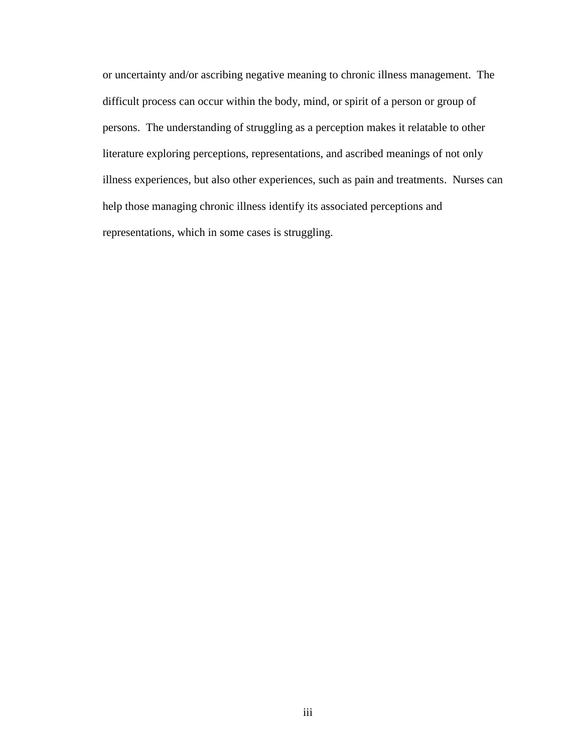or uncertainty and/or ascribing negative meaning to chronic illness management. The difficult process can occur within the body, mind, or spirit of a person or group of persons. The understanding of struggling as a perception makes it relatable to other literature exploring perceptions, representations, and ascribed meanings of not only illness experiences, but also other experiences, such as pain and treatments. Nurses can help those managing chronic illness identify its associated perceptions and representations, which in some cases is struggling.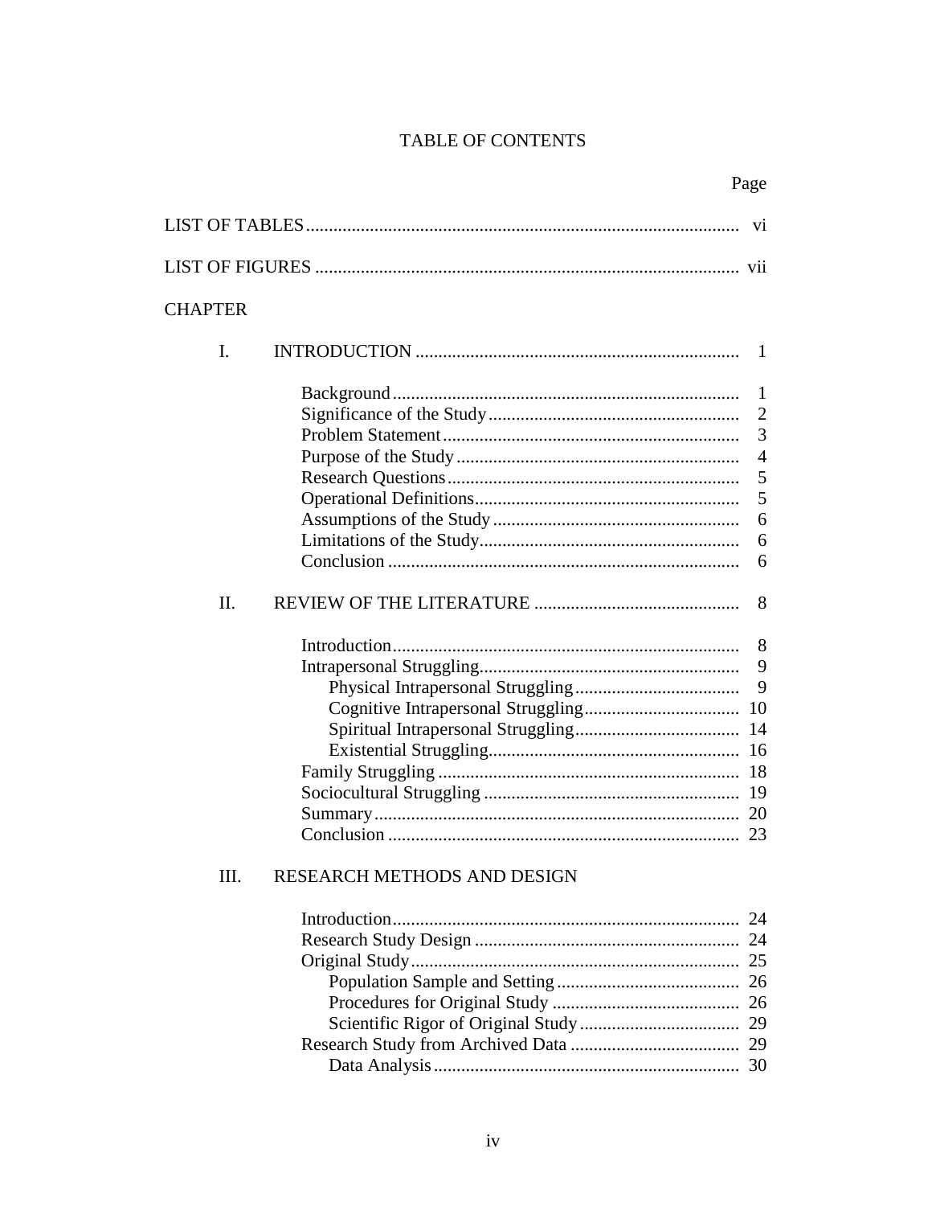# TABLE OF CONTENTS

| | Page |
|---|---|
| LIST OF TABLES | vi |
| LIST OF FIGURES | vii |
| CHAPTER | |
| I. INTRODUCTION | 1 |
| Background | 1 |
| Significance of the Study | 2 |
| Problem Statement | 3 |
| Purpose of the Study | 4 |
| Research Questions | 5 |
| Operational Definitions | 5 |
| Assumptions of the Study | 6 |
| Limitations of the Study | 6 |
| Conclusion | 6 |
| II. REVIEW OF THE LITERATURE | 8 |
| Introduction | 8 |
| Intrapersonal Struggling | 9 |
| Physical Intrapersonal Struggling | 9 |
| Cognitive Intrapersonal Struggling | 10 |
| Spiritual Intrapersonal Struggling | 14 |
| Existential Struggling | 16 |
| Family Struggling | 18 |
| Sociocultural Struggling | 19 |
| Summary | 20 |
| Conclusion | 23 |
| III. RESEARCH METHODS AND DESIGN | |
| Introduction | 24 |
| Research Study Design | 24 |
| Original Study | 25 |
| Population Sample and Setting | 26 |
| Procedures for Original Study | 26 |
| Scientific Rigor of Original Study | 29 |
| Research Study from Archived Data | 29 |
| Data Analysis | 30 |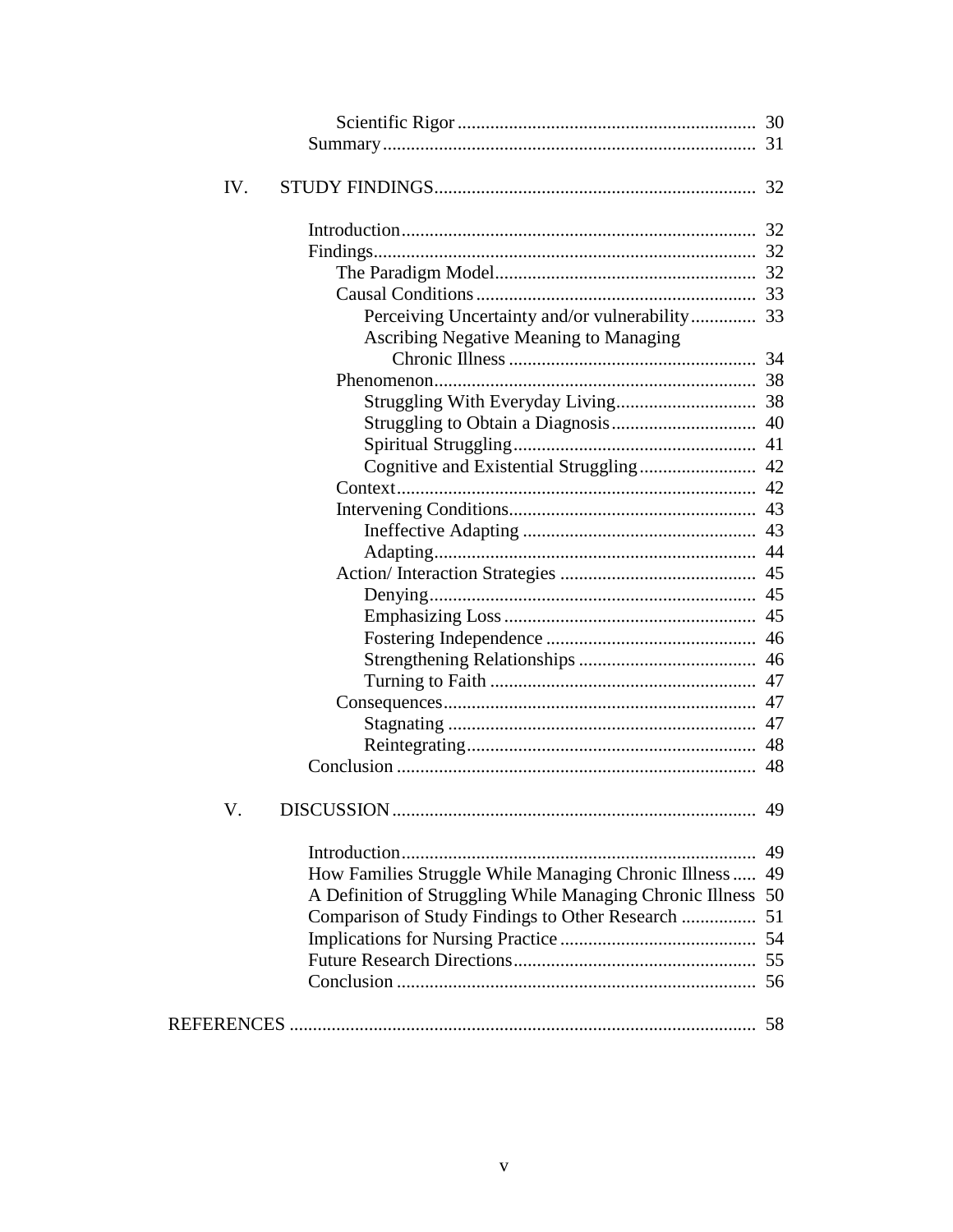Scientific Rigor ............................................................... 30
Summary ............................................................................. 31

IV. STUDY FINDINGS ..................................................................... 32

Introduction ........................................................................... 32
Findings ................................................................................. 32
The Paradigm Model ....................................................... 32
Causal Conditions ........................................................... 33
Perceiving Uncertainty and/or vulnerability ............. 33
Ascribing Negative Meaning to Managing Chronic Illness ..................................................... 34
Phenomenon ................................................................... 38
Struggling With Everyday Living ............................. 38
Struggling to Obtain a Diagnosis ............................... 40
Spiritual Struggling .................................................... 41
Cognitive and Existential Struggling ......................... 42
Context ............................................................................ 42
Intervening Conditions .................................................... 43
Ineffective Adapting .................................................. 43
Adapting ..................................................................... 44
Action/ Interaction Strategies .......................................... 45
Denying ...................................................................... 45
Emphasizing Loss ...................................................... 45
Fostering Independence ............................................. 46
Strengthening Relationships ...................................... 46
Turning to Faith ......................................................... 47
Consequences .................................................................. 47
Stagnating .................................................................. 47
Reintegrating .............................................................. 48
Conclusion ............................................................................ 48

V. DISCUSSION ............................................................................. 49

Introduction ........................................................................... 49
How Families Struggle While Managing Chronic Illness ..... 49
A Definition of Struggling While Managing Chronic Illness 50
Comparison of Study Findings to Other Research ................ 51
Implications for Nursing Practice .......................................... 54
Future Research Directions .................................................... 55
Conclusion ............................................................................ 56

REFERENCES .................................................................................... 58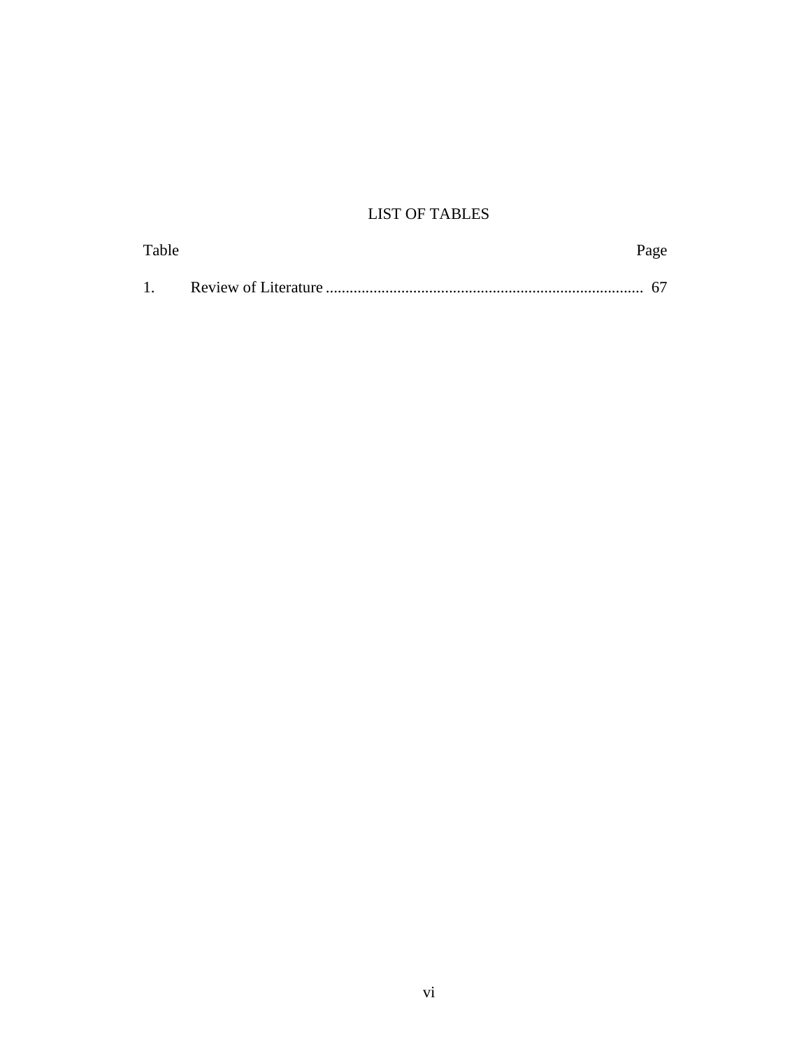# LIST OF TABLES

| Table | | Page |
|---|---|---|
| 1. | Review of Literature | 67 |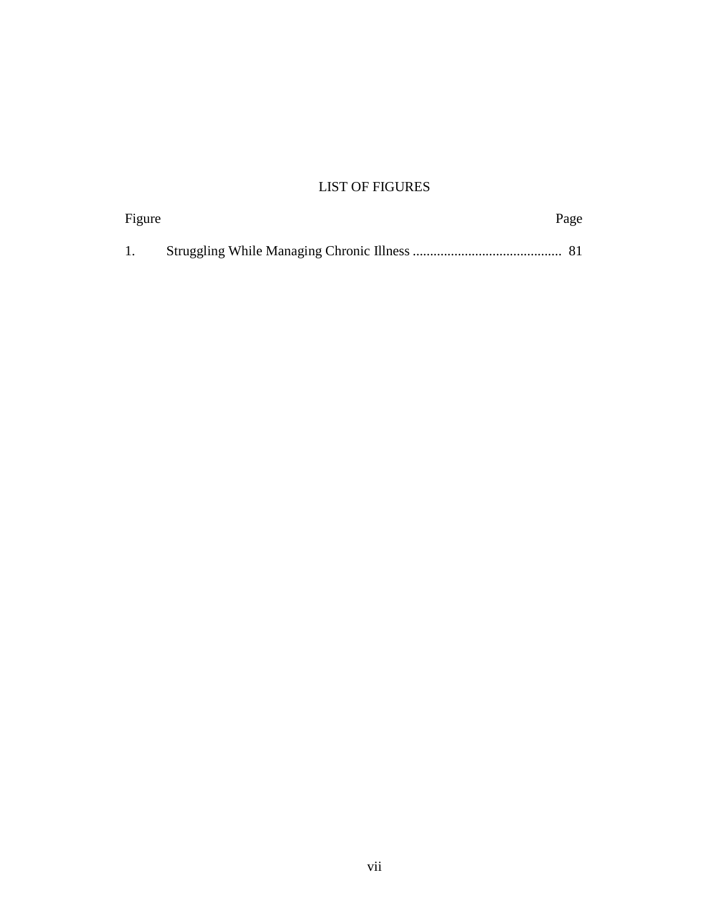# LIST OF FIGURES

| Figure | | Page |
|---|---|---|
| 1. | Struggling While Managing Chronic Illness | 81 |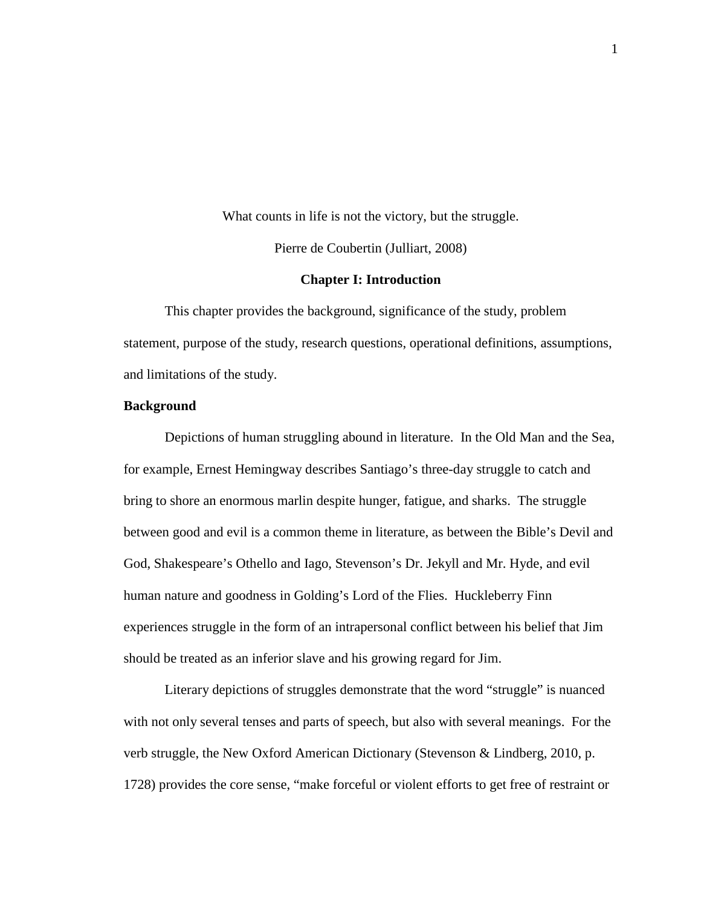What counts in life is not the victory, but the struggle.

Pierre de Coubertin (Julliart, 2008)

# Chapter I: Introduction

This chapter provides the background, significance of the study, problem statement, purpose of the study, research questions, operational definitions, assumptions, and limitations of the study.

## Background

Depictions of human struggling abound in literature. In the Old Man and the Sea, for example, Ernest Hemingway describes Santiago's three-day struggle to catch and bring to shore an enormous marlin despite hunger, fatigue, and sharks. The struggle between good and evil is a common theme in literature, as between the Bible's Devil and God, Shakespeare's Othello and Iago, Stevenson's Dr. Jekyll and Mr. Hyde, and evil human nature and goodness in Golding's Lord of the Flies. Huckleberry Finn experiences struggle in the form of an intrapersonal conflict between his belief that Jim should be treated as an inferior slave and his growing regard for Jim.

Literary depictions of struggles demonstrate that the word "struggle" is nuanced with not only several tenses and parts of speech, but also with several meanings. For the verb struggle, the New Oxford American Dictionary (Stevenson & Lindberg, 2010, p. 1728) provides the core sense, "make forceful or violent efforts to get free of restraint or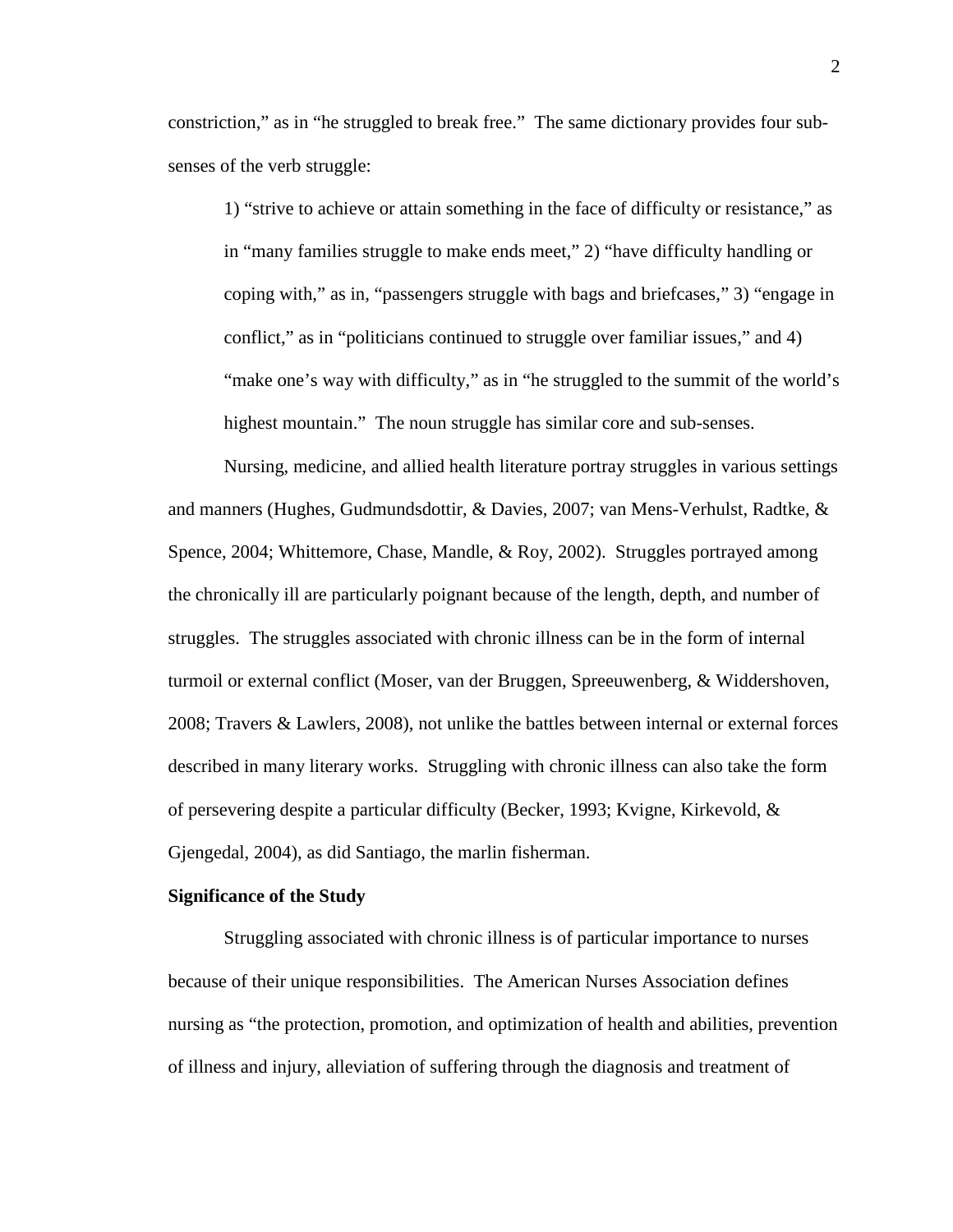constriction," as in "he struggled to break free." The same dictionary provides four sub-senses of the verb struggle:

> 1) "strive to achieve or attain something in the face of difficulty or resistance," as in "many families struggle to make ends meet," 2) "have difficulty handling or coping with," as in, "passengers struggle with bags and briefcases," 3) "engage in conflict," as in "politicians continued to struggle over familiar issues," and 4) "make one's way with difficulty," as in "he struggled to the summit of the world's highest mountain." The noun struggle has similar core and sub-senses.

Nursing, medicine, and allied health literature portray struggles in various settings and manners (Hughes, Gudmundsdottir, & Davies, 2007; van Mens-Verhulst, Radtke, & Spence, 2004; Whittemore, Chase, Mandle, & Roy, 2002). Struggles portrayed among the chronically ill are particularly poignant because of the length, depth, and number of struggles. The struggles associated with chronic illness can be in the form of internal turmoil or external conflict (Moser, van der Bruggen, Spreeuwenberg, & Widdershoven, 2008; Travers & Lawlers, 2008), not unlike the battles between internal or external forces described in many literary works. Struggling with chronic illness can also take the form of persevering despite a particular difficulty (Becker, 1993; Kvigne, Kirkevold, & Gjengedal, 2004), as did Santiago, the marlin fisherman.

**Significance of the Study**

Struggling associated with chronic illness is of particular importance to nurses because of their unique responsibilities. The American Nurses Association defines nursing as "the protection, promotion, and optimization of health and abilities, prevention of illness and injury, alleviation of suffering through the diagnosis and treatment of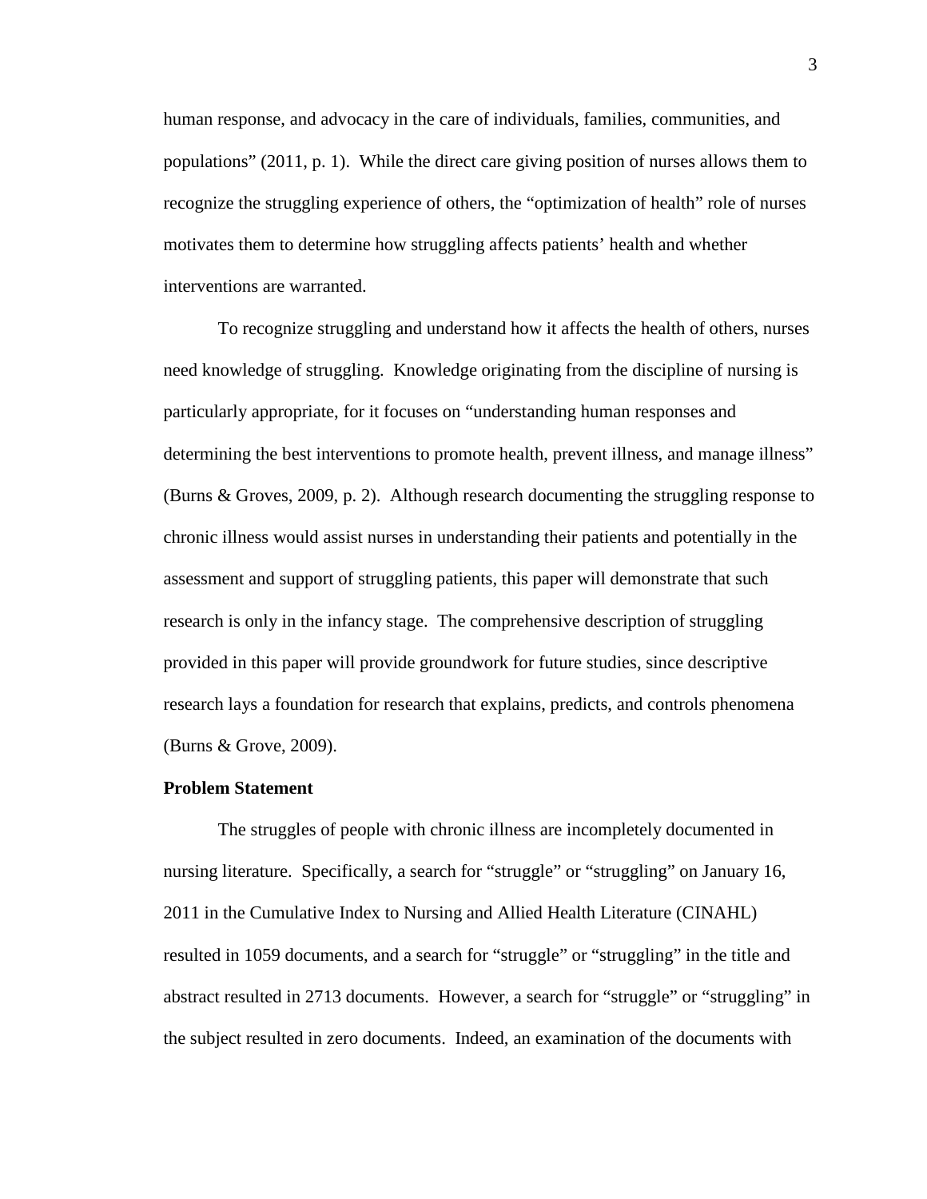human response, and advocacy in the care of individuals, families, communities, and populations" (2011, p. 1). While the direct care giving position of nurses allows them to recognize the struggling experience of others, the "optimization of health" role of nurses motivates them to determine how struggling affects patients' health and whether interventions are warranted.

To recognize struggling and understand how it affects the health of others, nurses need knowledge of struggling. Knowledge originating from the discipline of nursing is particularly appropriate, for it focuses on "understanding human responses and determining the best interventions to promote health, prevent illness, and manage illness" (Burns & Groves, 2009, p. 2). Although research documenting the struggling response to chronic illness would assist nurses in understanding their patients and potentially in the assessment and support of struggling patients, this paper will demonstrate that such research is only in the infancy stage. The comprehensive description of struggling provided in this paper will provide groundwork for future studies, since descriptive research lays a foundation for research that explains, predicts, and controls phenomena (Burns & Grove, 2009).

**Problem Statement**

The struggles of people with chronic illness are incompletely documented in nursing literature. Specifically, a search for "struggle" or "struggling" on January 16, 2011 in the Cumulative Index to Nursing and Allied Health Literature (CINAHL) resulted in 1059 documents, and a search for "struggle" or "struggling" in the title and abstract resulted in 2713 documents. However, a search for "struggle" or "struggling" in the subject resulted in zero documents. Indeed, an examination of the documents with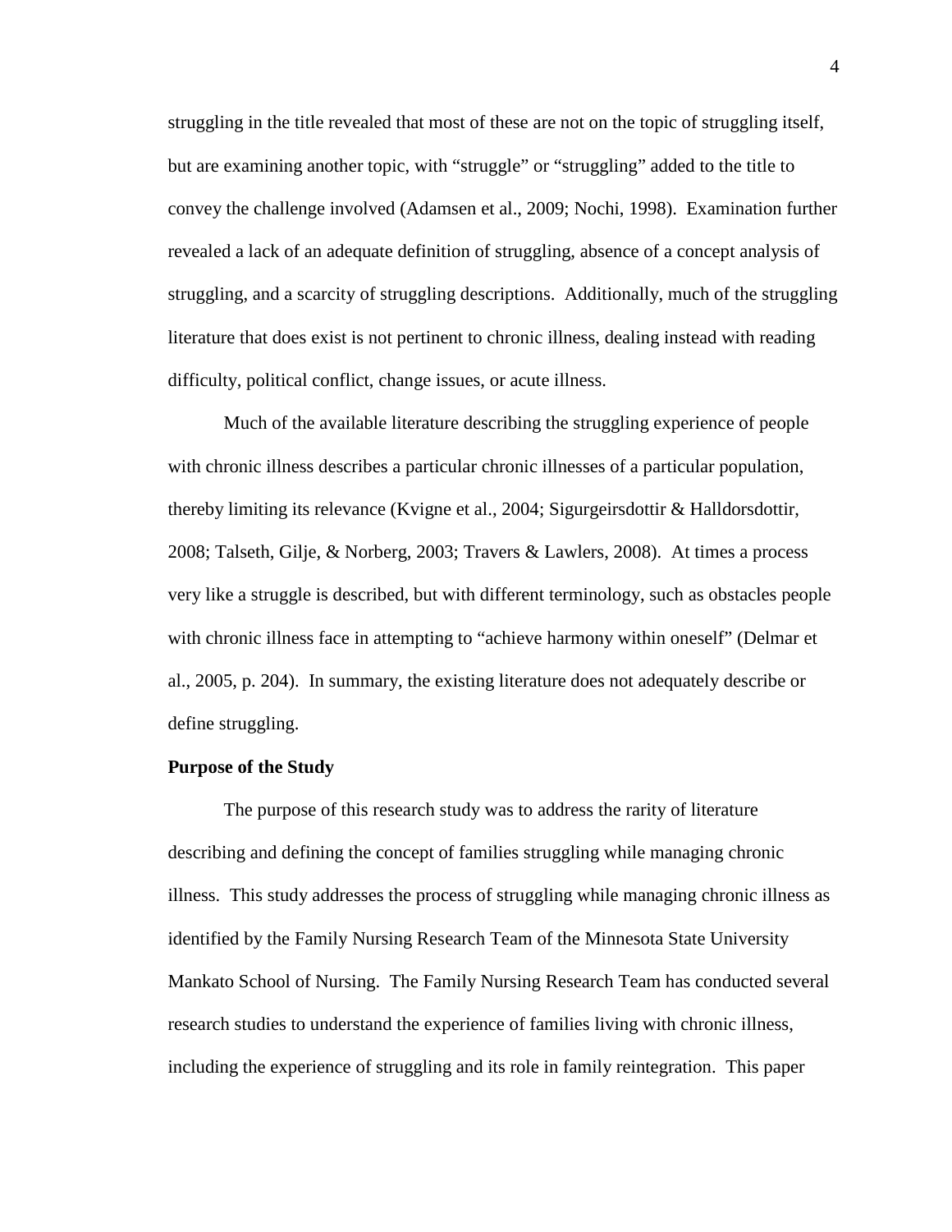struggling in the title revealed that most of these are not on the topic of struggling itself, but are examining another topic, with "struggle" or "struggling" added to the title to convey the challenge involved (Adamsen et al., 2009; Nochi, 1998). Examination further revealed a lack of an adequate definition of struggling, absence of a concept analysis of struggling, and a scarcity of struggling descriptions. Additionally, much of the struggling literature that does exist is not pertinent to chronic illness, dealing instead with reading difficulty, political conflict, change issues, or acute illness.

Much of the available literature describing the struggling experience of people with chronic illness describes a particular chronic illnesses of a particular population, thereby limiting its relevance (Kvigne et al., 2004; Sigurgeirsdottir & Halldorsdottir, 2008; Talseth, Gilje, & Norberg, 2003; Travers & Lawlers, 2008). At times a process very like a struggle is described, but with different terminology, such as obstacles people with chronic illness face in attempting to "achieve harmony within oneself" (Delmar et al., 2005, p. 204). In summary, the existing literature does not adequately describe or define struggling.

**Purpose of the Study**

The purpose of this research study was to address the rarity of literature describing and defining the concept of families struggling while managing chronic illness. This study addresses the process of struggling while managing chronic illness as identified by the Family Nursing Research Team of the Minnesota State University Mankato School of Nursing. The Family Nursing Research Team has conducted several research studies to understand the experience of families living with chronic illness, including the experience of struggling and its role in family reintegration. This paper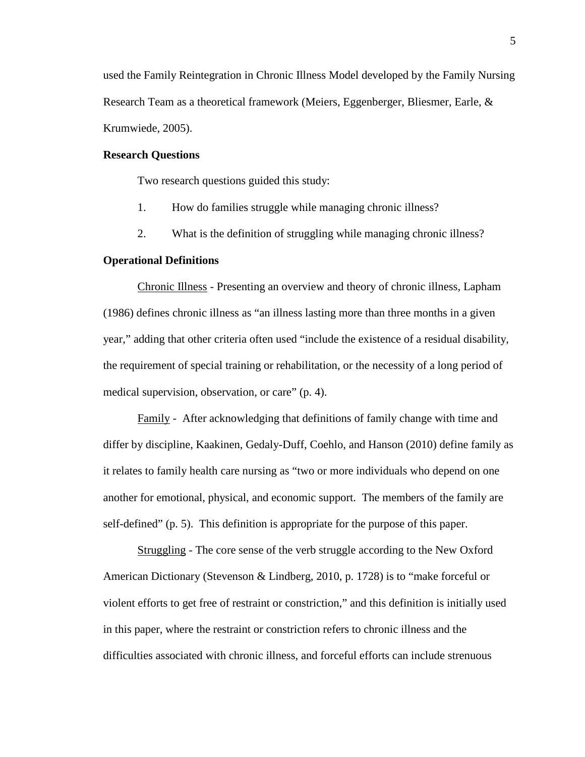used the Family Reintegration in Chronic Illness Model developed by the Family Nursing Research Team as a theoretical framework (Meiers, Eggenberger, Bliesmer, Earle, & Krumwiede, 2005).

**Research Questions**

Two research questions guided this study:

1. How do families struggle while managing chronic illness?
2. What is the definition of struggling while managing chronic illness?

**Operational Definitions**

Chronic Illness - Presenting an overview and theory of chronic illness, Lapham (1986) defines chronic illness as "an illness lasting more than three months in a given year," adding that other criteria often used "include the existence of a residual disability, the requirement of special training or rehabilitation, or the necessity of a long period of medical supervision, observation, or care" (p. 4).

Family - After acknowledging that definitions of family change with time and differ by discipline, Kaakinen, Gedaly-Duff, Coehlo, and Hanson (2010) define family as it relates to family health care nursing as "two or more individuals who depend on one another for emotional, physical, and economic support. The members of the family are self-defined" (p. 5). This definition is appropriate for the purpose of this paper.

Struggling - The core sense of the verb struggle according to the New Oxford American Dictionary (Stevenson & Lindberg, 2010, p. 1728) is to "make forceful or violent efforts to get free of restraint or constriction," and this definition is initially used in this paper, where the restraint or constriction refers to chronic illness and the difficulties associated with chronic illness, and forceful efforts can include strenuous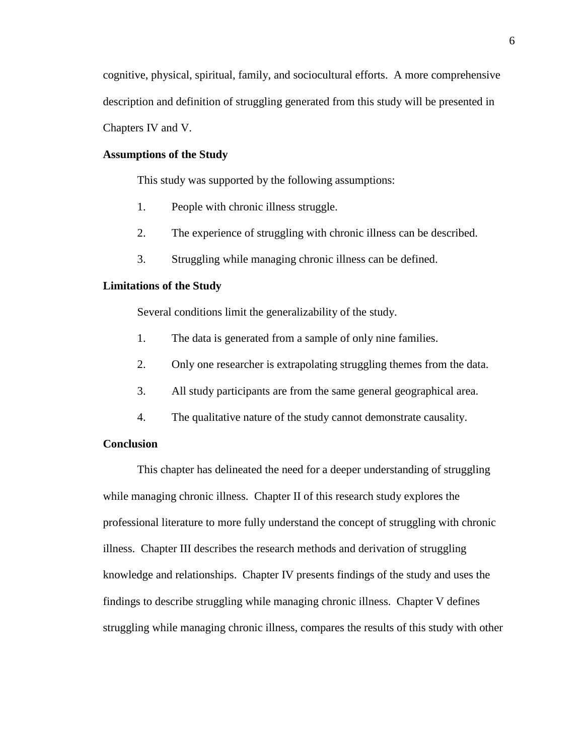cognitive, physical, spiritual, family, and sociocultural efforts. A more comprehensive description and definition of struggling generated from this study will be presented in Chapters IV and V.

**Assumptions of the Study**

This study was supported by the following assumptions:

1. People with chronic illness struggle.
2. The experience of struggling with chronic illness can be described.
3. Struggling while managing chronic illness can be defined.

**Limitations of the Study**

Several conditions limit the generalizability of the study.

1. The data is generated from a sample of only nine families.
2. Only one researcher is extrapolating struggling themes from the data.
3. All study participants are from the same general geographical area.
4. The qualitative nature of the study cannot demonstrate causality.

**Conclusion**

This chapter has delineated the need for a deeper understanding of struggling while managing chronic illness. Chapter II of this research study explores the professional literature to more fully understand the concept of struggling with chronic illness. Chapter III describes the research methods and derivation of struggling knowledge and relationships. Chapter IV presents findings of the study and uses the findings to describe struggling while managing chronic illness. Chapter V defines struggling while managing chronic illness, compares the results of this study with other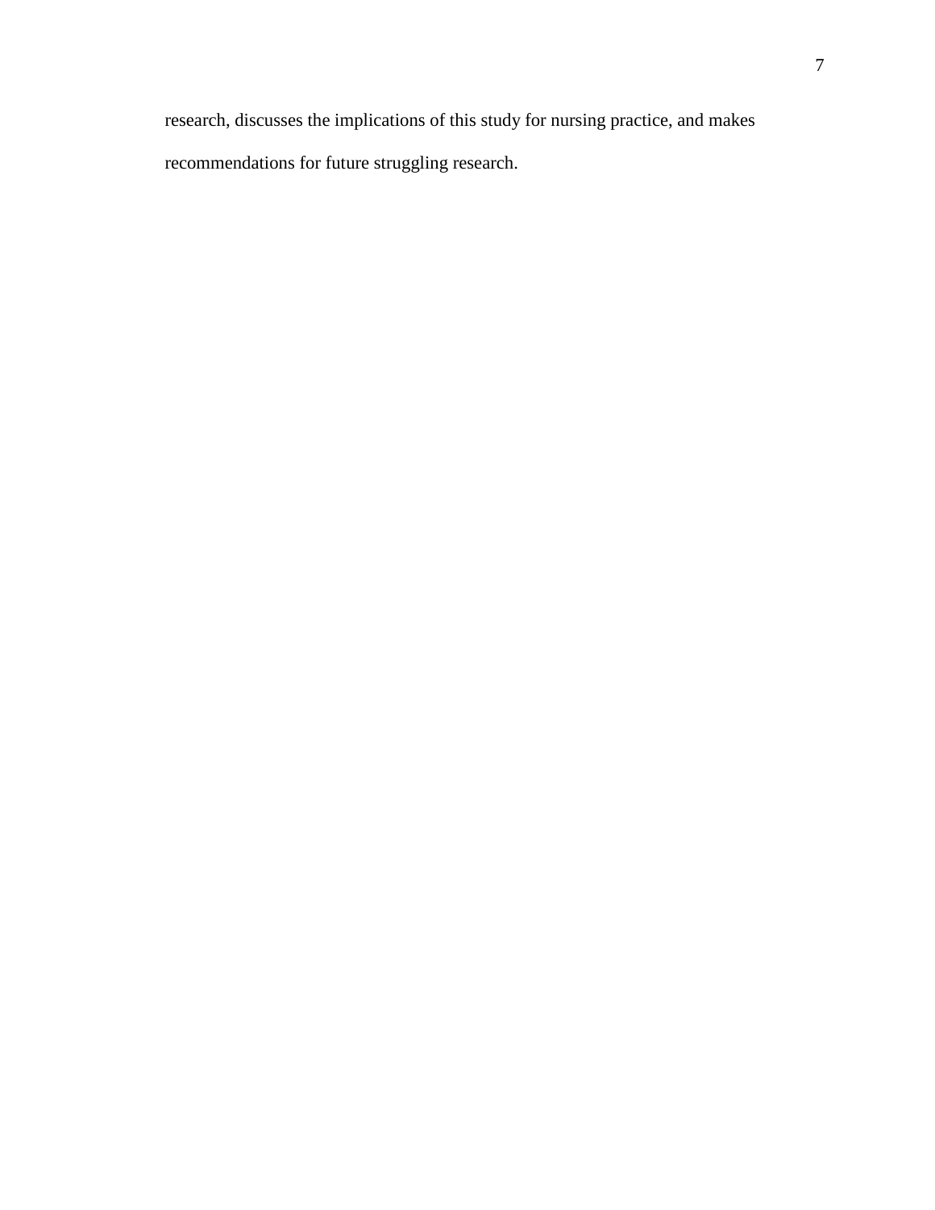research, discusses the implications of this study for nursing practice, and makes recommendations for future struggling research.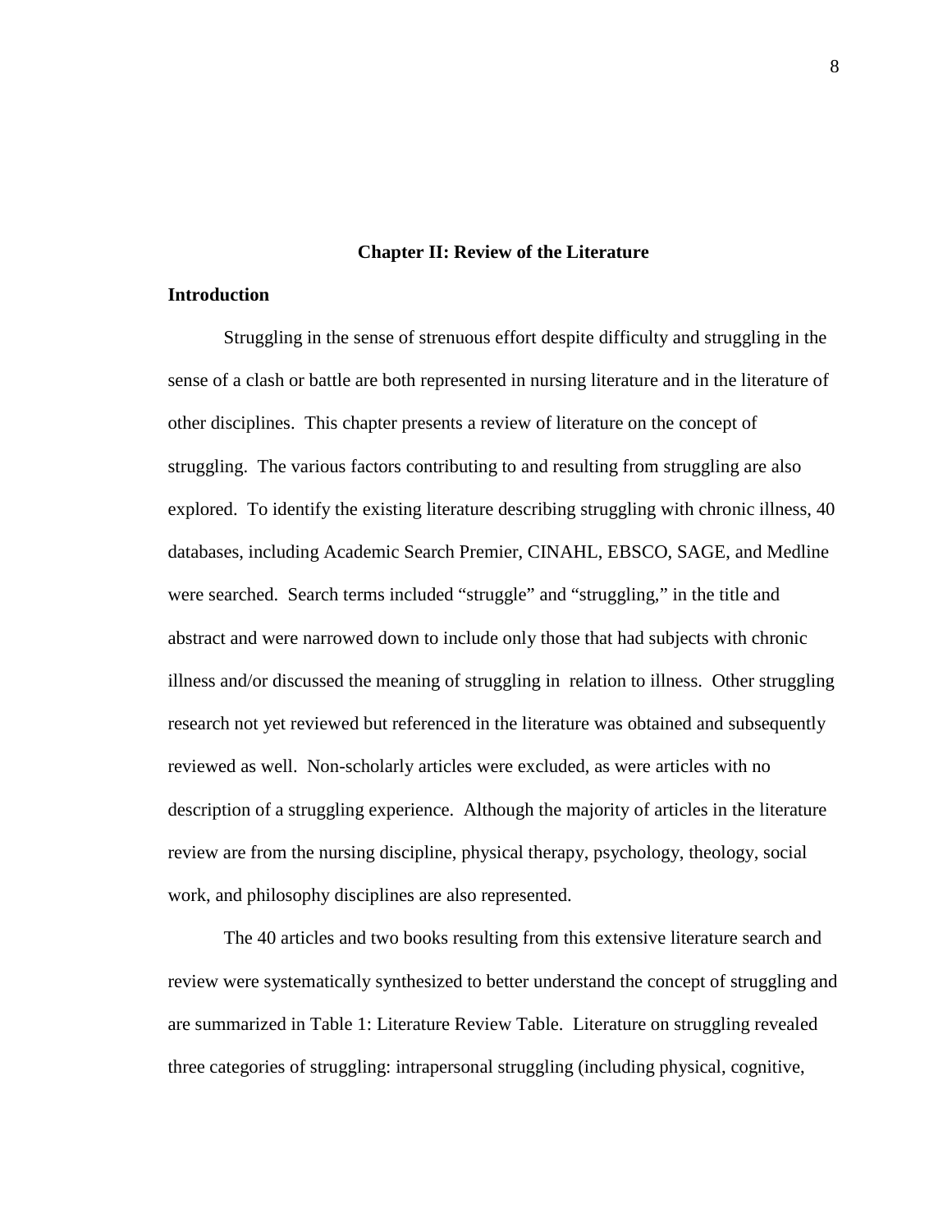# Chapter II: Review of the Literature

## Introduction

Struggling in the sense of strenuous effort despite difficulty and struggling in the sense of a clash or battle are both represented in nursing literature and in the literature of other disciplines. This chapter presents a review of literature on the concept of struggling. The various factors contributing to and resulting from struggling are also explored. To identify the existing literature describing struggling with chronic illness, 40 databases, including Academic Search Premier, CINAHL, EBSCO, SAGE, and Medline were searched. Search terms included "struggle" and "struggling," in the title and abstract and were narrowed down to include only those that had subjects with chronic illness and/or discussed the meaning of struggling in relation to illness. Other struggling research not yet reviewed but referenced in the literature was obtained and subsequently reviewed as well. Non-scholarly articles were excluded, as were articles with no description of a struggling experience. Although the majority of articles in the literature review are from the nursing discipline, physical therapy, psychology, theology, social work, and philosophy disciplines are also represented.

The 40 articles and two books resulting from this extensive literature search and review were systematically synthesized to better understand the concept of struggling and are summarized in Table 1: Literature Review Table. Literature on struggling revealed three categories of struggling: intrapersonal struggling (including physical, cognitive,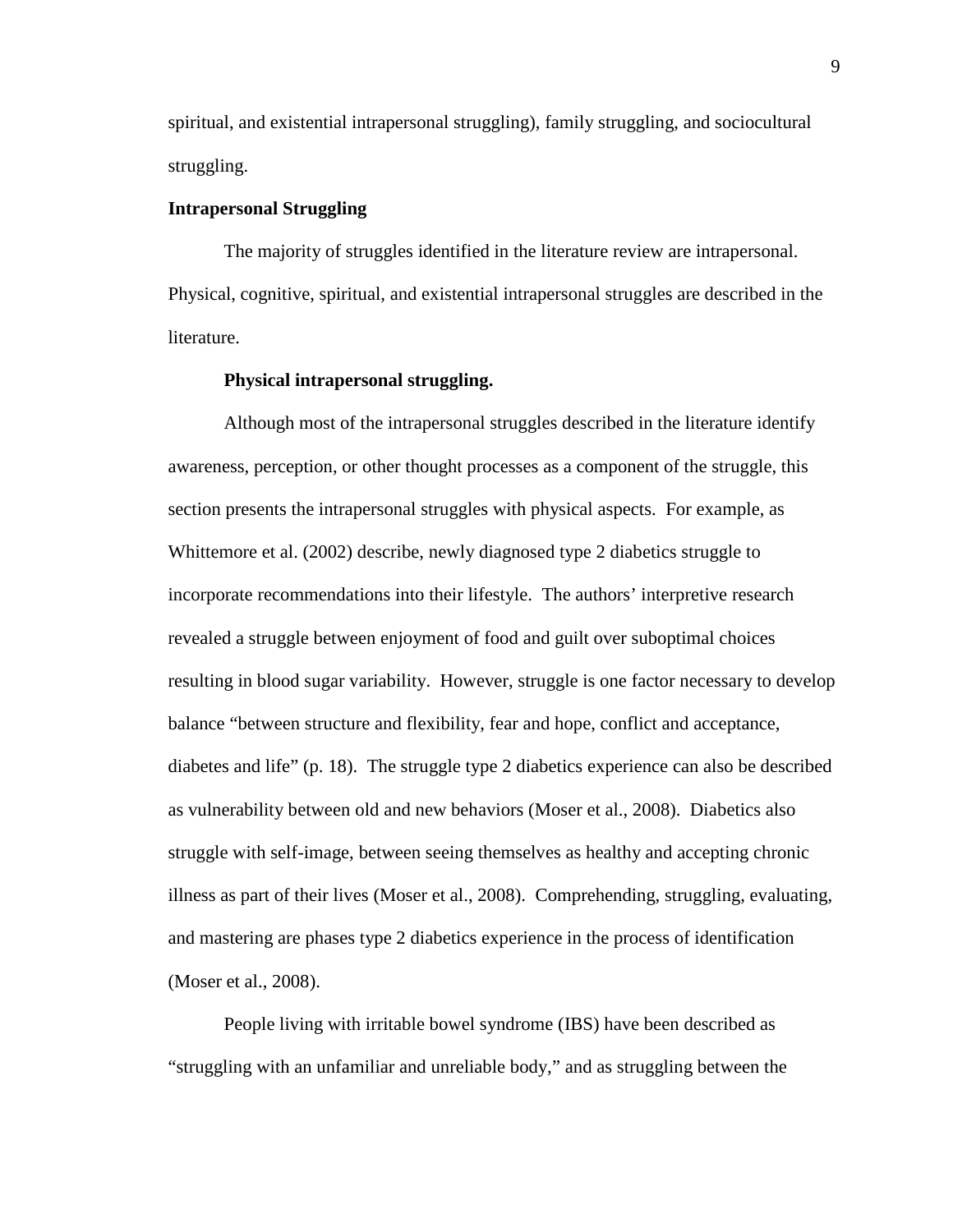spiritual, and existential intrapersonal struggling), family struggling, and sociocultural struggling.

## Intrapersonal Struggling

The majority of struggles identified in the literature review are intrapersonal. Physical, cognitive, spiritual, and existential intrapersonal struggles are described in the literature.

### Physical intrapersonal struggling.

Although most of the intrapersonal struggles described in the literature identify awareness, perception, or other thought processes as a component of the struggle, this section presents the intrapersonal struggles with physical aspects. For example, as Whittemore et al. (2002) describe, newly diagnosed type 2 diabetics struggle to incorporate recommendations into their lifestyle. The authors' interpretive research revealed a struggle between enjoyment of food and guilt over suboptimal choices resulting in blood sugar variability. However, struggle is one factor necessary to develop balance "between structure and flexibility, fear and hope, conflict and acceptance, diabetes and life" (p. 18). The struggle type 2 diabetics experience can also be described as vulnerability between old and new behaviors (Moser et al., 2008). Diabetics also struggle with self-image, between seeing themselves as healthy and accepting chronic illness as part of their lives (Moser et al., 2008). Comprehending, struggling, evaluating, and mastering are phases type 2 diabetics experience in the process of identification (Moser et al., 2008).

People living with irritable bowel syndrome (IBS) have been described as "struggling with an unfamiliar and unreliable body," and as struggling between the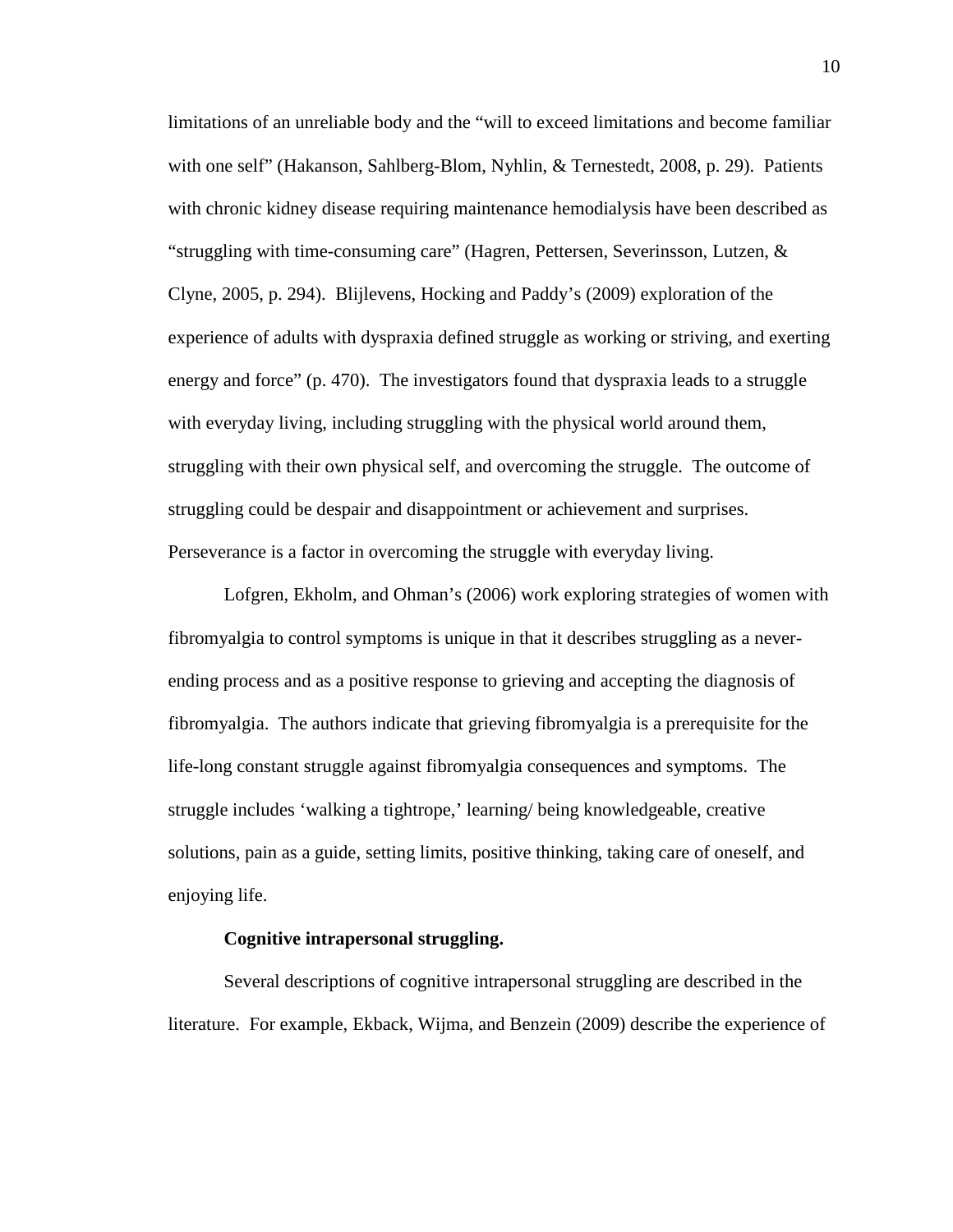limitations of an unreliable body and the "will to exceed limitations and become familiar with one self" (Hakanson, Sahlberg-Blom, Nyhlin, & Ternestedt, 2008, p. 29). Patients with chronic kidney disease requiring maintenance hemodialysis have been described as "struggling with time-consuming care" (Hagren, Pettersen, Severinsson, Lutzen, & Clyne, 2005, p. 294). Blijlevens, Hocking and Paddy's (2009) exploration of the experience of adults with dyspraxia defined struggle as working or striving, and exerting energy and force" (p. 470). The investigators found that dyspraxia leads to a struggle with everyday living, including struggling with the physical world around them, struggling with their own physical self, and overcoming the struggle. The outcome of struggling could be despair and disappointment or achievement and surprises. Perseverance is a factor in overcoming the struggle with everyday living.

Lofgren, Ekholm, and Ohman's (2006) work exploring strategies of women with fibromyalgia to control symptoms is unique in that it describes struggling as a never-ending process and as a positive response to grieving and accepting the diagnosis of fibromyalgia. The authors indicate that grieving fibromyalgia is a prerequisite for the life-long constant struggle against fibromyalgia consequences and symptoms. The struggle includes 'walking a tightrope,' learning/ being knowledgeable, creative solutions, pain as a guide, setting limits, positive thinking, taking care of oneself, and enjoying life.

**Cognitive intrapersonal struggling.**

Several descriptions of cognitive intrapersonal struggling are described in the literature. For example, Ekback, Wijma, and Benzein (2009) describe the experience of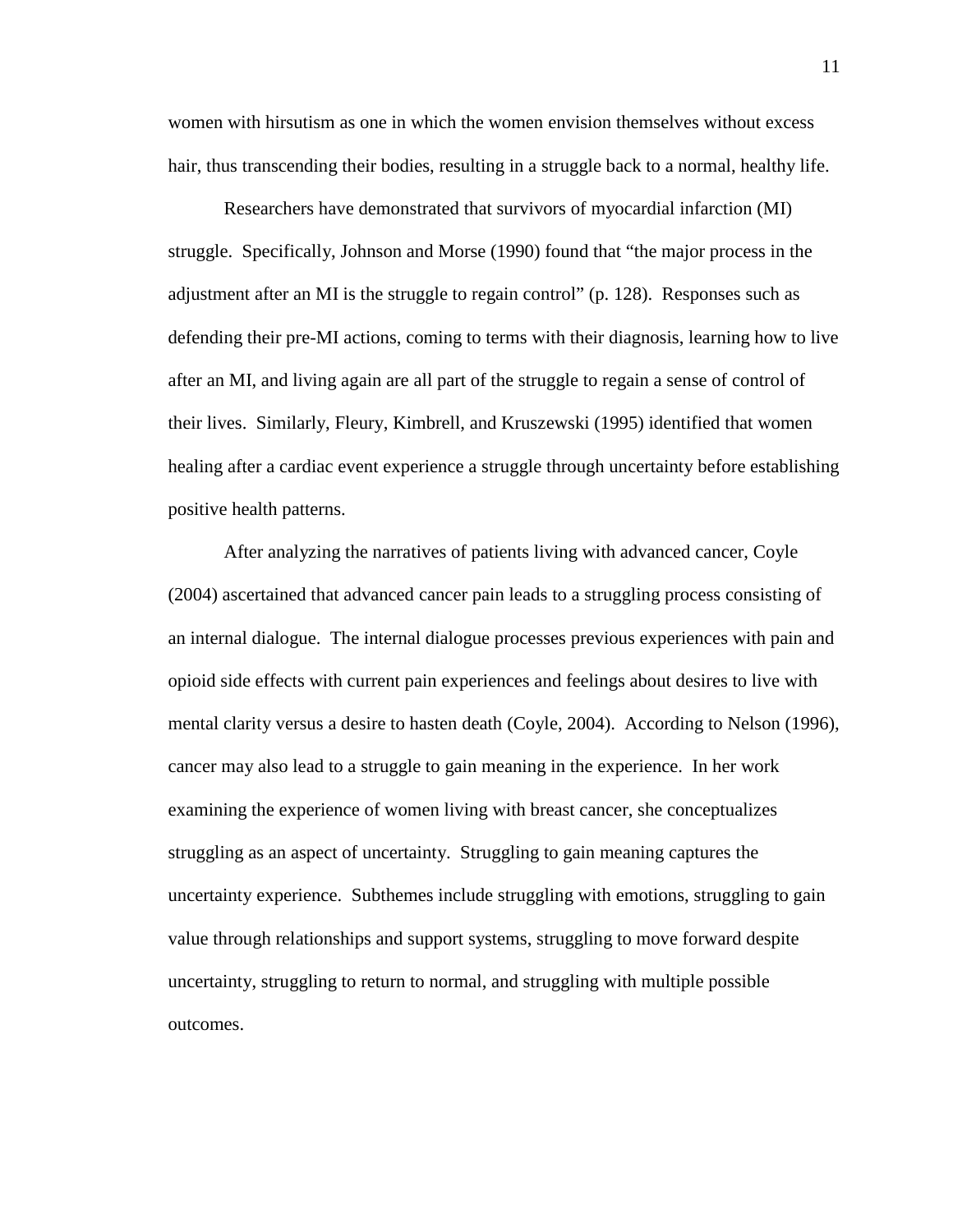women with hirsutism as one in which the women envision themselves without excess hair, thus transcending their bodies, resulting in a struggle back to a normal, healthy life.

Researchers have demonstrated that survivors of myocardial infarction (MI) struggle. Specifically, Johnson and Morse (1990) found that "the major process in the adjustment after an MI is the struggle to regain control" (p. 128). Responses such as defending their pre-MI actions, coming to terms with their diagnosis, learning how to live after an MI, and living again are all part of the struggle to regain a sense of control of their lives. Similarly, Fleury, Kimbrell, and Kruszewski (1995) identified that women healing after a cardiac event experience a struggle through uncertainty before establishing positive health patterns.

After analyzing the narratives of patients living with advanced cancer, Coyle (2004) ascertained that advanced cancer pain leads to a struggling process consisting of an internal dialogue. The internal dialogue processes previous experiences with pain and opioid side effects with current pain experiences and feelings about desires to live with mental clarity versus a desire to hasten death (Coyle, 2004). According to Nelson (1996), cancer may also lead to a struggle to gain meaning in the experience. In her work examining the experience of women living with breast cancer, she conceptualizes struggling as an aspect of uncertainty. Struggling to gain meaning captures the uncertainty experience. Subthemes include struggling with emotions, struggling to gain value through relationships and support systems, struggling to move forward despite uncertainty, struggling to return to normal, and struggling with multiple possible outcomes.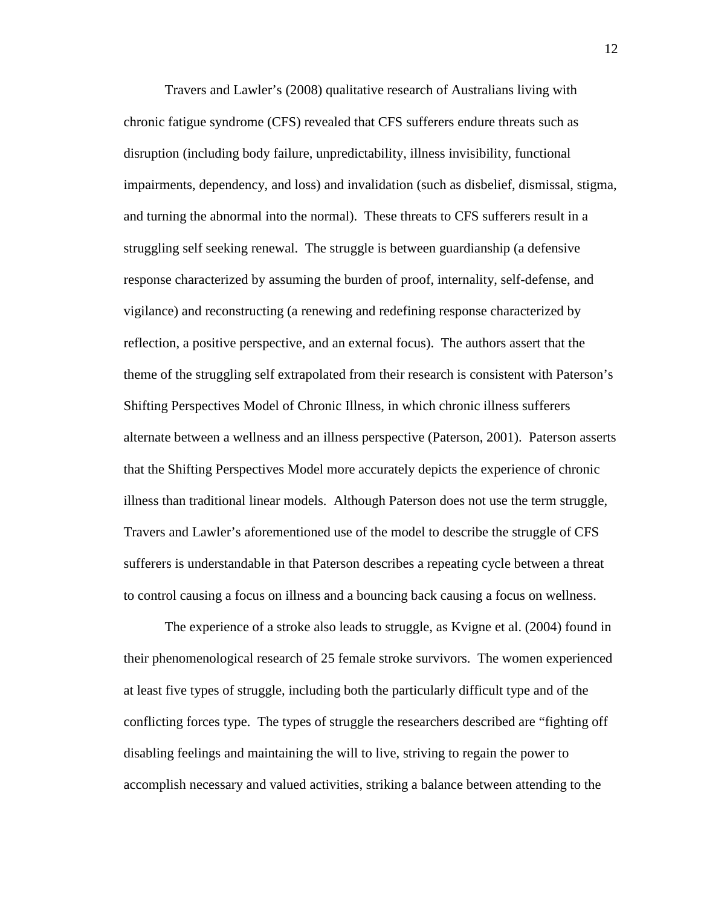Travers and Lawler's (2008) qualitative research of Australians living with chronic fatigue syndrome (CFS) revealed that CFS sufferers endure threats such as disruption (including body failure, unpredictability, illness invisibility, functional impairments, dependency, and loss) and invalidation (such as disbelief, dismissal, stigma, and turning the abnormal into the normal). These threats to CFS sufferers result in a struggling self seeking renewal. The struggle is between guardianship (a defensive response characterized by assuming the burden of proof, internality, self-defense, and vigilance) and reconstructing (a renewing and redefining response characterized by reflection, a positive perspective, and an external focus). The authors assert that the theme of the struggling self extrapolated from their research is consistent with Paterson's Shifting Perspectives Model of Chronic Illness, in which chronic illness sufferers alternate between a wellness and an illness perspective (Paterson, 2001). Paterson asserts that the Shifting Perspectives Model more accurately depicts the experience of chronic illness than traditional linear models. Although Paterson does not use the term struggle, Travers and Lawler's aforementioned use of the model to describe the struggle of CFS sufferers is understandable in that Paterson describes a repeating cycle between a threat to control causing a focus on illness and a bouncing back causing a focus on wellness.

The experience of a stroke also leads to struggle, as Kvigne et al. (2004) found in their phenomenological research of 25 female stroke survivors. The women experienced at least five types of struggle, including both the particularly difficult type and of the conflicting forces type. The types of struggle the researchers described are "fighting off disabling feelings and maintaining the will to live, striving to regain the power to accomplish necessary and valued activities, striking a balance between attending to the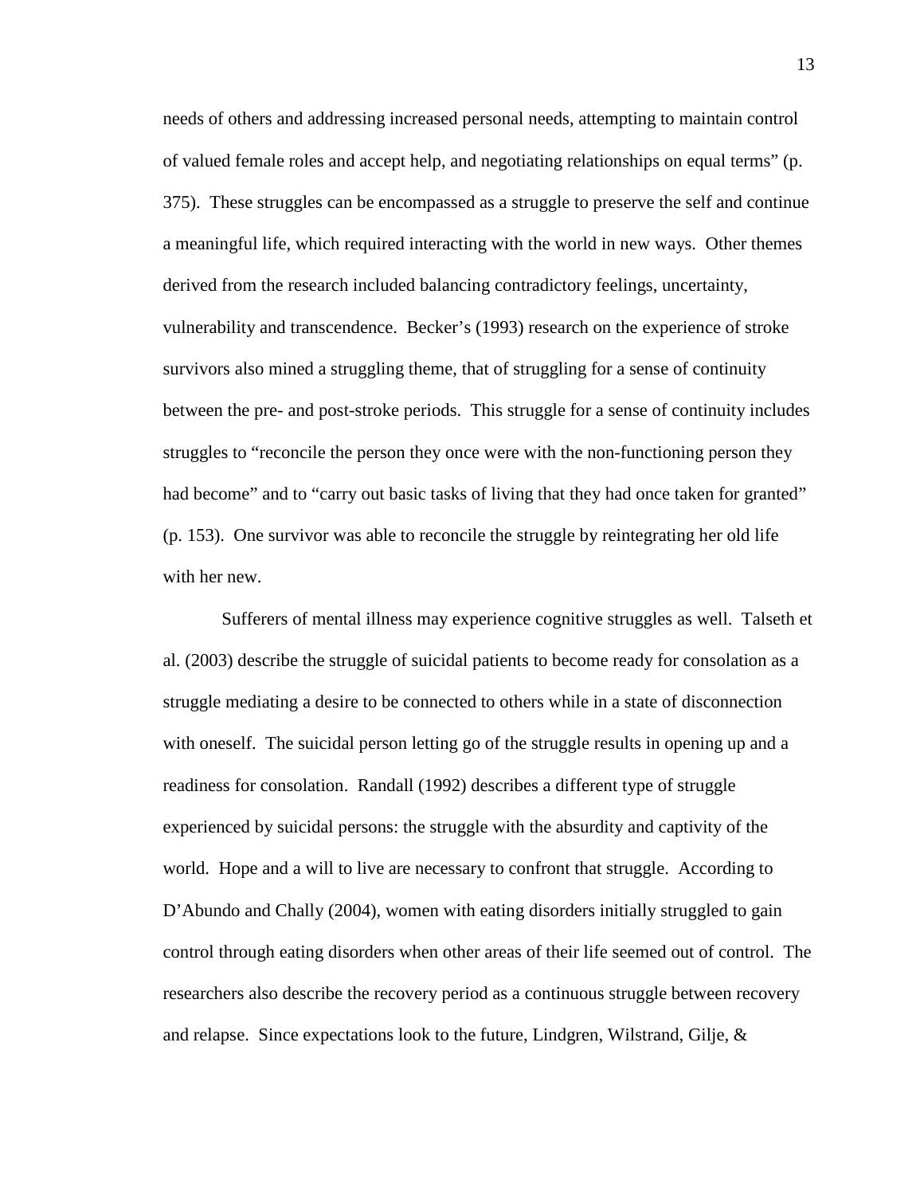needs of others and addressing increased personal needs, attempting to maintain control of valued female roles and accept help, and negotiating relationships on equal terms" (p. 375). These struggles can be encompassed as a struggle to preserve the self and continue a meaningful life, which required interacting with the world in new ways. Other themes derived from the research included balancing contradictory feelings, uncertainty, vulnerability and transcendence. Becker's (1993) research on the experience of stroke survivors also mined a struggling theme, that of struggling for a sense of continuity between the pre- and post-stroke periods. This struggle for a sense of continuity includes struggles to "reconcile the person they once were with the non-functioning person they had become" and to "carry out basic tasks of living that they had once taken for granted" (p. 153). One survivor was able to reconcile the struggle by reintegrating her old life with her new.

Sufferers of mental illness may experience cognitive struggles as well. Talseth et al. (2003) describe the struggle of suicidal patients to become ready for consolation as a struggle mediating a desire to be connected to others while in a state of disconnection with oneself. The suicidal person letting go of the struggle results in opening up and a readiness for consolation. Randall (1992) describes a different type of struggle experienced by suicidal persons: the struggle with the absurdity and captivity of the world. Hope and a will to live are necessary to confront that struggle. According to D'Abundo and Chally (2004), women with eating disorders initially struggled to gain control through eating disorders when other areas of their life seemed out of control. The researchers also describe the recovery period as a continuous struggle between recovery and relapse. Since expectations look to the future, Lindgren, Wilstrand, Gilje, &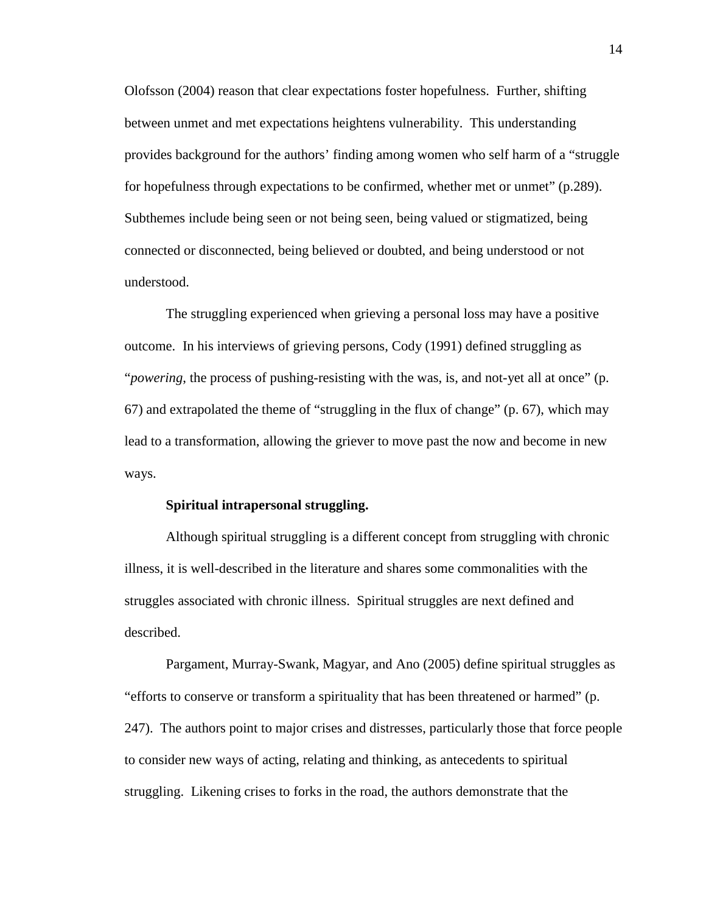Olofsson (2004) reason that clear expectations foster hopefulness. Further, shifting between unmet and met expectations heightens vulnerability. This understanding provides background for the authors' finding among women who self harm of a "struggle for hopefulness through expectations to be confirmed, whether met or unmet" (p.289). Subthemes include being seen or not being seen, being valued or stigmatized, being connected or disconnected, being believed or doubted, and being understood or not understood.

The struggling experienced when grieving a personal loss may have a positive outcome. In his interviews of grieving persons, Cody (1991) defined struggling as "*powering*, the process of pushing-resisting with the was, is, and not-yet all at once" (p. 67) and extrapolated the theme of "struggling in the flux of change" (p. 67), which may lead to a transformation, allowing the griever to move past the now and become in new ways.

**Spiritual intrapersonal struggling.**

Although spiritual struggling is a different concept from struggling with chronic illness, it is well-described in the literature and shares some commonalities with the struggles associated with chronic illness. Spiritual struggles are next defined and described.

Pargament, Murray-Swank, Magyar, and Ano (2005) define spiritual struggles as "efforts to conserve or transform a spirituality that has been threatened or harmed" (p. 247). The authors point to major crises and distresses, particularly those that force people to consider new ways of acting, relating and thinking, as antecedents to spiritual struggling. Likening crises to forks in the road, the authors demonstrate that the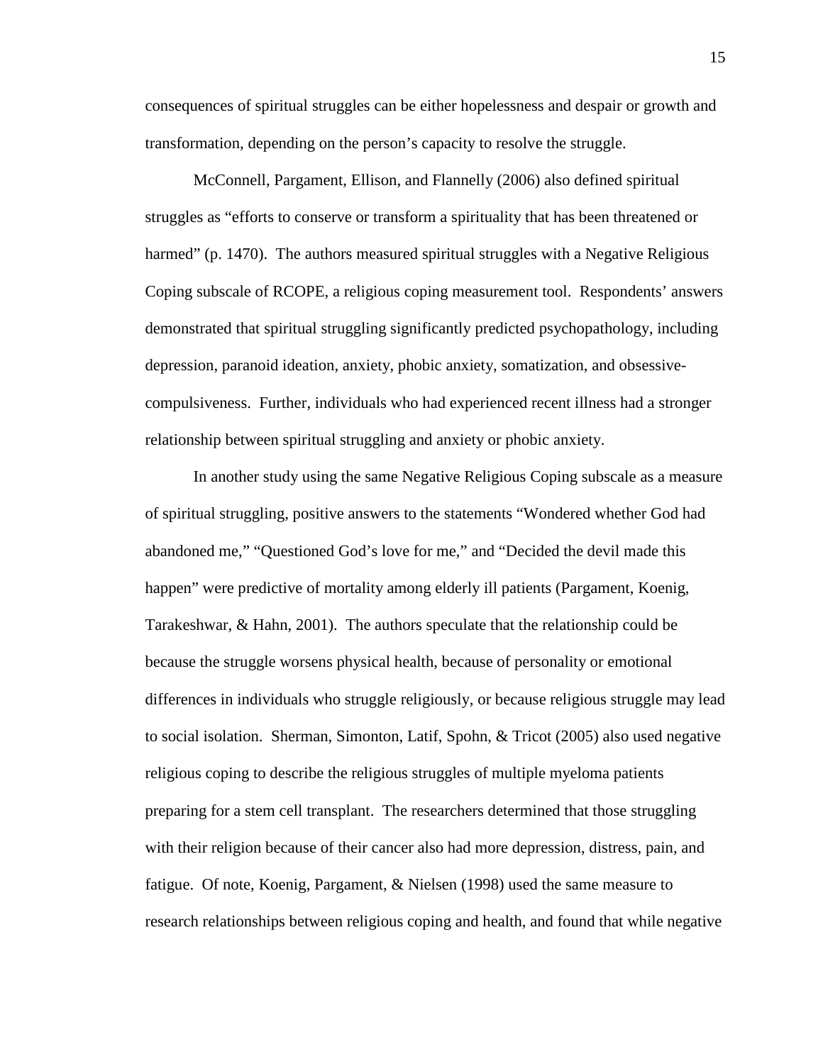consequences of spiritual struggles can be either hopelessness and despair or growth and transformation, depending on the person's capacity to resolve the struggle.

McConnell, Pargament, Ellison, and Flannelly (2006) also defined spiritual struggles as "efforts to conserve or transform a spirituality that has been threatened or harmed" (p. 1470). The authors measured spiritual struggles with a Negative Religious Coping subscale of RCOPE, a religious coping measurement tool. Respondents' answers demonstrated that spiritual struggling significantly predicted psychopathology, including depression, paranoid ideation, anxiety, phobic anxiety, somatization, and obsessive-compulsiveness. Further, individuals who had experienced recent illness had a stronger relationship between spiritual struggling and anxiety or phobic anxiety.

In another study using the same Negative Religious Coping subscale as a measure of spiritual struggling, positive answers to the statements "Wondered whether God had abandoned me," "Questioned God's love for me," and "Decided the devil made this happen" were predictive of mortality among elderly ill patients (Pargament, Koenig, Tarakeshwar, & Hahn, 2001). The authors speculate that the relationship could be because the struggle worsens physical health, because of personality or emotional differences in individuals who struggle religiously, or because religious struggle may lead to social isolation. Sherman, Simonton, Latif, Spohn, & Tricot (2005) also used negative religious coping to describe the religious struggles of multiple myeloma patients preparing for a stem cell transplant. The researchers determined that those struggling with their religion because of their cancer also had more depression, distress, pain, and fatigue. Of note, Koenig, Pargament, & Nielsen (1998) used the same measure to research relationships between religious coping and health, and found that while negative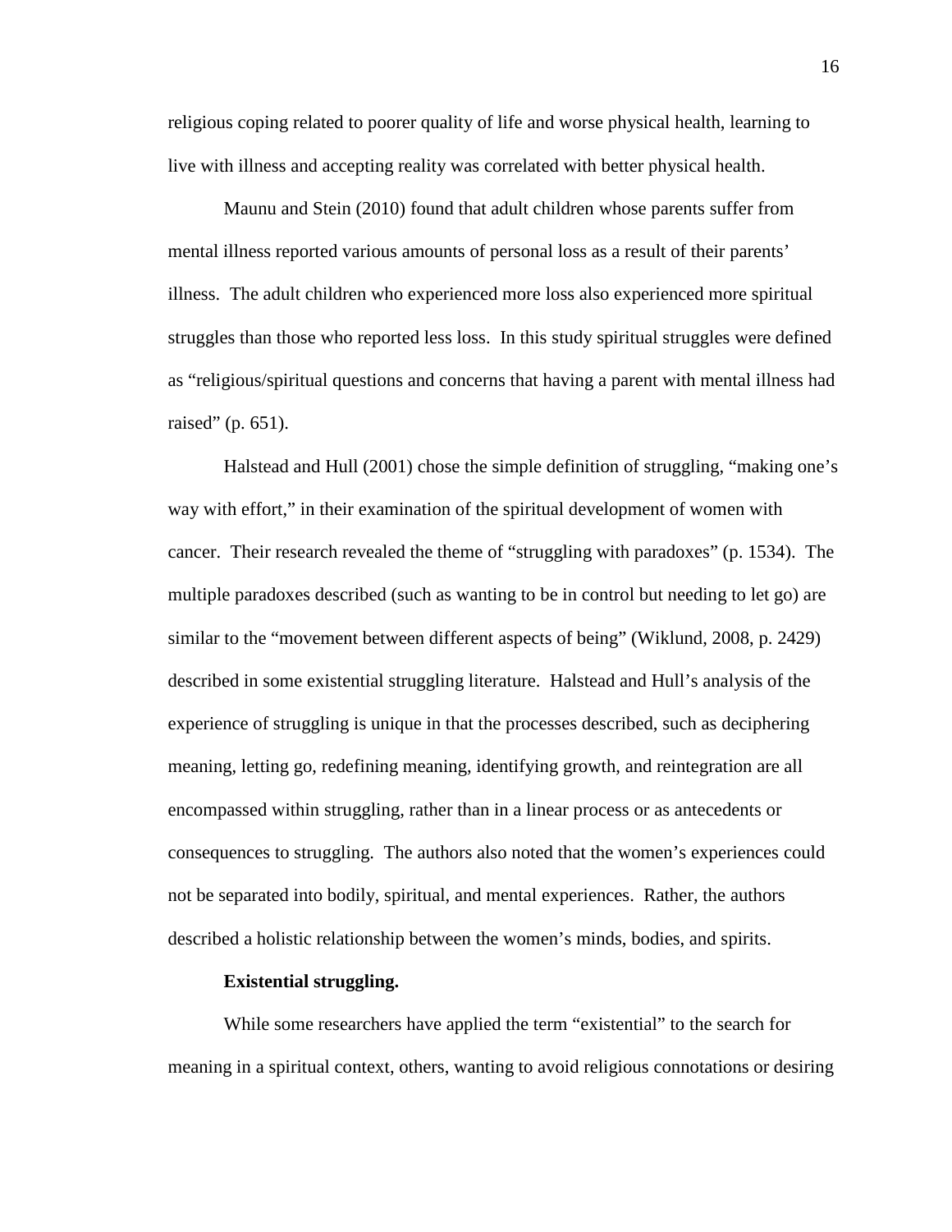religious coping related to poorer quality of life and worse physical health, learning to live with illness and accepting reality was correlated with better physical health.

Maunu and Stein (2010) found that adult children whose parents suffer from mental illness reported various amounts of personal loss as a result of their parents' illness. The adult children who experienced more loss also experienced more spiritual struggles than those who reported less loss. In this study spiritual struggles were defined as "religious/spiritual questions and concerns that having a parent with mental illness had raised" (p. 651).

Halstead and Hull (2001) chose the simple definition of struggling, "making one's way with effort," in their examination of the spiritual development of women with cancer. Their research revealed the theme of "struggling with paradoxes" (p. 1534). The multiple paradoxes described (such as wanting to be in control but needing to let go) are similar to the "movement between different aspects of being" (Wiklund, 2008, p. 2429) described in some existential struggling literature. Halstead and Hull's analysis of the experience of struggling is unique in that the processes described, such as deciphering meaning, letting go, redefining meaning, identifying growth, and reintegration are all encompassed within struggling, rather than in a linear process or as antecedents or consequences to struggling. The authors also noted that the women's experiences could not be separated into bodily, spiritual, and mental experiences. Rather, the authors described a holistic relationship between the women's minds, bodies, and spirits.

**Existential struggling.**

While some researchers have applied the term "existential" to the search for meaning in a spiritual context, others, wanting to avoid religious connotations or desiring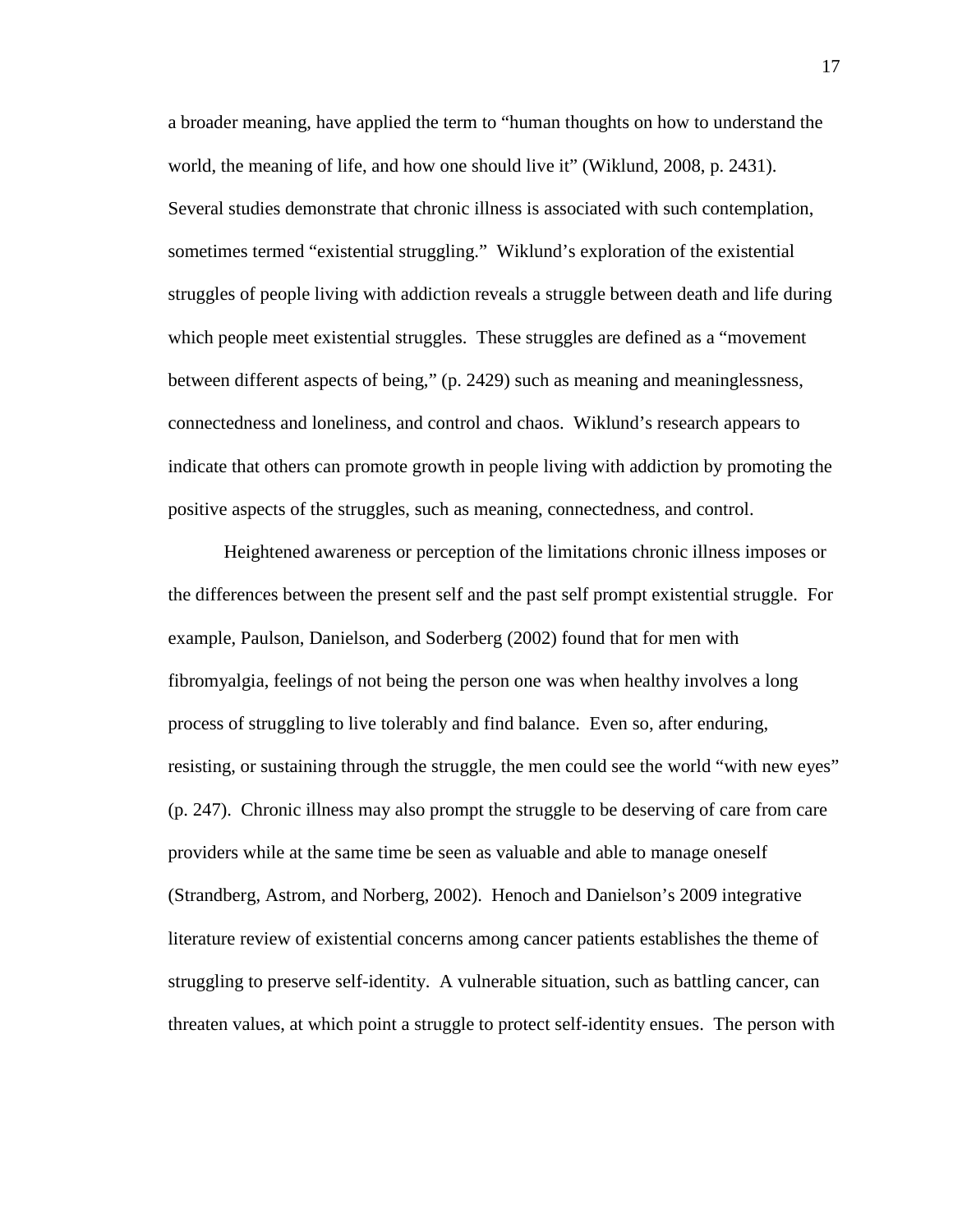a broader meaning, have applied the term to "human thoughts on how to understand the world, the meaning of life, and how one should live it" (Wiklund, 2008, p. 2431). Several studies demonstrate that chronic illness is associated with such contemplation, sometimes termed "existential struggling." Wiklund's exploration of the existential struggles of people living with addiction reveals a struggle between death and life during which people meet existential struggles. These struggles are defined as a "movement between different aspects of being," (p. 2429) such as meaning and meaninglessness, connectedness and loneliness, and control and chaos. Wiklund's research appears to indicate that others can promote growth in people living with addiction by promoting the positive aspects of the struggles, such as meaning, connectedness, and control.

Heightened awareness or perception of the limitations chronic illness imposes or the differences between the present self and the past self prompt existential struggle. For example, Paulson, Danielson, and Soderberg (2002) found that for men with fibromyalgia, feelings of not being the person one was when healthy involves a long process of struggling to live tolerably and find balance. Even so, after enduring, resisting, or sustaining through the struggle, the men could see the world "with new eyes" (p. 247). Chronic illness may also prompt the struggle to be deserving of care from care providers while at the same time be seen as valuable and able to manage oneself (Strandberg, Astrom, and Norberg, 2002). Henoch and Danielson's 2009 integrative literature review of existential concerns among cancer patients establishes the theme of struggling to preserve self-identity. A vulnerable situation, such as battling cancer, can threaten values, at which point a struggle to protect self-identity ensues. The person with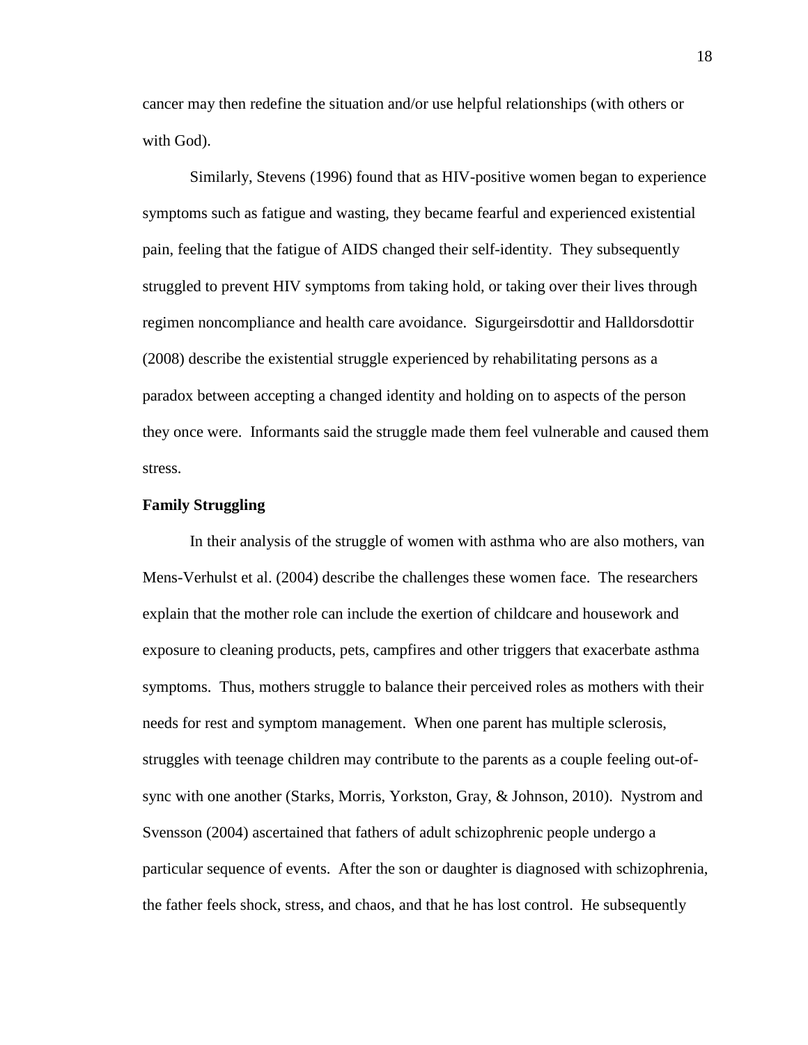cancer may then redefine the situation and/or use helpful relationships (with others or with God).

Similarly, Stevens (1996) found that as HIV-positive women began to experience symptoms such as fatigue and wasting, they became fearful and experienced existential pain, feeling that the fatigue of AIDS changed their self-identity. They subsequently struggled to prevent HIV symptoms from taking hold, or taking over their lives through regimen noncompliance and health care avoidance. Sigurgeirsdottir and Halldorsdottir (2008) describe the existential struggle experienced by rehabilitating persons as a paradox between accepting a changed identity and holding on to aspects of the person they once were. Informants said the struggle made them feel vulnerable and caused them stress.

**Family Struggling**

In their analysis of the struggle of women with asthma who are also mothers, van Mens-Verhulst et al. (2004) describe the challenges these women face. The researchers explain that the mother role can include the exertion of childcare and housework and exposure to cleaning products, pets, campfires and other triggers that exacerbate asthma symptoms. Thus, mothers struggle to balance their perceived roles as mothers with their needs for rest and symptom management. When one parent has multiple sclerosis, struggles with teenage children may contribute to the parents as a couple feeling out-of-sync with one another (Starks, Morris, Yorkston, Gray, & Johnson, 2010). Nystrom and Svensson (2004) ascertained that fathers of adult schizophrenic people undergo a particular sequence of events. After the son or daughter is diagnosed with schizophrenia, the father feels shock, stress, and chaos, and that he has lost control. He subsequently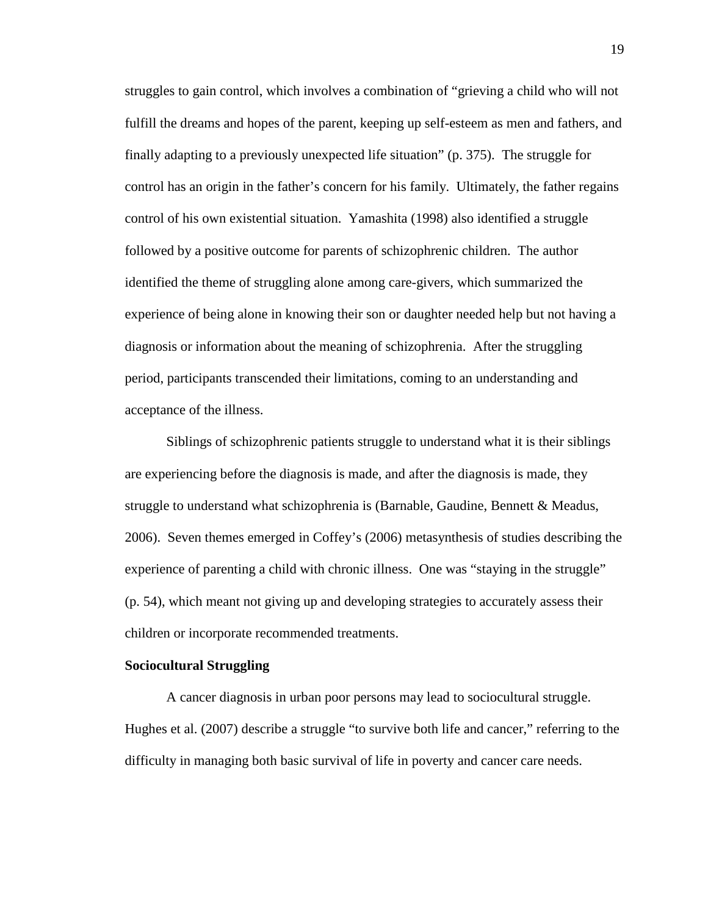struggles to gain control, which involves a combination of "grieving a child who will not fulfill the dreams and hopes of the parent, keeping up self-esteem as men and fathers, and finally adapting to a previously unexpected life situation" (p. 375). The struggle for control has an origin in the father's concern for his family. Ultimately, the father regains control of his own existential situation. Yamashita (1998) also identified a struggle followed by a positive outcome for parents of schizophrenic children. The author identified the theme of struggling alone among care-givers, which summarized the experience of being alone in knowing their son or daughter needed help but not having a diagnosis or information about the meaning of schizophrenia. After the struggling period, participants transcended their limitations, coming to an understanding and acceptance of the illness.

Siblings of schizophrenic patients struggle to understand what it is their siblings are experiencing before the diagnosis is made, and after the diagnosis is made, they struggle to understand what schizophrenia is (Barnable, Gaudine, Bennett & Meadus, 2006). Seven themes emerged in Coffey's (2006) metasynthesis of studies describing the experience of parenting a child with chronic illness. One was "staying in the struggle" (p. 54), which meant not giving up and developing strategies to accurately assess their children or incorporate recommended treatments.

**Sociocultural Struggling**

A cancer diagnosis in urban poor persons may lead to sociocultural struggle. Hughes et al. (2007) describe a struggle "to survive both life and cancer," referring to the difficulty in managing both basic survival of life in poverty and cancer care needs.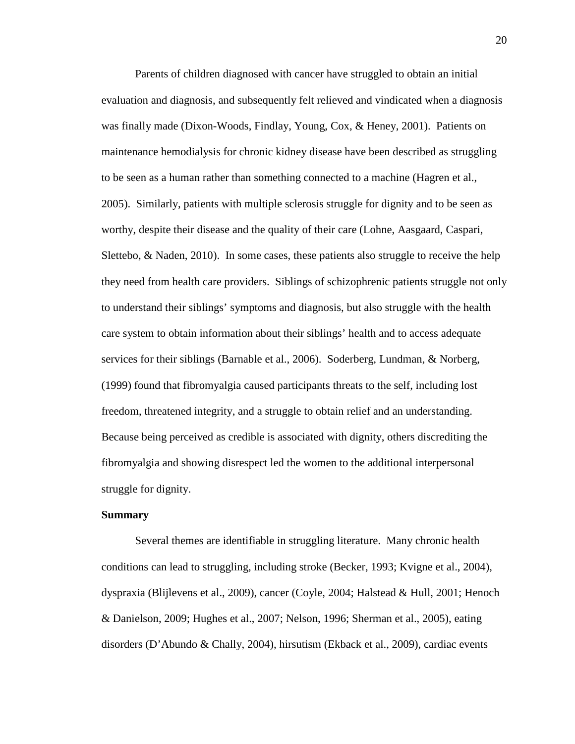Parents of children diagnosed with cancer have struggled to obtain an initial evaluation and diagnosis, and subsequently felt relieved and vindicated when a diagnosis was finally made (Dixon-Woods, Findlay, Young, Cox, & Heney, 2001). Patients on maintenance hemodialysis for chronic kidney disease have been described as struggling to be seen as a human rather than something connected to a machine (Hagren et al., 2005). Similarly, patients with multiple sclerosis struggle for dignity and to be seen as worthy, despite their disease and the quality of their care (Lohne, Aasgaard, Caspari, Slettebo, & Naden, 2010). In some cases, these patients also struggle to receive the help they need from health care providers. Siblings of schizophrenic patients struggle not only to understand their siblings' symptoms and diagnosis, but also struggle with the health care system to obtain information about their siblings' health and to access adequate services for their siblings (Barnable et al., 2006). Soderberg, Lundman, & Norberg, (1999) found that fibromyalgia caused participants threats to the self, including lost freedom, threatened integrity, and a struggle to obtain relief and an understanding. Because being perceived as credible is associated with dignity, others discrediting the fibromyalgia and showing disrespect led the women to the additional interpersonal struggle for dignity.

**Summary**

Several themes are identifiable in struggling literature. Many chronic health conditions can lead to struggling, including stroke (Becker, 1993; Kvigne et al., 2004), dyspraxia (Blijlevens et al., 2009), cancer (Coyle, 2004; Halstead & Hull, 2001; Henoch & Danielson, 2009; Hughes et al., 2007; Nelson, 1996; Sherman et al., 2005), eating disorders (D'Abundo & Chally, 2004), hirsutism (Ekback et al., 2009), cardiac events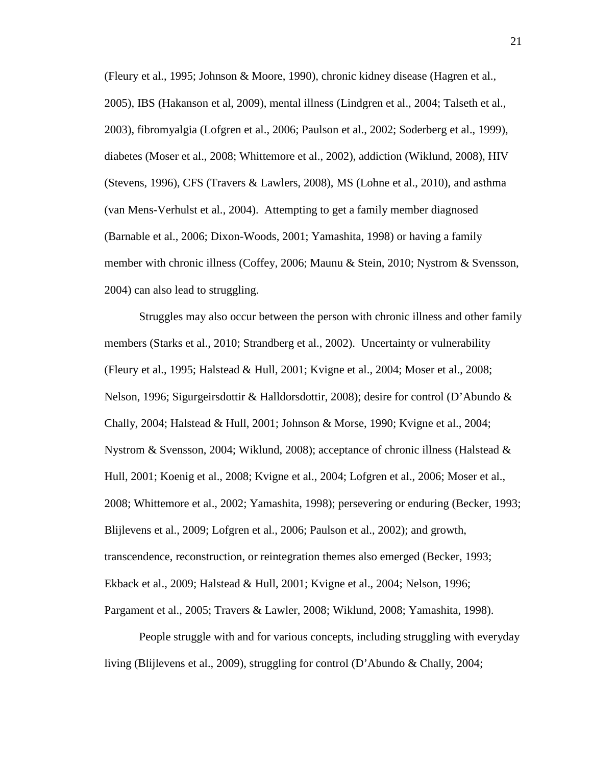(Fleury et al., 1995; Johnson & Moore, 1990), chronic kidney disease (Hagren et al., 2005), IBS (Hakanson et al, 2009), mental illness (Lindgren et al., 2004; Talseth et al., 2003), fibromyalgia (Lofgren et al., 2006; Paulson et al., 2002; Soderberg et al., 1999), diabetes (Moser et al., 2008; Whittemore et al., 2002), addiction (Wiklund, 2008), HIV (Stevens, 1996), CFS (Travers & Lawlers, 2008), MS (Lohne et al., 2010), and asthma (van Mens-Verhulst et al., 2004). Attempting to get a family member diagnosed (Barnable et al., 2006; Dixon-Woods, 2001; Yamashita, 1998) or having a family member with chronic illness (Coffey, 2006; Maunu & Stein, 2010; Nystrom & Svensson, 2004) can also lead to struggling.

Struggles may also occur between the person with chronic illness and other family members (Starks et al., 2010; Strandberg et al., 2002). Uncertainty or vulnerability (Fleury et al., 1995; Halstead & Hull, 2001; Kvigne et al., 2004; Moser et al., 2008; Nelson, 1996; Sigurgeirsdottir & Halldorsdottir, 2008); desire for control (D'Abundo & Chally, 2004; Halstead & Hull, 2001; Johnson & Morse, 1990; Kvigne et al., 2004; Nystrom & Svensson, 2004; Wiklund, 2008); acceptance of chronic illness (Halstead & Hull, 2001; Koenig et al., 2008; Kvigne et al., 2004; Lofgren et al., 2006; Moser et al., 2008; Whittemore et al., 2002; Yamashita, 1998); persevering or enduring (Becker, 1993; Blijlevens et al., 2009; Lofgren et al., 2006; Paulson et al., 2002); and growth, transcendence, reconstruction, or reintegration themes also emerged (Becker, 1993; Ekback et al., 2009; Halstead & Hull, 2001; Kvigne et al., 2004; Nelson, 1996; Pargament et al., 2005; Travers & Lawler, 2008; Wiklund, 2008; Yamashita, 1998).

People struggle with and for various concepts, including struggling with everyday living (Blijlevens et al., 2009), struggling for control (D'Abundo & Chally, 2004;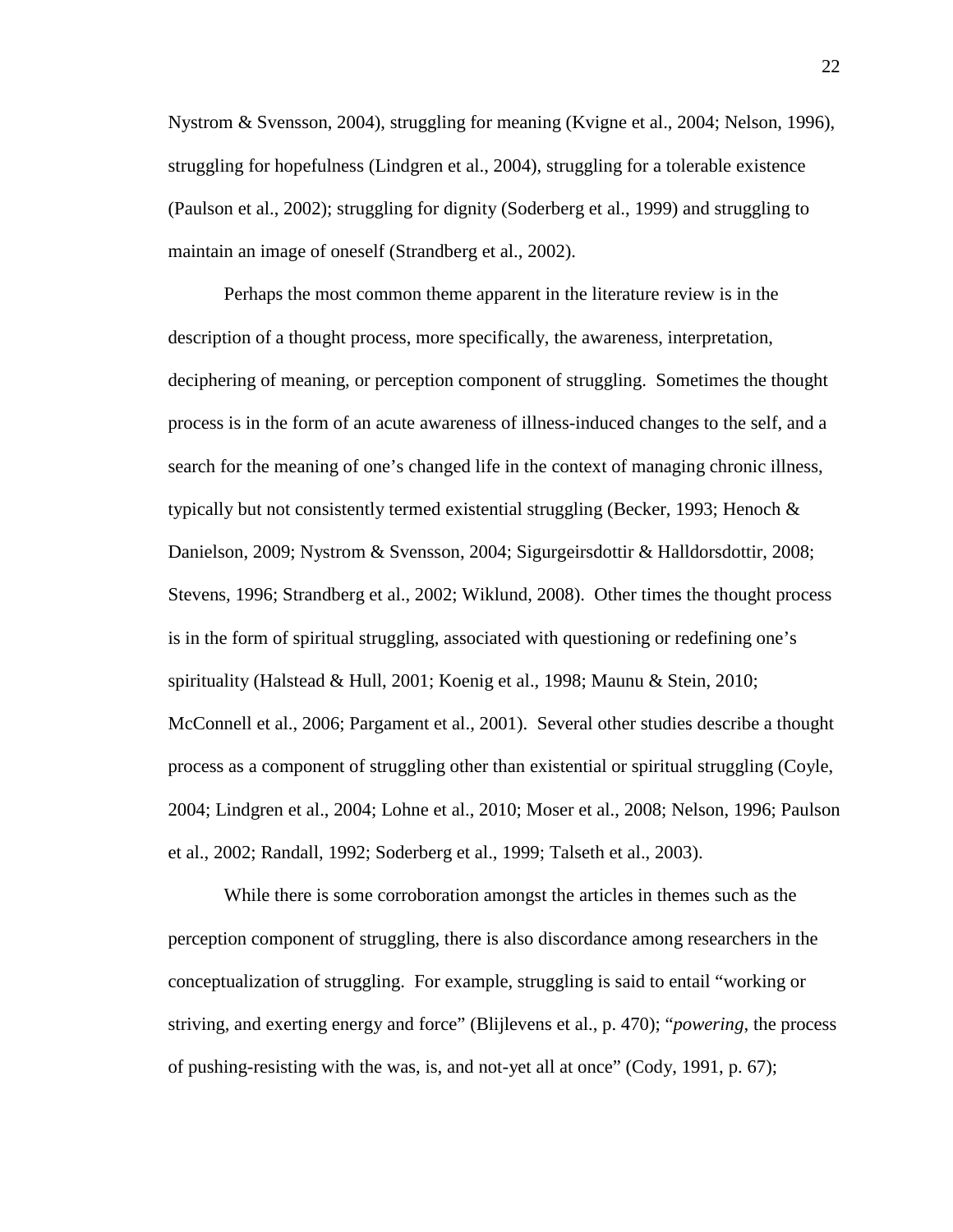Nystrom & Svensson, 2004), struggling for meaning (Kvigne et al., 2004; Nelson, 1996), struggling for hopefulness (Lindgren et al., 2004), struggling for a tolerable existence (Paulson et al., 2002); struggling for dignity (Soderberg et al., 1999) and struggling to maintain an image of oneself (Strandberg et al., 2002).

Perhaps the most common theme apparent in the literature review is in the description of a thought process, more specifically, the awareness, interpretation, deciphering of meaning, or perception component of struggling. Sometimes the thought process is in the form of an acute awareness of illness-induced changes to the self, and a search for the meaning of one's changed life in the context of managing chronic illness, typically but not consistently termed existential struggling (Becker, 1993; Henoch & Danielson, 2009; Nystrom & Svensson, 2004; Sigurgeirsdottir & Halldorsdottir, 2008; Stevens, 1996; Strandberg et al., 2002; Wiklund, 2008). Other times the thought process is in the form of spiritual struggling, associated with questioning or redefining one's spirituality (Halstead & Hull, 2001; Koenig et al., 1998; Maunu & Stein, 2010; McConnell et al., 2006; Pargament et al., 2001). Several other studies describe a thought process as a component of struggling other than existential or spiritual struggling (Coyle, 2004; Lindgren et al., 2004; Lohne et al., 2010; Moser et al., 2008; Nelson, 1996; Paulson et al., 2002; Randall, 1992; Soderberg et al., 1999; Talseth et al., 2003).

While there is some corroboration amongst the articles in themes such as the perception component of struggling, there is also discordance among researchers in the conceptualization of struggling. For example, struggling is said to entail "working or striving, and exerting energy and force" (Blijlevens et al., p. 470); "*powering*, the process of pushing-resisting with the was, is, and not-yet all at once" (Cody, 1991, p. 67);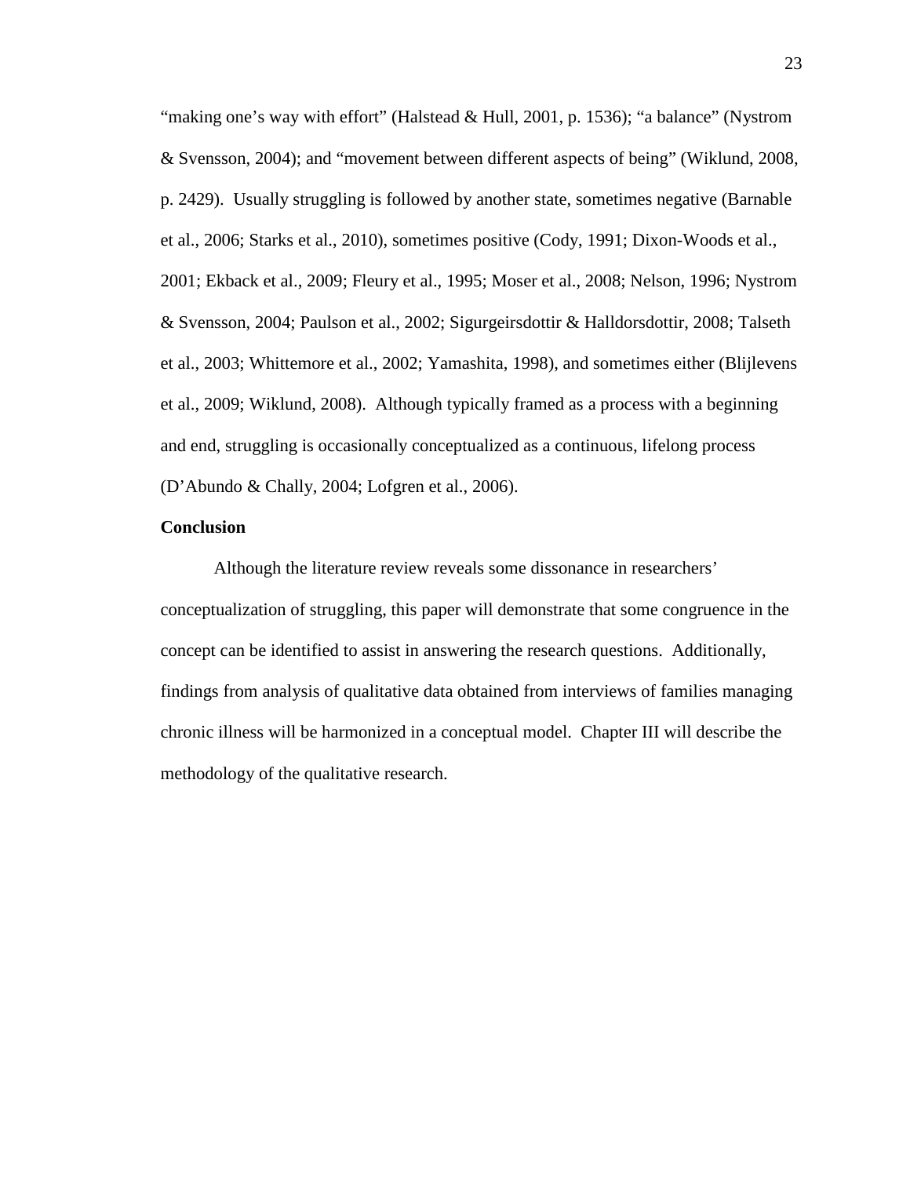"making one's way with effort" (Halstead & Hull, 2001, p. 1536); "a balance" (Nystrom & Svensson, 2004); and "movement between different aspects of being" (Wiklund, 2008, p. 2429). Usually struggling is followed by another state, sometimes negative (Barnable et al., 2006; Starks et al., 2010), sometimes positive (Cody, 1991; Dixon-Woods et al., 2001; Ekback et al., 2009; Fleury et al., 1995; Moser et al., 2008; Nelson, 1996; Nystrom & Svensson, 2004; Paulson et al., 2002; Sigurgeirsdottir & Halldorsdottir, 2008; Talseth et al., 2003; Whittemore et al., 2002; Yamashita, 1998), and sometimes either (Blijlevens et al., 2009; Wiklund, 2008). Although typically framed as a process with a beginning and end, struggling is occasionally conceptualized as a continuous, lifelong process (D'Abundo & Chally, 2004; Lofgren et al., 2006).

**Conclusion**

Although the literature review reveals some dissonance in researchers' conceptualization of struggling, this paper will demonstrate that some congruence in the concept can be identified to assist in answering the research questions. Additionally, findings from analysis of qualitative data obtained from interviews of families managing chronic illness will be harmonized in a conceptual model. Chapter III will describe the methodology of the qualitative research.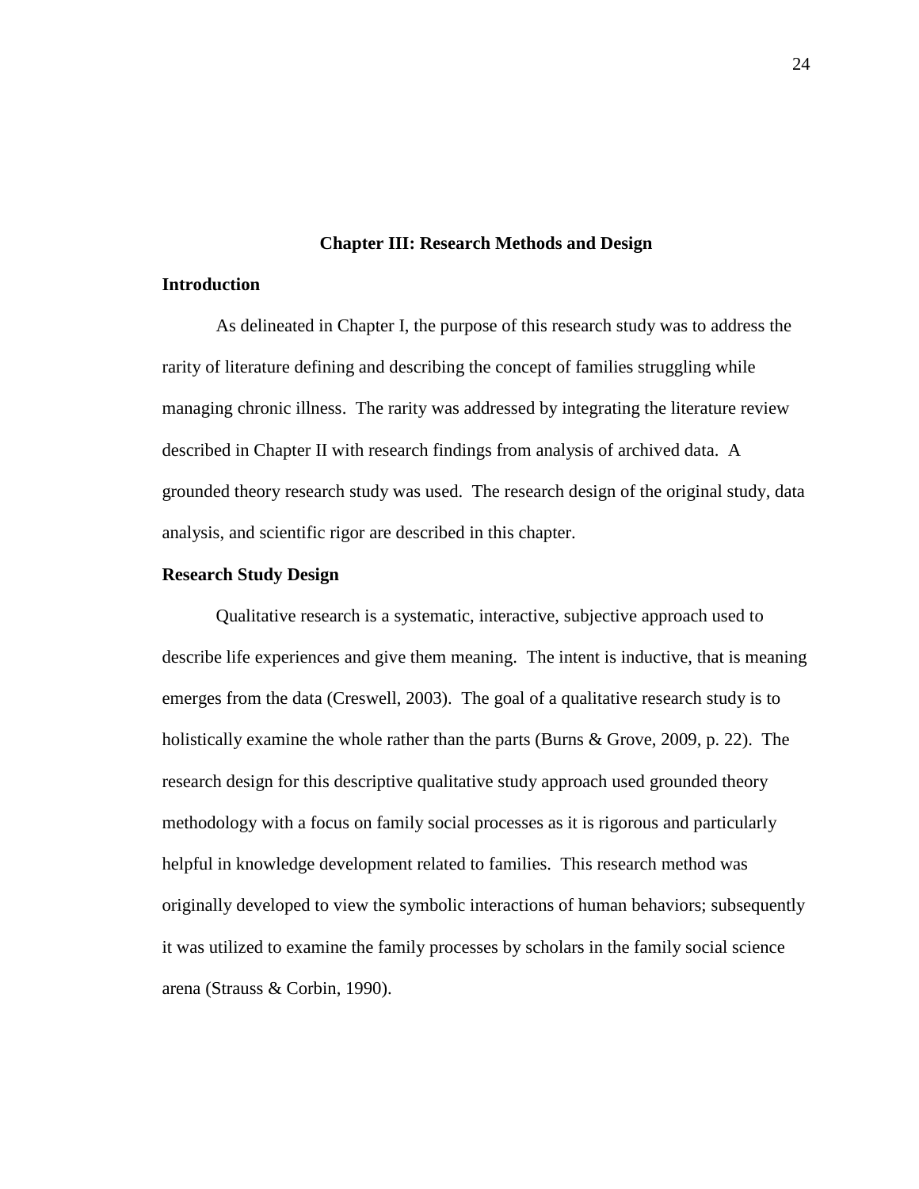# Chapter III: Research Methods and Design

## Introduction

As delineated in Chapter I, the purpose of this research study was to address the rarity of literature defining and describing the concept of families struggling while managing chronic illness. The rarity was addressed by integrating the literature review described in Chapter II with research findings from analysis of archived data. A grounded theory research study was used. The research design of the original study, data analysis, and scientific rigor are described in this chapter.

## Research Study Design

Qualitative research is a systematic, interactive, subjective approach used to describe life experiences and give them meaning. The intent is inductive, that is meaning emerges from the data (Creswell, 2003). The goal of a qualitative research study is to holistically examine the whole rather than the parts (Burns & Grove, 2009, p. 22). The research design for this descriptive qualitative study approach used grounded theory methodology with a focus on family social processes as it is rigorous and particularly helpful in knowledge development related to families. This research method was originally developed to view the symbolic interactions of human behaviors; subsequently it was utilized to examine the family processes by scholars in the family social science arena (Strauss & Corbin, 1990).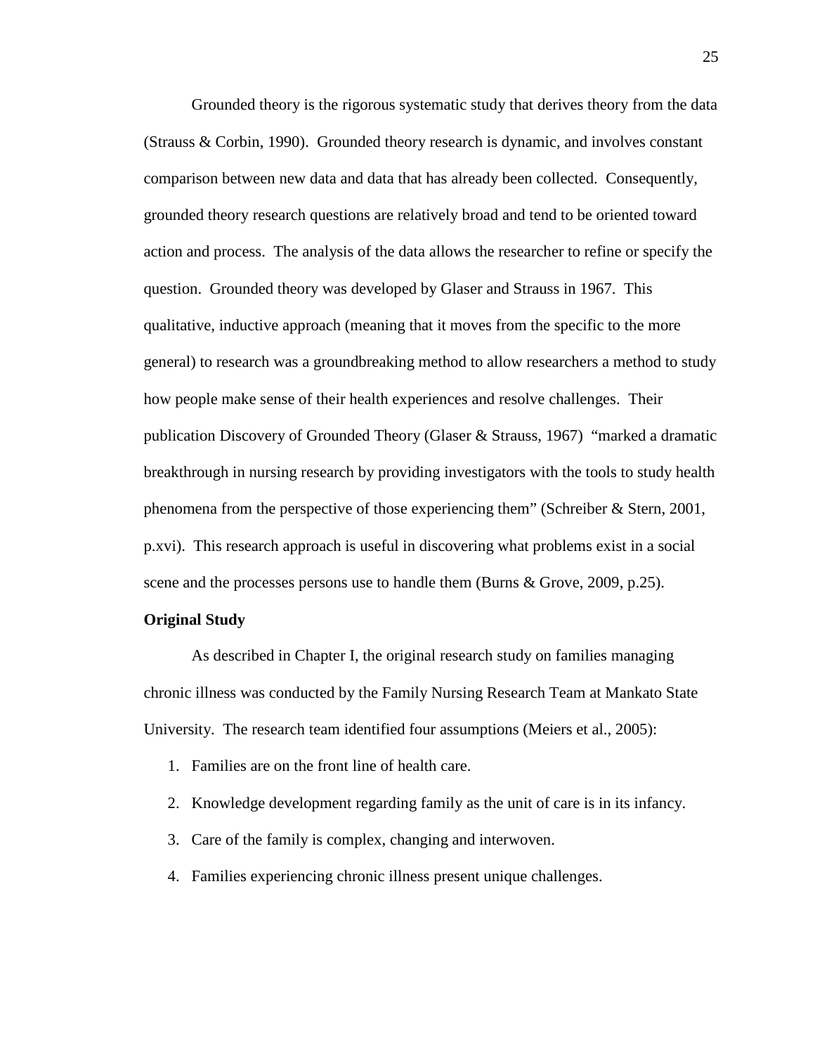Grounded theory is the rigorous systematic study that derives theory from the data (Strauss & Corbin, 1990). Grounded theory research is dynamic, and involves constant comparison between new data and data that has already been collected. Consequently, grounded theory research questions are relatively broad and tend to be oriented toward action and process. The analysis of the data allows the researcher to refine or specify the question. Grounded theory was developed by Glaser and Strauss in 1967. This qualitative, inductive approach (meaning that it moves from the specific to the more general) to research was a groundbreaking method to allow researchers a method to study how people make sense of their health experiences and resolve challenges. Their publication Discovery of Grounded Theory (Glaser & Strauss, 1967) "marked a dramatic breakthrough in nursing research by providing investigators with the tools to study health phenomena from the perspective of those experiencing them" (Schreiber & Stern, 2001, p.xvi). This research approach is useful in discovering what problems exist in a social scene and the processes persons use to handle them (Burns & Grove, 2009, p.25).

**Original Study**

As described in Chapter I, the original research study on families managing chronic illness was conducted by the Family Nursing Research Team at Mankato State University. The research team identified four assumptions (Meiers et al., 2005):

1. Families are on the front line of health care.
2. Knowledge development regarding family as the unit of care is in its infancy.
3. Care of the family is complex, changing and interwoven.
4. Families experiencing chronic illness present unique challenges.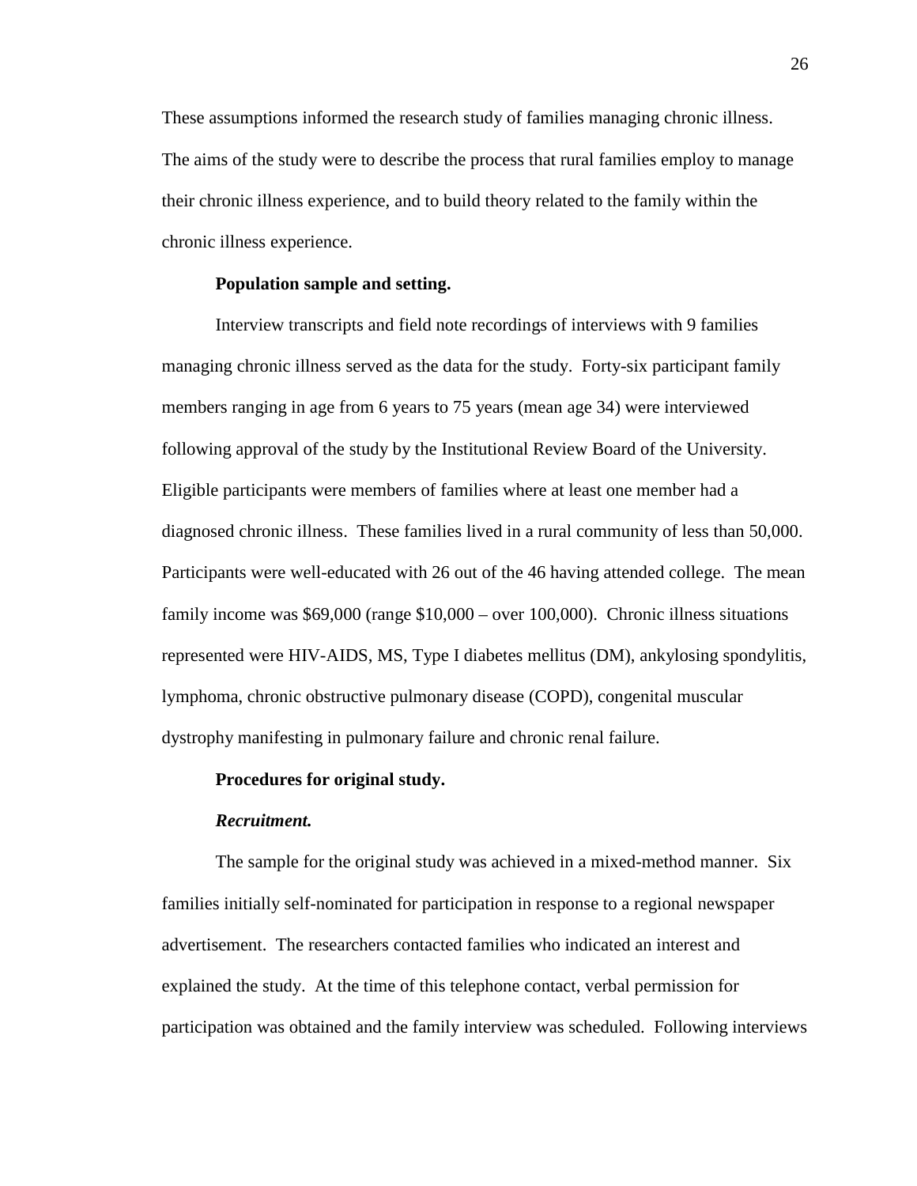These assumptions informed the research study of families managing chronic illness. The aims of the study were to describe the process that rural families employ to manage their chronic illness experience, and to build theory related to the family within the chronic illness experience.

**Population sample and setting.**

Interview transcripts and field note recordings of interviews with 9 families managing chronic illness served as the data for the study. Forty-six participant family members ranging in age from 6 years to 75 years (mean age 34) were interviewed following approval of the study by the Institutional Review Board of the University. Eligible participants were members of families where at least one member had a diagnosed chronic illness. These families lived in a rural community of less than 50,000. Participants were well-educated with 26 out of the 46 having attended college. The mean family income was $69,000 (range $10,000 – over 100,000). Chronic illness situations represented were HIV-AIDS, MS, Type I diabetes mellitus (DM), ankylosing spondylitis, lymphoma, chronic obstructive pulmonary disease (COPD), congenital muscular dystrophy manifesting in pulmonary failure and chronic renal failure.

**Procedures for original study.**

***Recruitment.***

The sample for the original study was achieved in a mixed-method manner. Six families initially self-nominated for participation in response to a regional newspaper advertisement. The researchers contacted families who indicated an interest and explained the study. At the time of this telephone contact, verbal permission for participation was obtained and the family interview was scheduled. Following interviews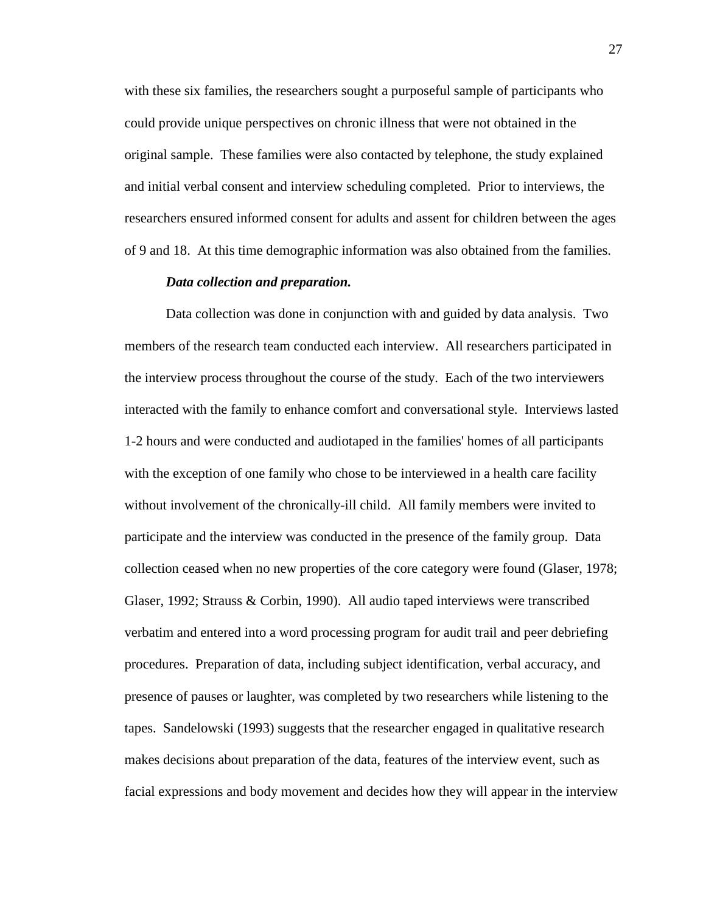with these six families, the researchers sought a purposeful sample of participants who could provide unique perspectives on chronic illness that were not obtained in the original sample. These families were also contacted by telephone, the study explained and initial verbal consent and interview scheduling completed. Prior to interviews, the researchers ensured informed consent for adults and assent for children between the ages of 9 and 18. At this time demographic information was also obtained from the families.

***Data collection and preparation.***

Data collection was done in conjunction with and guided by data analysis. Two members of the research team conducted each interview. All researchers participated in the interview process throughout the course of the study. Each of the two interviewers interacted with the family to enhance comfort and conversational style. Interviews lasted 1-2 hours and were conducted and audiotaped in the families' homes of all participants with the exception of one family who chose to be interviewed in a health care facility without involvement of the chronically-ill child. All family members were invited to participate and the interview was conducted in the presence of the family group. Data collection ceased when no new properties of the core category were found (Glaser, 1978; Glaser, 1992; Strauss & Corbin, 1990). All audio taped interviews were transcribed verbatim and entered into a word processing program for audit trail and peer debriefing procedures. Preparation of data, including subject identification, verbal accuracy, and presence of pauses or laughter, was completed by two researchers while listening to the tapes. Sandelowski (1993) suggests that the researcher engaged in qualitative research makes decisions about preparation of the data, features of the interview event, such as facial expressions and body movement and decides how they will appear in the interview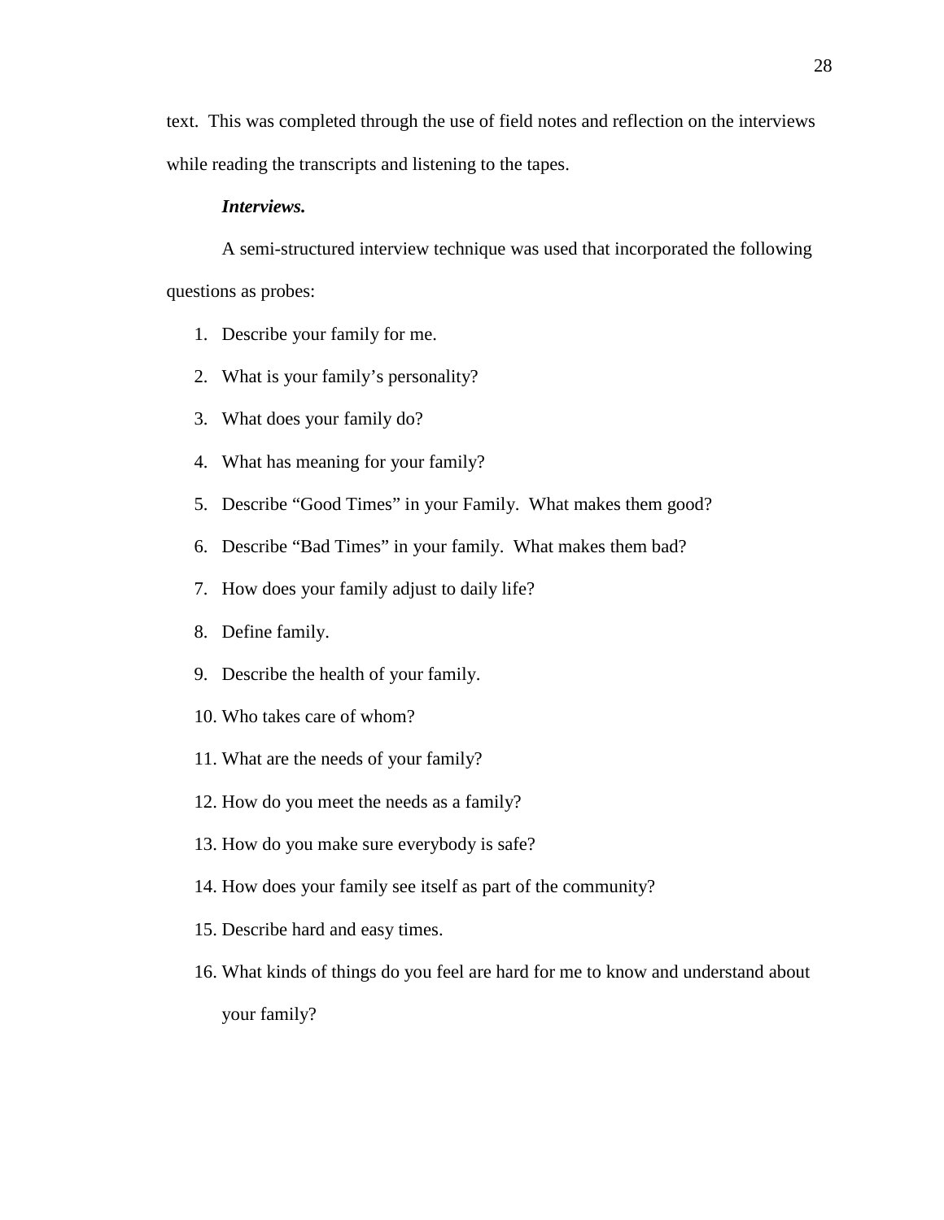text. This was completed through the use of field notes and reflection on the interviews while reading the transcripts and listening to the tapes.

***Interviews.***

A semi-structured interview technique was used that incorporated the following questions as probes:

1. Describe your family for me.
2. What is your family's personality?
3. What does your family do?
4. What has meaning for your family?
5. Describe "Good Times" in your Family. What makes them good?
6. Describe "Bad Times" in your family. What makes them bad?
7. How does your family adjust to daily life?
8. Define family.
9. Describe the health of your family.
10. Who takes care of whom?
11. What are the needs of your family?
12. How do you meet the needs as a family?
13. How do you make sure everybody is safe?
14. How does your family see itself as part of the community?
15. Describe hard and easy times.
16. What kinds of things do you feel are hard for me to know and understand about your family?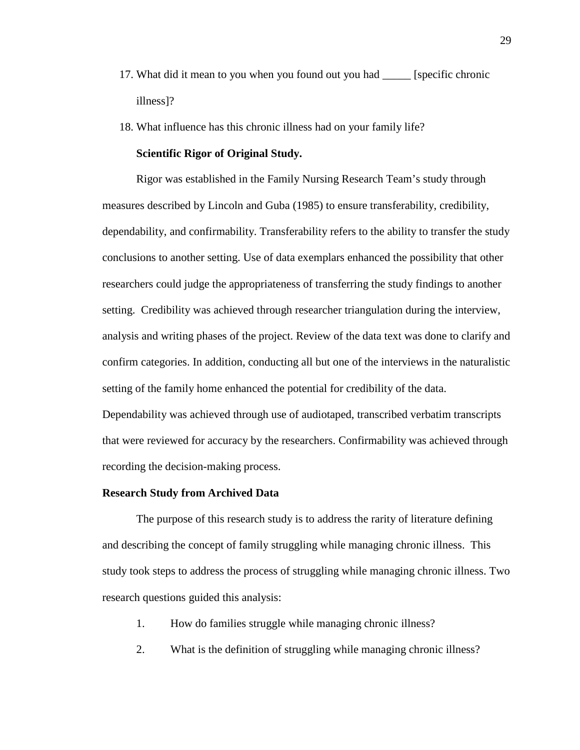17. What did it mean to you when you found out you had _____ [specific chronic illness]?
18. What influence has this chronic illness had on your family life?

**Scientific Rigor of Original Study.**

Rigor was established in the Family Nursing Research Team's study through measures described by Lincoln and Guba (1985) to ensure transferability, credibility, dependability, and confirmability. Transferability refers to the ability to transfer the study conclusions to another setting. Use of data exemplars enhanced the possibility that other researchers could judge the appropriateness of transferring the study findings to another setting. Credibility was achieved through researcher triangulation during the interview, analysis and writing phases of the project. Review of the data text was done to clarify and confirm categories. In addition, conducting all but one of the interviews in the naturalistic setting of the family home enhanced the potential for credibility of the data. Dependability was achieved through use of audiotaped, transcribed verbatim transcripts that were reviewed for accuracy by the researchers. Confirmability was achieved through recording the decision-making process.

**Research Study from Archived Data**

The purpose of this research study is to address the rarity of literature defining and describing the concept of family struggling while managing chronic illness. This study took steps to address the process of struggling while managing chronic illness. Two research questions guided this analysis:

1. How do families struggle while managing chronic illness?
2. What is the definition of struggling while managing chronic illness?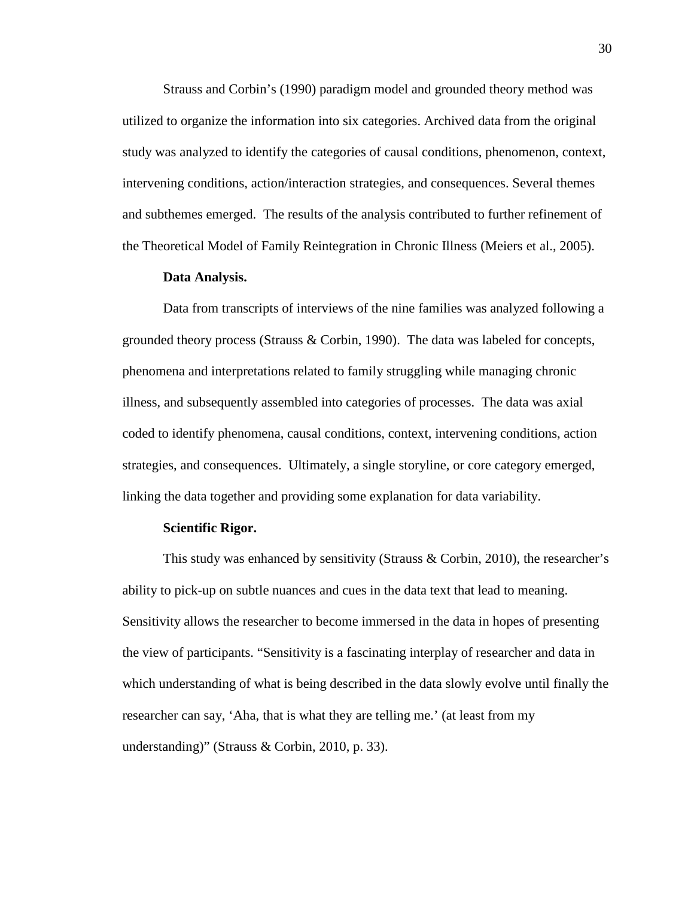Strauss and Corbin's (1990) paradigm model and grounded theory method was utilized to organize the information into six categories. Archived data from the original study was analyzed to identify the categories of causal conditions, phenomenon, context, intervening conditions, action/interaction strategies, and consequences. Several themes and subthemes emerged. The results of the analysis contributed to further refinement of the Theoretical Model of Family Reintegration in Chronic Illness (Meiers et al., 2005).

**Data Analysis.**

Data from transcripts of interviews of the nine families was analyzed following a grounded theory process (Strauss & Corbin, 1990). The data was labeled for concepts, phenomena and interpretations related to family struggling while managing chronic illness, and subsequently assembled into categories of processes. The data was axial coded to identify phenomena, causal conditions, context, intervening conditions, action strategies, and consequences. Ultimately, a single storyline, or core category emerged, linking the data together and providing some explanation for data variability.

**Scientific Rigor.**

This study was enhanced by sensitivity (Strauss & Corbin, 2010), the researcher's ability to pick-up on subtle nuances and cues in the data text that lead to meaning. Sensitivity allows the researcher to become immersed in the data in hopes of presenting the view of participants. "Sensitivity is a fascinating interplay of researcher and data in which understanding of what is being described in the data slowly evolve until finally the researcher can say, 'Aha, that is what they are telling me.' (at least from my understanding)" (Strauss & Corbin, 2010, p. 33).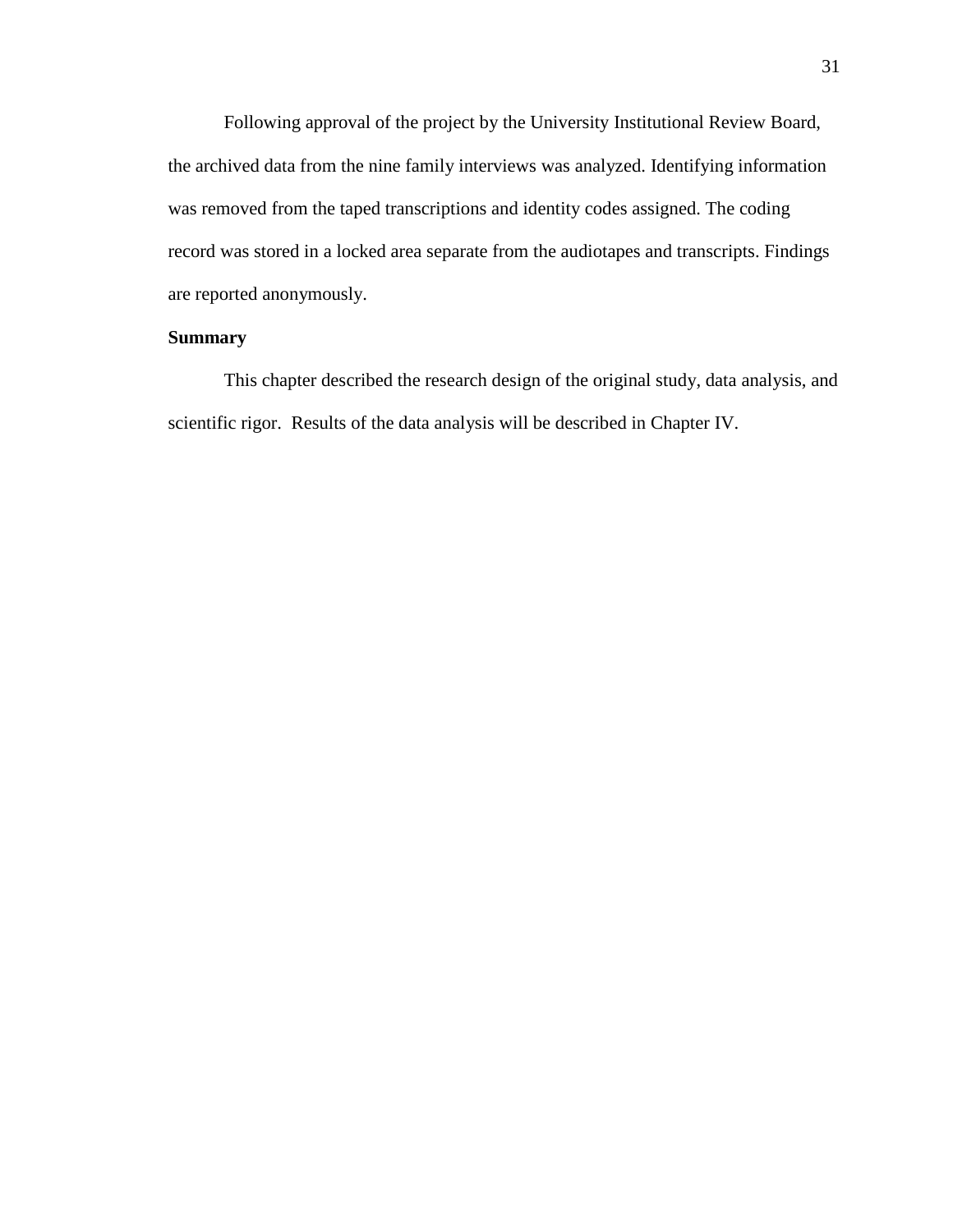Following approval of the project by the University Institutional Review Board, the archived data from the nine family interviews was analyzed. Identifying information was removed from the taped transcriptions and identity codes assigned. The coding record was stored in a locked area separate from the audiotapes and transcripts. Findings are reported anonymously.

### Summary

This chapter described the research design of the original study, data analysis, and scientific rigor. Results of the data analysis will be described in Chapter IV.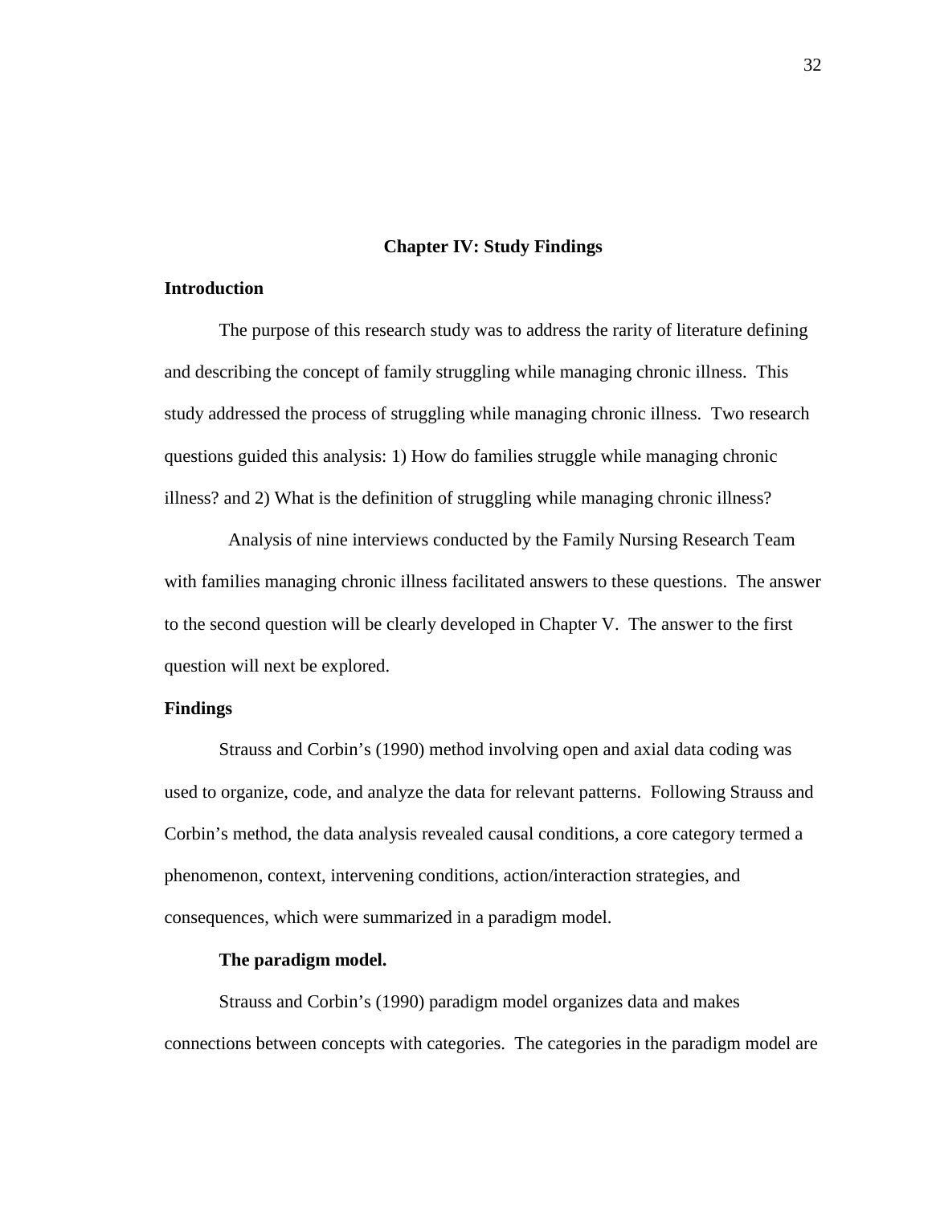# Chapter IV: Study Findings

## Introduction

The purpose of this research study was to address the rarity of literature defining and describing the concept of family struggling while managing chronic illness. This study addressed the process of struggling while managing chronic illness. Two research questions guided this analysis: 1) How do families struggle while managing chronic illness? and 2) What is the definition of struggling while managing chronic illness?

Analysis of nine interviews conducted by the Family Nursing Research Team with families managing chronic illness facilitated answers to these questions. The answer to the second question will be clearly developed in Chapter V. The answer to the first question will next be explored.

## Findings

Strauss and Corbin's (1990) method involving open and axial data coding was used to organize, code, and analyze the data for relevant patterns. Following Strauss and Corbin's method, the data analysis revealed causal conditions, a core category termed a phenomenon, context, intervening conditions, action/interaction strategies, and consequences, which were summarized in a paradigm model.

### The paradigm model.

Strauss and Corbin's (1990) paradigm model organizes data and makes connections between concepts with categories. The categories in the paradigm model are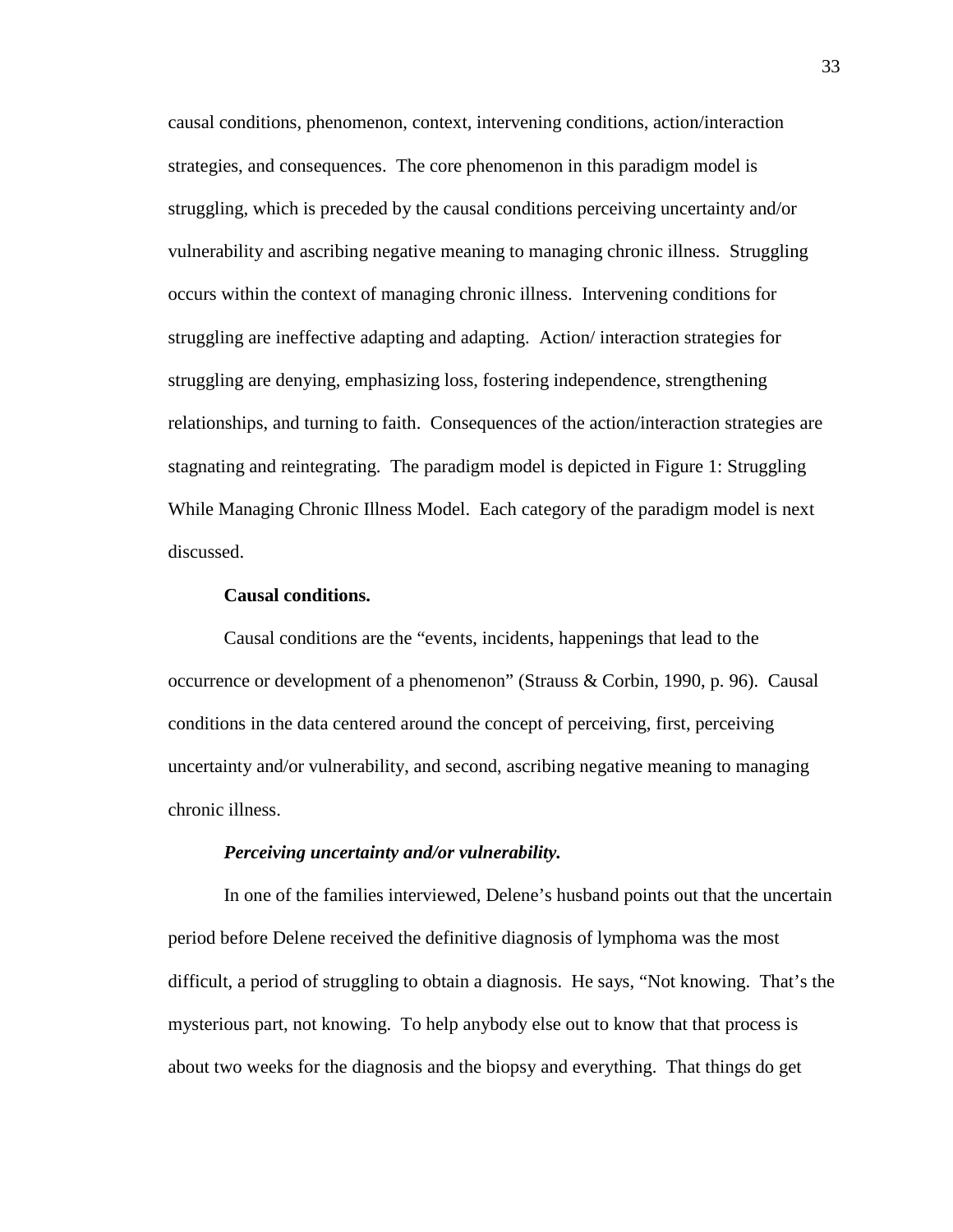causal conditions, phenomenon, context, intervening conditions, action/interaction strategies, and consequences. The core phenomenon in this paradigm model is struggling, which is preceded by the causal conditions perceiving uncertainty and/or vulnerability and ascribing negative meaning to managing chronic illness. Struggling occurs within the context of managing chronic illness. Intervening conditions for struggling are ineffective adapting and adapting. Action/ interaction strategies for struggling are denying, emphasizing loss, fostering independence, strengthening relationships, and turning to faith. Consequences of the action/interaction strategies are stagnating and reintegrating. The paradigm model is depicted in Figure 1: Struggling While Managing Chronic Illness Model. Each category of the paradigm model is next discussed.

**Causal conditions.**

Causal conditions are the "events, incidents, happenings that lead to the occurrence or development of a phenomenon" (Strauss & Corbin, 1990, p. 96). Causal conditions in the data centered around the concept of perceiving, first, perceiving uncertainty and/or vulnerability, and second, ascribing negative meaning to managing chronic illness.

***Perceiving uncertainty and/or vulnerability.***

In one of the families interviewed, Delene's husband points out that the uncertain period before Delene received the definitive diagnosis of lymphoma was the most difficult, a period of struggling to obtain a diagnosis. He says, "Not knowing. That's the mysterious part, not knowing. To help anybody else out to know that that process is about two weeks for the diagnosis and the biopsy and everything. That things do get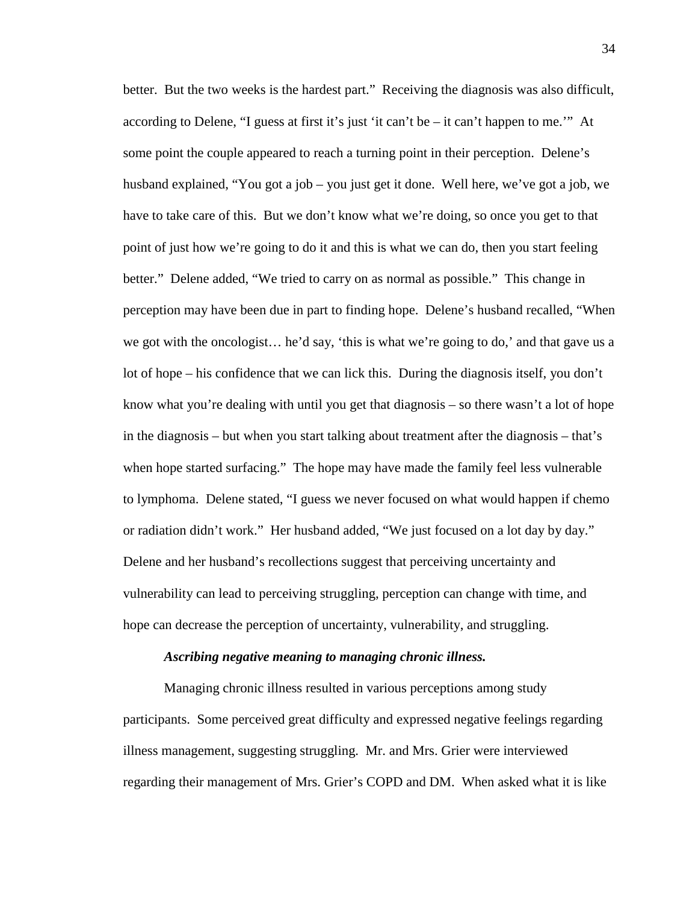better. But the two weeks is the hardest part." Receiving the diagnosis was also difficult, according to Delene, "I guess at first it's just 'it can't be – it can't happen to me.'" At some point the couple appeared to reach a turning point in their perception. Delene's husband explained, "You got a job – you just get it done. Well here, we've got a job, we have to take care of this. But we don't know what we're doing, so once you get to that point of just how we're going to do it and this is what we can do, then you start feeling better." Delene added, "We tried to carry on as normal as possible." This change in perception may have been due in part to finding hope. Delene's husband recalled, "When we got with the oncologist… he'd say, 'this is what we're going to do,' and that gave us a lot of hope – his confidence that we can lick this. During the diagnosis itself, you don't know what you're dealing with until you get that diagnosis – so there wasn't a lot of hope in the diagnosis – but when you start talking about treatment after the diagnosis – that's when hope started surfacing." The hope may have made the family feel less vulnerable to lymphoma. Delene stated, "I guess we never focused on what would happen if chemo or radiation didn't work." Her husband added, "We just focused on a lot day by day." Delene and her husband's recollections suggest that perceiving uncertainty and vulnerability can lead to perceiving struggling, perception can change with time, and hope can decrease the perception of uncertainty, vulnerability, and struggling.

***Ascribing negative meaning to managing chronic illness.***

Managing chronic illness resulted in various perceptions among study participants. Some perceived great difficulty and expressed negative feelings regarding illness management, suggesting struggling. Mr. and Mrs. Grier were interviewed regarding their management of Mrs. Grier's COPD and DM. When asked what it is like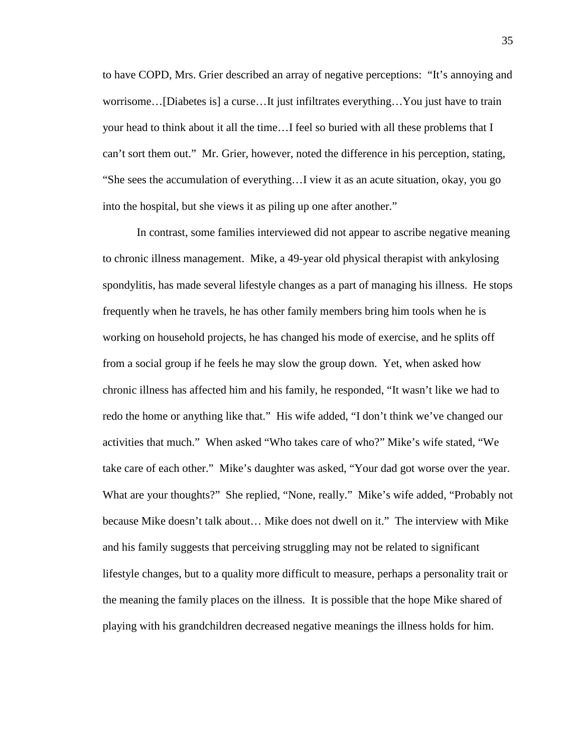to have COPD, Mrs. Grier described an array of negative perceptions: "It's annoying and worrisome…[Diabetes is] a curse…It just infiltrates everything…You just have to train your head to think about it all the time…I feel so buried with all these problems that I can't sort them out." Mr. Grier, however, noted the difference in his perception, stating, "She sees the accumulation of everything…I view it as an acute situation, okay, you go into the hospital, but she views it as piling up one after another."

In contrast, some families interviewed did not appear to ascribe negative meaning to chronic illness management. Mike, a 49-year old physical therapist with ankylosing spondylitis, has made several lifestyle changes as a part of managing his illness. He stops frequently when he travels, he has other family members bring him tools when he is working on household projects, he has changed his mode of exercise, and he splits off from a social group if he feels he may slow the group down. Yet, when asked how chronic illness has affected him and his family, he responded, "It wasn't like we had to redo the home or anything like that." His wife added, "I don't think we've changed our activities that much." When asked "Who takes care of who?" Mike's wife stated, "We take care of each other." Mike's daughter was asked, "Your dad got worse over the year. What are your thoughts?" She replied, "None, really." Mike's wife added, "Probably not because Mike doesn't talk about… Mike does not dwell on it." The interview with Mike and his family suggests that perceiving struggling may not be related to significant lifestyle changes, but to a quality more difficult to measure, perhaps a personality trait or the meaning the family places on the illness. It is possible that the hope Mike shared of playing with his grandchildren decreased negative meanings the illness holds for him.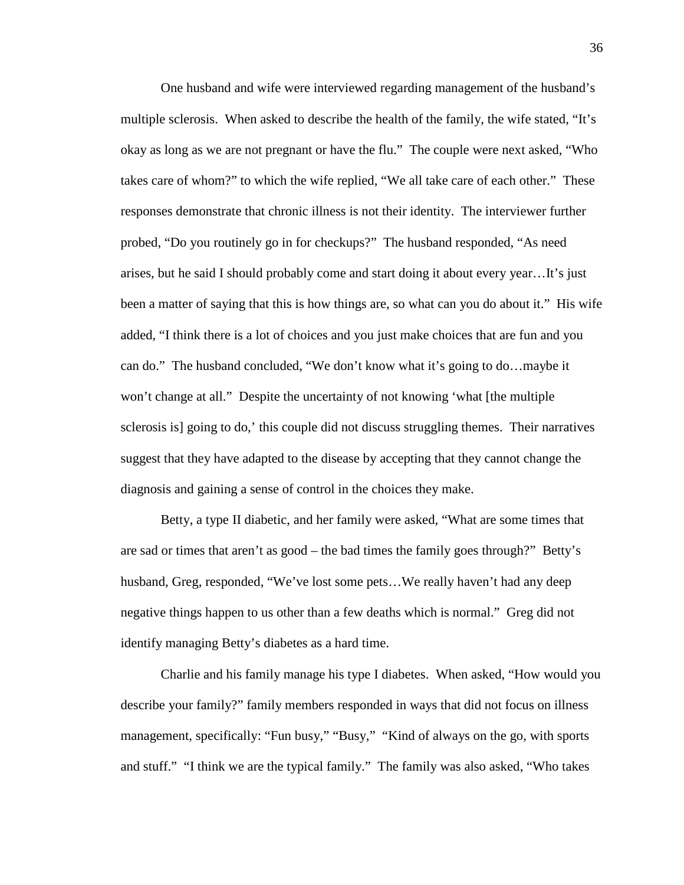One husband and wife were interviewed regarding management of the husband's multiple sclerosis. When asked to describe the health of the family, the wife stated, "It's okay as long as we are not pregnant or have the flu." The couple were next asked, "Who takes care of whom?" to which the wife replied, "We all take care of each other." These responses demonstrate that chronic illness is not their identity. The interviewer further probed, "Do you routinely go in for checkups?" The husband responded, "As need arises, but he said I should probably come and start doing it about every year…It's just been a matter of saying that this is how things are, so what can you do about it." His wife added, "I think there is a lot of choices and you just make choices that are fun and you can do." The husband concluded, "We don't know what it's going to do…maybe it won't change at all." Despite the uncertainty of not knowing 'what [the multiple sclerosis is] going to do,' this couple did not discuss struggling themes. Their narratives suggest that they have adapted to the disease by accepting that they cannot change the diagnosis and gaining a sense of control in the choices they make.

Betty, a type II diabetic, and her family were asked, "What are some times that are sad or times that aren't as good – the bad times the family goes through?" Betty's husband, Greg, responded, "We've lost some pets…We really haven't had any deep negative things happen to us other than a few deaths which is normal." Greg did not identify managing Betty's diabetes as a hard time.

Charlie and his family manage his type I diabetes. When asked, "How would you describe your family?" family members responded in ways that did not focus on illness management, specifically: "Fun busy," "Busy," "Kind of always on the go, with sports and stuff." "I think we are the typical family." The family was also asked, "Who takes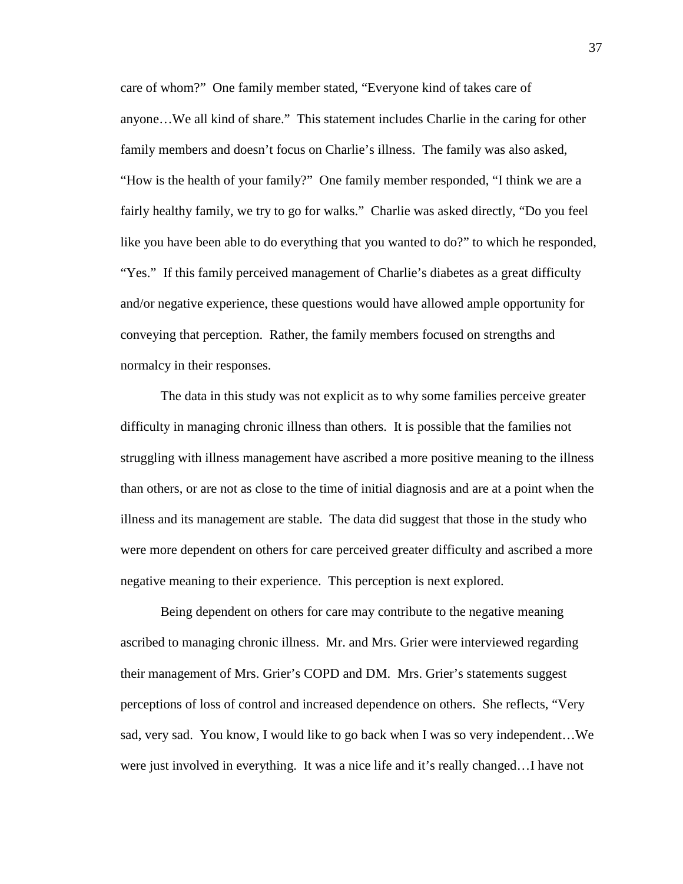care of whom?" One family member stated, "Everyone kind of takes care of anyone…We all kind of share." This statement includes Charlie in the caring for other family members and doesn't focus on Charlie's illness. The family was also asked, "How is the health of your family?" One family member responded, "I think we are a fairly healthy family, we try to go for walks." Charlie was asked directly, "Do you feel like you have been able to do everything that you wanted to do?" to which he responded, "Yes." If this family perceived management of Charlie's diabetes as a great difficulty and/or negative experience, these questions would have allowed ample opportunity for conveying that perception. Rather, the family members focused on strengths and normalcy in their responses.

The data in this study was not explicit as to why some families perceive greater difficulty in managing chronic illness than others. It is possible that the families not struggling with illness management have ascribed a more positive meaning to the illness than others, or are not as close to the time of initial diagnosis and are at a point when the illness and its management are stable. The data did suggest that those in the study who were more dependent on others for care perceived greater difficulty and ascribed a more negative meaning to their experience. This perception is next explored.

Being dependent on others for care may contribute to the negative meaning ascribed to managing chronic illness. Mr. and Mrs. Grier were interviewed regarding their management of Mrs. Grier's COPD and DM. Mrs. Grier's statements suggest perceptions of loss of control and increased dependence on others. She reflects, "Very sad, very sad. You know, I would like to go back when I was so very independent…We were just involved in everything. It was a nice life and it's really changed…I have not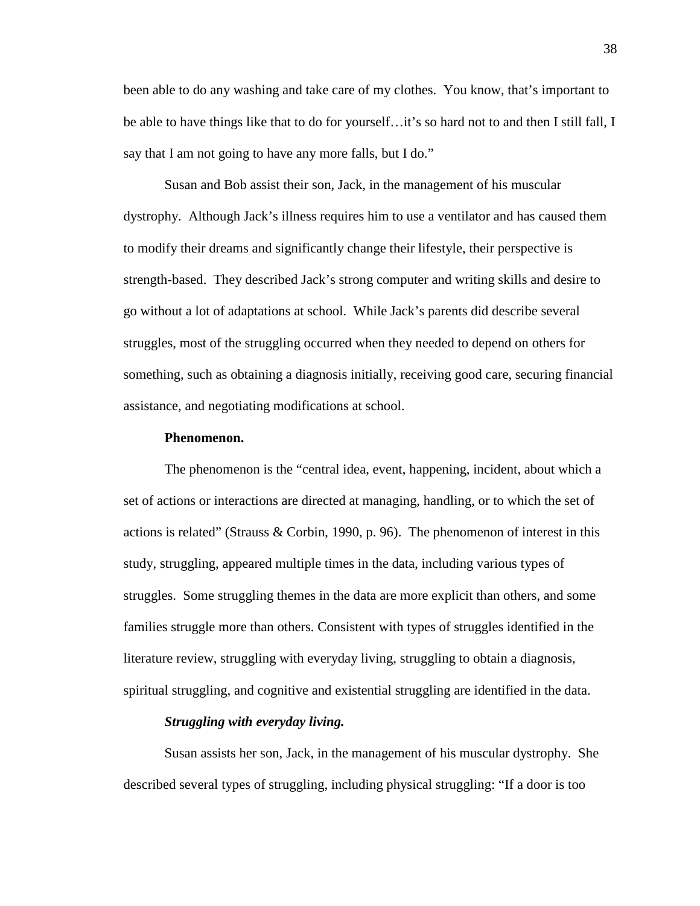been able to do any washing and take care of my clothes. You know, that's important to be able to have things like that to do for yourself…it's so hard not to and then I still fall, I say that I am not going to have any more falls, but I do."

Susan and Bob assist their son, Jack, in the management of his muscular dystrophy. Although Jack's illness requires him to use a ventilator and has caused them to modify their dreams and significantly change their lifestyle, their perspective is strength-based. They described Jack's strong computer and writing skills and desire to go without a lot of adaptations at school. While Jack's parents did describe several struggles, most of the struggling occurred when they needed to depend on others for something, such as obtaining a diagnosis initially, receiving good care, securing financial assistance, and negotiating modifications at school.

**Phenomenon.**

The phenomenon is the "central idea, event, happening, incident, about which a set of actions or interactions are directed at managing, handling, or to which the set of actions is related" (Strauss & Corbin, 1990, p. 96). The phenomenon of interest in this study, struggling, appeared multiple times in the data, including various types of struggles. Some struggling themes in the data are more explicit than others, and some families struggle more than others. Consistent with types of struggles identified in the literature review, struggling with everyday living, struggling to obtain a diagnosis, spiritual struggling, and cognitive and existential struggling are identified in the data.

***Struggling with everyday living.***

Susan assists her son, Jack, in the management of his muscular dystrophy. She described several types of struggling, including physical struggling: "If a door is too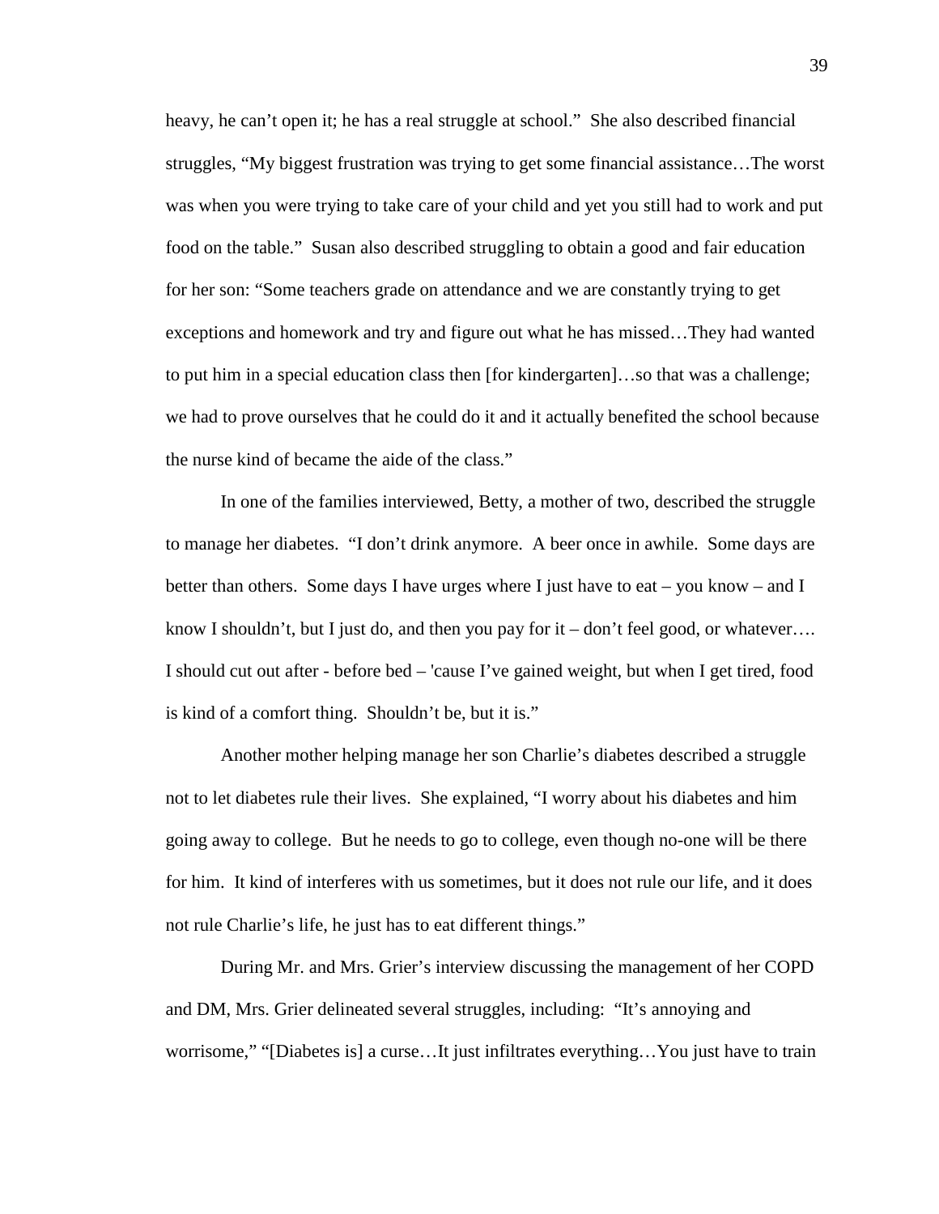heavy, he can't open it; he has a real struggle at school." She also described financial struggles, "My biggest frustration was trying to get some financial assistance…The worst was when you were trying to take care of your child and yet you still had to work and put food on the table." Susan also described struggling to obtain a good and fair education for her son: "Some teachers grade on attendance and we are constantly trying to get exceptions and homework and try and figure out what he has missed…They had wanted to put him in a special education class then [for kindergarten]…so that was a challenge; we had to prove ourselves that he could do it and it actually benefited the school because the nurse kind of became the aide of the class."

In one of the families interviewed, Betty, a mother of two, described the struggle to manage her diabetes. "I don't drink anymore. A beer once in awhile. Some days are better than others. Some days I have urges where I just have to eat – you know – and I know I shouldn't, but I just do, and then you pay for it – don't feel good, or whatever…. I should cut out after - before bed – 'cause I've gained weight, but when I get tired, food is kind of a comfort thing. Shouldn't be, but it is."

Another mother helping manage her son Charlie's diabetes described a struggle not to let diabetes rule their lives. She explained, "I worry about his diabetes and him going away to college. But he needs to go to college, even though no-one will be there for him. It kind of interferes with us sometimes, but it does not rule our life, and it does not rule Charlie's life, he just has to eat different things."

During Mr. and Mrs. Grier's interview discussing the management of her COPD and DM, Mrs. Grier delineated several struggles, including: "It's annoying and worrisome," "[Diabetes is] a curse…It just infiltrates everything…You just have to train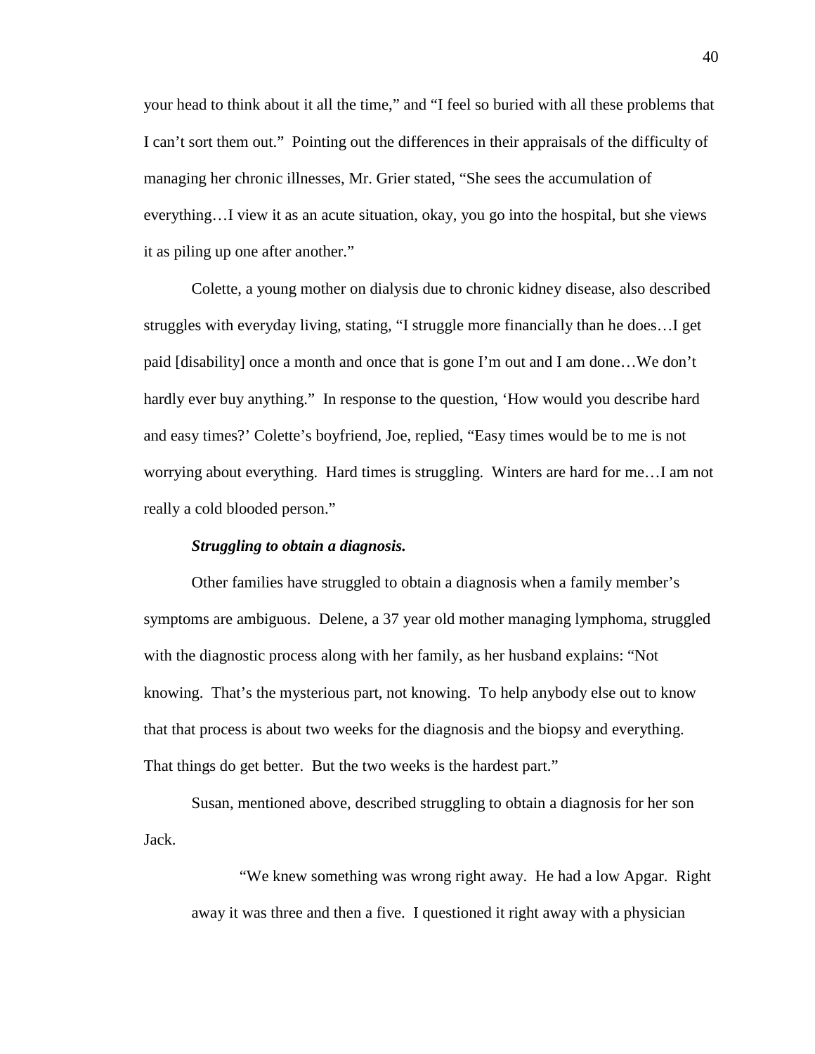your head to think about it all the time," and "I feel so buried with all these problems that I can't sort them out." Pointing out the differences in their appraisals of the difficulty of managing her chronic illnesses, Mr. Grier stated, "She sees the accumulation of everything…I view it as an acute situation, okay, you go into the hospital, but she views it as piling up one after another."

Colette, a young mother on dialysis due to chronic kidney disease, also described struggles with everyday living, stating, "I struggle more financially than he does…I get paid [disability] once a month and once that is gone I'm out and I am done…We don't hardly ever buy anything." In response to the question, 'How would you describe hard and easy times?' Colette's boyfriend, Joe, replied, "Easy times would be to me is not worrying about everything. Hard times is struggling. Winters are hard for me…I am not really a cold blooded person."

***Struggling to obtain a diagnosis.***

Other families have struggled to obtain a diagnosis when a family member's symptoms are ambiguous. Delene, a 37 year old mother managing lymphoma, struggled with the diagnostic process along with her family, as her husband explains: "Not knowing. That's the mysterious part, not knowing. To help anybody else out to know that that process is about two weeks for the diagnosis and the biopsy and everything. That things do get better. But the two weeks is the hardest part."

Susan, mentioned above, described struggling to obtain a diagnosis for her son Jack.

> "We knew something was wrong right away. He had a low Apgar. Right away it was three and then a five. I questioned it right away with a physician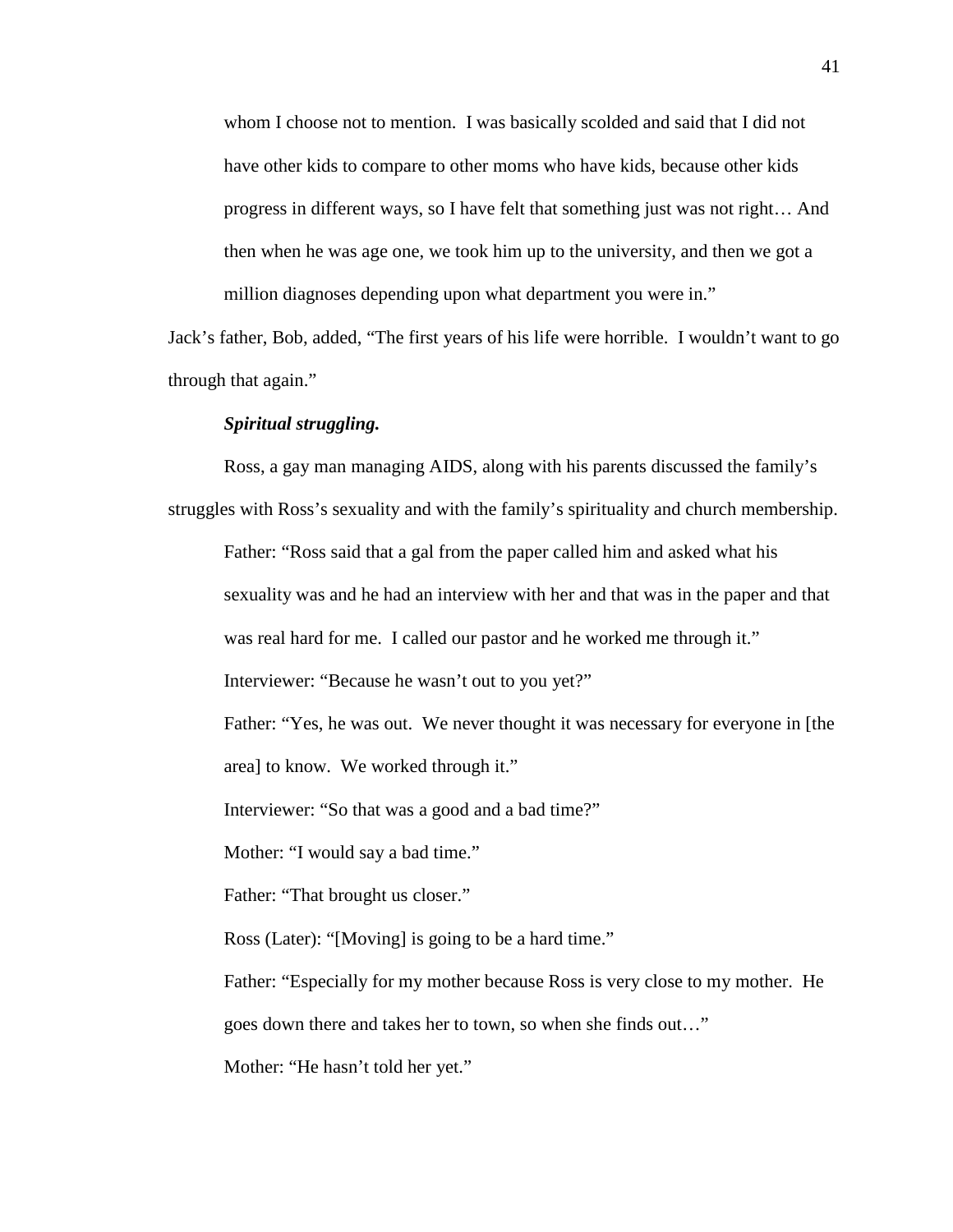whom I choose not to mention. I was basically scolded and said that I did not have other kids to compare to other moms who have kids, because other kids progress in different ways, so I have felt that something just was not right… And then when he was age one, we took him up to the university, and then we got a million diagnoses depending upon what department you were in."

Jack's father, Bob, added, "The first years of his life were horrible. I wouldn't want to go through that again."

***Spiritual struggling.***

Ross, a gay man managing AIDS, along with his parents discussed the family's struggles with Ross's sexuality and with the family's spirituality and church membership.

> Father: "Ross said that a gal from the paper called him and asked what his sexuality was and he had an interview with her and that was in the paper and that was real hard for me. I called our pastor and he worked me through it."
>
> Interviewer: "Because he wasn't out to you yet?"
>
> Father: "Yes, he was out. We never thought it was necessary for everyone in [the area] to know. We worked through it."
>
> Interviewer: "So that was a good and a bad time?"
>
> Mother: "I would say a bad time."
>
> Father: "That brought us closer."
>
> Ross (Later): "[Moving] is going to be a hard time."
>
> Father: "Especially for my mother because Ross is very close to my mother. He goes down there and takes her to town, so when she finds out…"
>
> Mother: "He hasn't told her yet."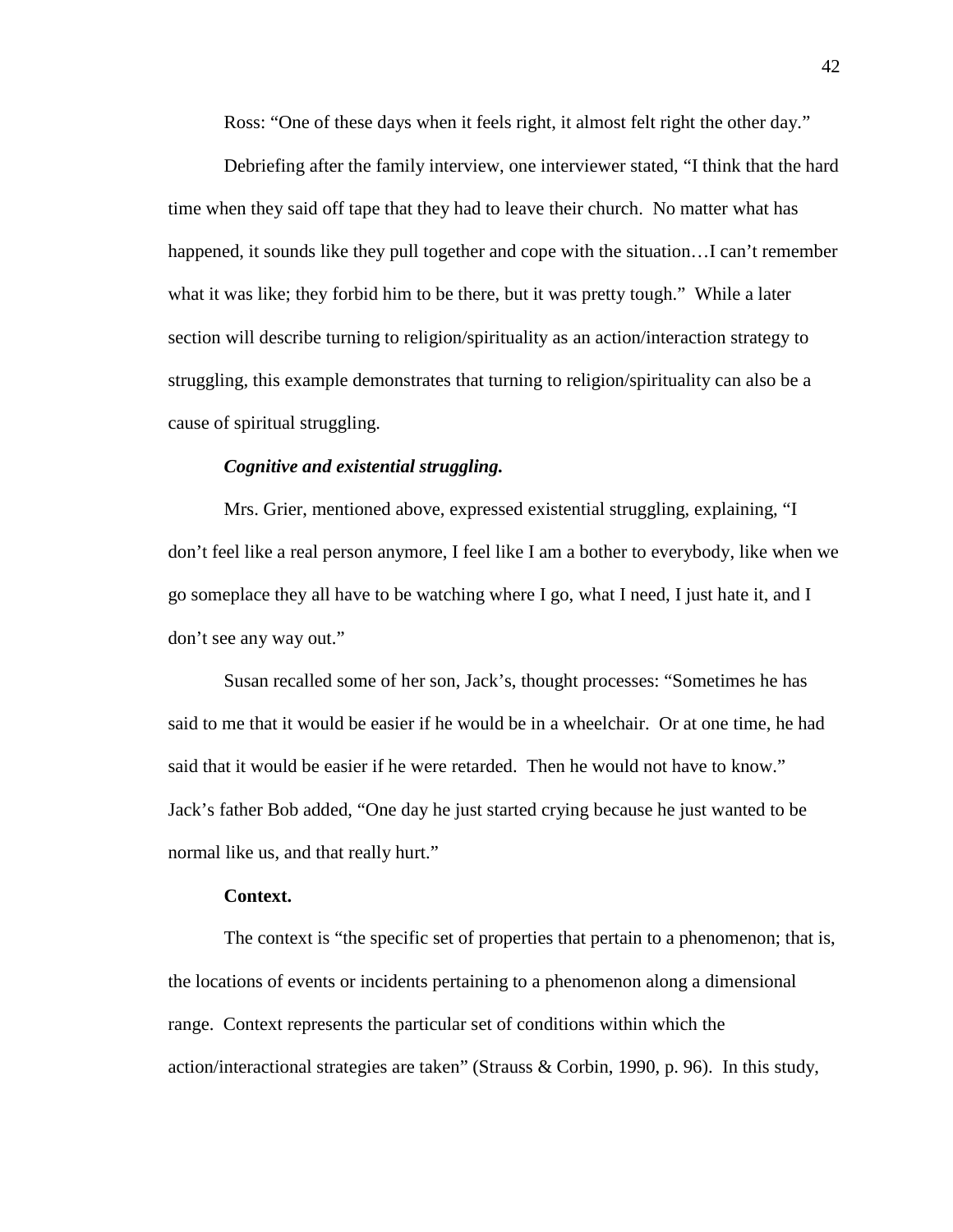Ross: "One of these days when it feels right, it almost felt right the other day."

Debriefing after the family interview, one interviewer stated, "I think that the hard time when they said off tape that they had to leave their church. No matter what has happened, it sounds like they pull together and cope with the situation…I can't remember what it was like; they forbid him to be there, but it was pretty tough." While a later section will describe turning to religion/spirituality as an action/interaction strategy to struggling, this example demonstrates that turning to religion/spirituality can also be a cause of spiritual struggling.

***Cognitive and existential struggling.***

Mrs. Grier, mentioned above, expressed existential struggling, explaining, "I don't feel like a real person anymore, I feel like I am a bother to everybody, like when we go someplace they all have to be watching where I go, what I need, I just hate it, and I don't see any way out."

Susan recalled some of her son, Jack's, thought processes: "Sometimes he has said to me that it would be easier if he would be in a wheelchair. Or at one time, he had said that it would be easier if he were retarded. Then he would not have to know." Jack's father Bob added, "One day he just started crying because he just wanted to be normal like us, and that really hurt."

**Context.**

The context is "the specific set of properties that pertain to a phenomenon; that is, the locations of events or incidents pertaining to a phenomenon along a dimensional range. Context represents the particular set of conditions within which the action/interactional strategies are taken" (Strauss & Corbin, 1990, p. 96). In this study,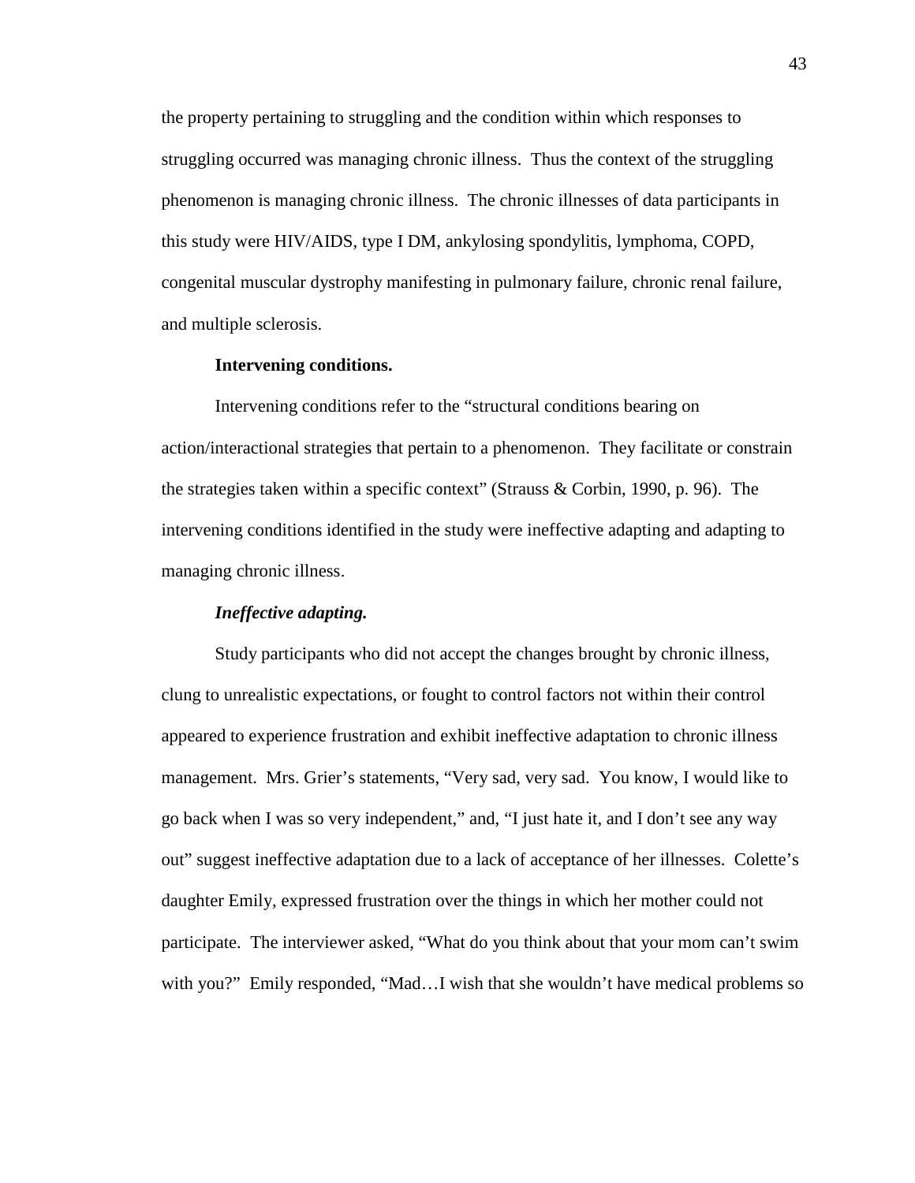the property pertaining to struggling and the condition within which responses to struggling occurred was managing chronic illness. Thus the context of the struggling phenomenon is managing chronic illness. The chronic illnesses of data participants in this study were HIV/AIDS, type I DM, ankylosing spondylitis, lymphoma, COPD, congenital muscular dystrophy manifesting in pulmonary failure, chronic renal failure, and multiple sclerosis.

**Intervening conditions.**

Intervening conditions refer to the "structural conditions bearing on action/interactional strategies that pertain to a phenomenon. They facilitate or constrain the strategies taken within a specific context" (Strauss & Corbin, 1990, p. 96). The intervening conditions identified in the study were ineffective adapting and adapting to managing chronic illness.

***Ineffective adapting.***

Study participants who did not accept the changes brought by chronic illness, clung to unrealistic expectations, or fought to control factors not within their control appeared to experience frustration and exhibit ineffective adaptation to chronic illness management. Mrs. Grier's statements, "Very sad, very sad. You know, I would like to go back when I was so very independent," and, "I just hate it, and I don't see any way out" suggest ineffective adaptation due to a lack of acceptance of her illnesses. Colette's daughter Emily, expressed frustration over the things in which her mother could not participate. The interviewer asked, "What do you think about that your mom can't swim with you?" Emily responded, "Mad…I wish that she wouldn't have medical problems so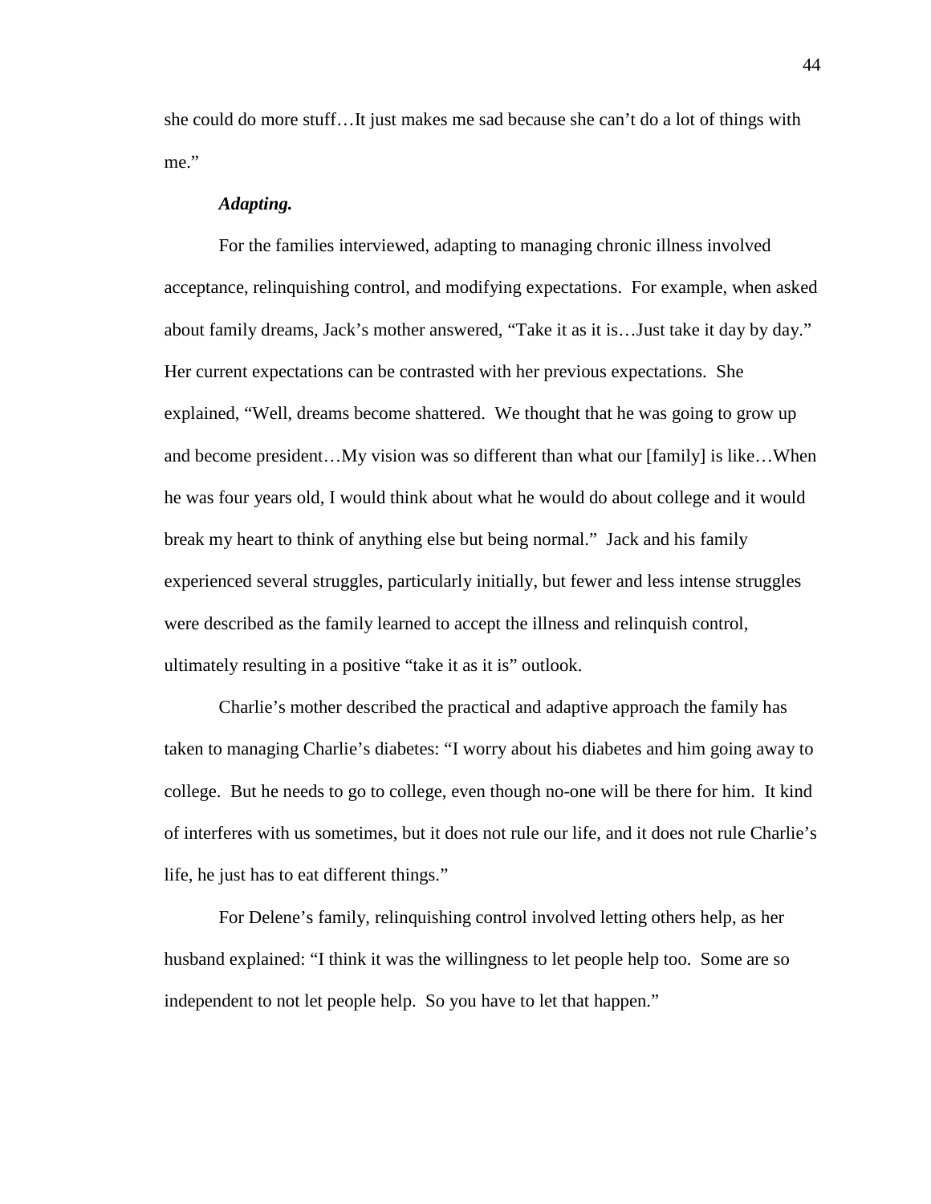she could do more stuff…It just makes me sad because she can't do a lot of things with me."

***Adapting.***

For the families interviewed, adapting to managing chronic illness involved acceptance, relinquishing control, and modifying expectations. For example, when asked about family dreams, Jack's mother answered, "Take it as it is…Just take it day by day." Her current expectations can be contrasted with her previous expectations. She explained, "Well, dreams become shattered. We thought that he was going to grow up and become president…My vision was so different than what our [family] is like…When he was four years old, I would think about what he would do about college and it would break my heart to think of anything else but being normal." Jack and his family experienced several struggles, particularly initially, but fewer and less intense struggles were described as the family learned to accept the illness and relinquish control, ultimately resulting in a positive "take it as it is" outlook.

Charlie's mother described the practical and adaptive approach the family has taken to managing Charlie's diabetes: "I worry about his diabetes and him going away to college. But he needs to go to college, even though no-one will be there for him. It kind of interferes with us sometimes, but it does not rule our life, and it does not rule Charlie's life, he just has to eat different things."

For Delene's family, relinquishing control involved letting others help, as her husband explained: "I think it was the willingness to let people help too. Some are so independent to not let people help. So you have to let that happen."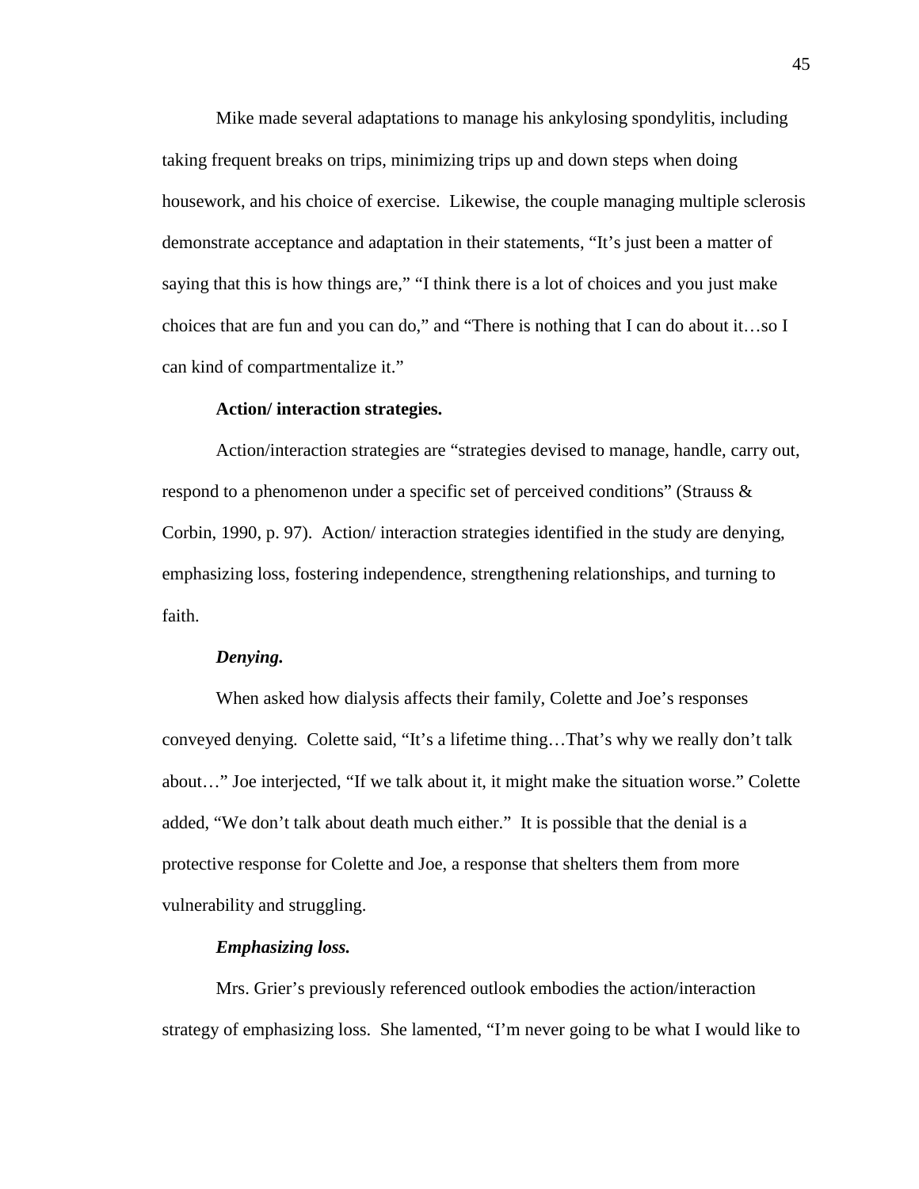Mike made several adaptations to manage his ankylosing spondylitis, including taking frequent breaks on trips, minimizing trips up and down steps when doing housework, and his choice of exercise.  Likewise, the couple managing multiple sclerosis demonstrate acceptance and adaptation in their statements, "It's just been a matter of saying that this is how things are," "I think there is a lot of choices and you just make choices that are fun and you can do," and "There is nothing that I can do about it…so I can kind of compartmentalize it."

**Action/ interaction strategies.**

Action/interaction strategies are "strategies devised to manage, handle, carry out, respond to a phenomenon under a specific set of perceived conditions" (Strauss & Corbin, 1990, p. 97).  Action/ interaction strategies identified in the study are denying, emphasizing loss, fostering independence, strengthening relationships, and turning to faith.

***Denying.***

When asked how dialysis affects their family, Colette and Joe's responses conveyed denying.  Colette said, "It's a lifetime thing…That's why we really don't talk about…" Joe interjected, "If we talk about it, it might make the situation worse." Colette added, "We don't talk about death much either."  It is possible that the denial is a protective response for Colette and Joe, a response that shelters them from more vulnerability and struggling.

***Emphasizing loss.***

Mrs. Grier's previously referenced outlook embodies the action/interaction strategy of emphasizing loss.  She lamented, "I'm never going to be what I would like to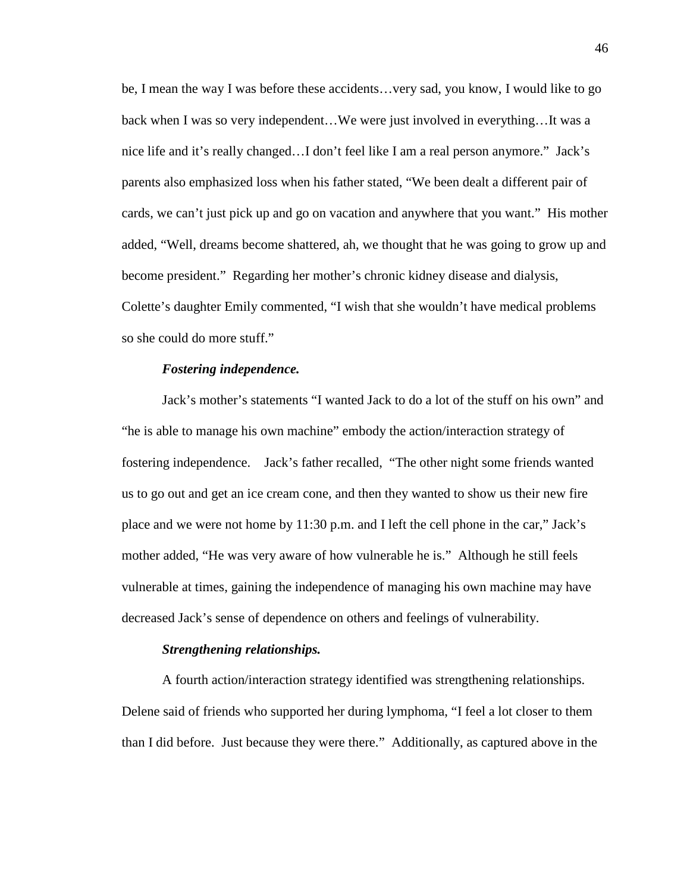be, I mean the way I was before these accidents…very sad, you know, I would like to go back when I was so very independent…We were just involved in everything…It was a nice life and it's really changed…I don't feel like I am a real person anymore." Jack's parents also emphasized loss when his father stated, "We been dealt a different pair of cards, we can't just pick up and go on vacation and anywhere that you want." His mother added, "Well, dreams become shattered, ah, we thought that he was going to grow up and become president." Regarding her mother's chronic kidney disease and dialysis, Colette's daughter Emily commented, "I wish that she wouldn't have medical problems so she could do more stuff."

#### *Fostering independence.*

Jack's mother's statements "I wanted Jack to do a lot of the stuff on his own" and "he is able to manage his own machine" embody the action/interaction strategy of fostering independence. Jack's father recalled, "The other night some friends wanted us to go out and get an ice cream cone, and then they wanted to show us their new fire place and we were not home by 11:30 p.m. and I left the cell phone in the car," Jack's mother added, "He was very aware of how vulnerable he is." Although he still feels vulnerable at times, gaining the independence of managing his own machine may have decreased Jack's sense of dependence on others and feelings of vulnerability.

#### *Strengthening relationships.*

A fourth action/interaction strategy identified was strengthening relationships. Delene said of friends who supported her during lymphoma, "I feel a lot closer to them than I did before. Just because they were there." Additionally, as captured above in the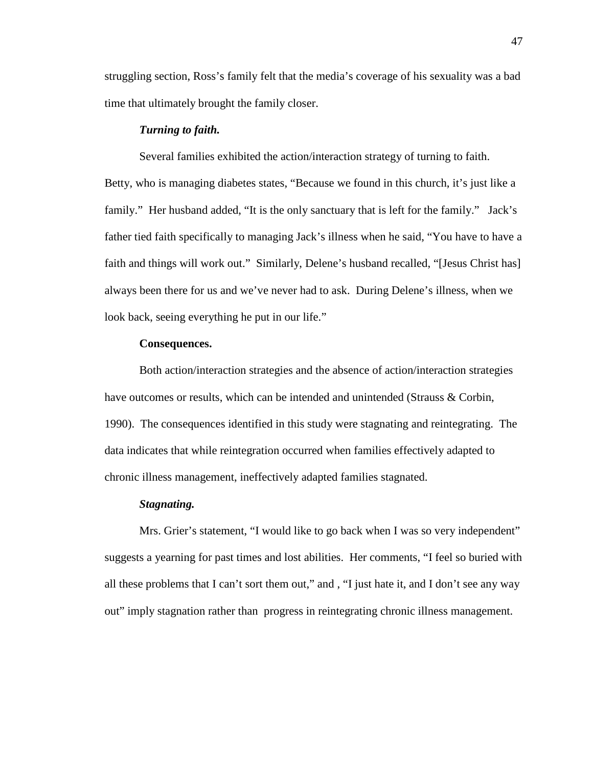struggling section, Ross's family felt that the media's coverage of his sexuality was a bad time that ultimately brought the family closer.

#### *Turning to faith.*

Several families exhibited the action/interaction strategy of turning to faith. Betty, who is managing diabetes states, "Because we found in this church, it's just like a family." Her husband added, "It is the only sanctuary that is left for the family." Jack's father tied faith specifically to managing Jack's illness when he said, "You have to have a faith and things will work out." Similarly, Delene's husband recalled, "[Jesus Christ has] always been there for us and we've never had to ask. During Delene's illness, when we look back, seeing everything he put in our life."

### **Consequences.**

Both action/interaction strategies and the absence of action/interaction strategies have outcomes or results, which can be intended and unintended (Strauss & Corbin, 1990). The consequences identified in this study were stagnating and reintegrating. The data indicates that while reintegration occurred when families effectively adapted to chronic illness management, ineffectively adapted families stagnated.

#### *Stagnating.*

Mrs. Grier's statement, "I would like to go back when I was so very independent" suggests a yearning for past times and lost abilities. Her comments, "I feel so buried with all these problems that I can't sort them out," and , "I just hate it, and I don't see any way out" imply stagnation rather than progress in reintegrating chronic illness management.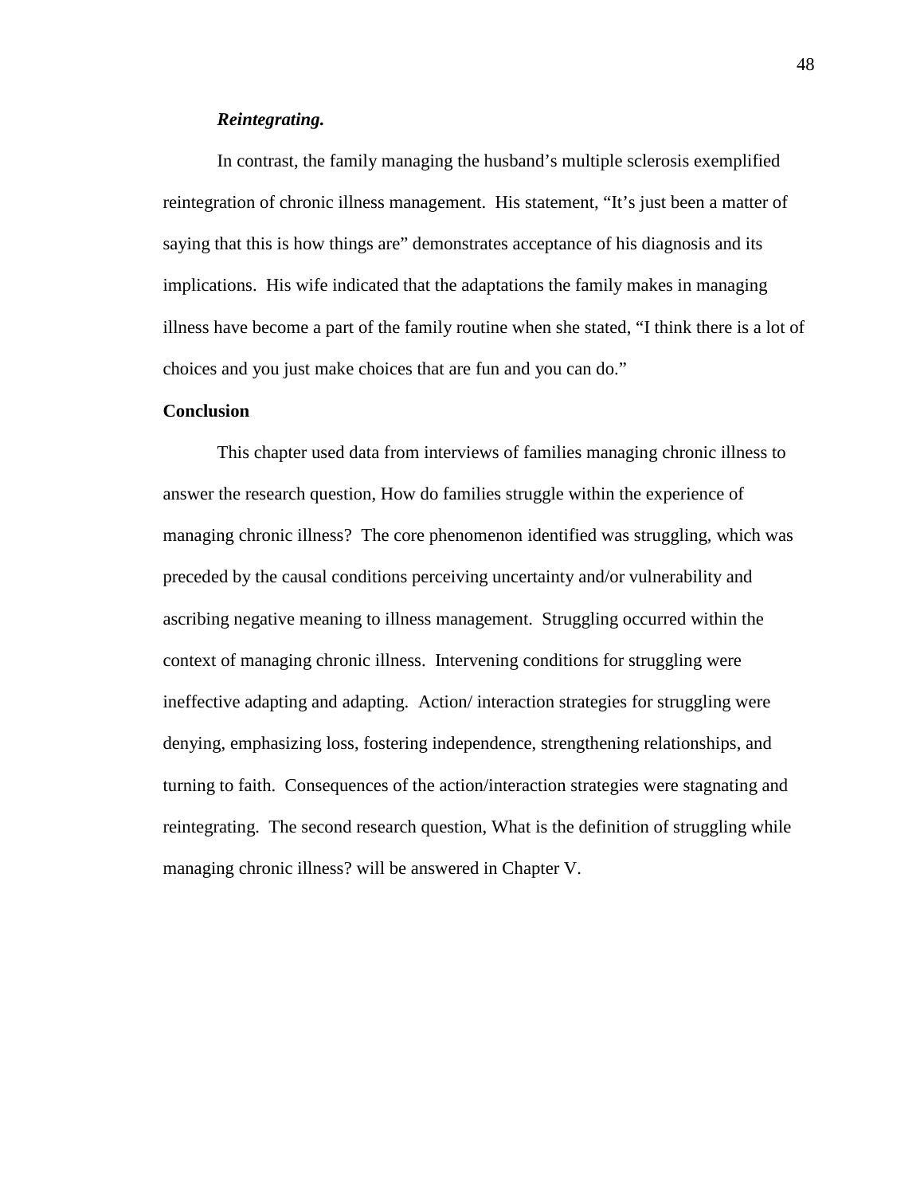#### *Reintegrating.*

In contrast, the family managing the husband's multiple sclerosis exemplified reintegration of chronic illness management. His statement, "It's just been a matter of saying that this is how things are" demonstrates acceptance of his diagnosis and its implications. His wife indicated that the adaptations the family makes in managing illness have become a part of the family routine when she stated, "I think there is a lot of choices and you just make choices that are fun and you can do."

### Conclusion

This chapter used data from interviews of families managing chronic illness to answer the research question, How do families struggle within the experience of managing chronic illness? The core phenomenon identified was struggling, which was preceded by the causal conditions perceiving uncertainty and/or vulnerability and ascribing negative meaning to illness management. Struggling occurred within the context of managing chronic illness. Intervening conditions for struggling were ineffective adapting and adapting. Action/ interaction strategies for struggling were denying, emphasizing loss, fostering independence, strengthening relationships, and turning to faith. Consequences of the action/interaction strategies were stagnating and reintegrating. The second research question, What is the definition of struggling while managing chronic illness? will be answered in Chapter V.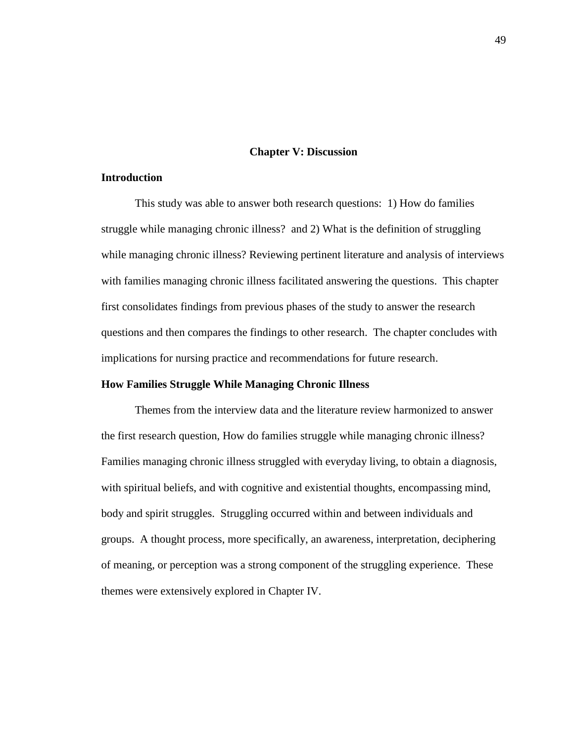# Chapter V: Discussion

## Introduction

This study was able to answer both research questions: 1) How do families struggle while managing chronic illness? and 2) What is the definition of struggling while managing chronic illness? Reviewing pertinent literature and analysis of interviews with families managing chronic illness facilitated answering the questions. This chapter first consolidates findings from previous phases of the study to answer the research questions and then compares the findings to other research. The chapter concludes with implications for nursing practice and recommendations for future research.

## How Families Struggle While Managing Chronic Illness

Themes from the interview data and the literature review harmonized to answer the first research question, How do families struggle while managing chronic illness? Families managing chronic illness struggled with everyday living, to obtain a diagnosis, with spiritual beliefs, and with cognitive and existential thoughts, encompassing mind, body and spirit struggles. Struggling occurred within and between individuals and groups. A thought process, more specifically, an awareness, interpretation, deciphering of meaning, or perception was a strong component of the struggling experience. These themes were extensively explored in Chapter IV.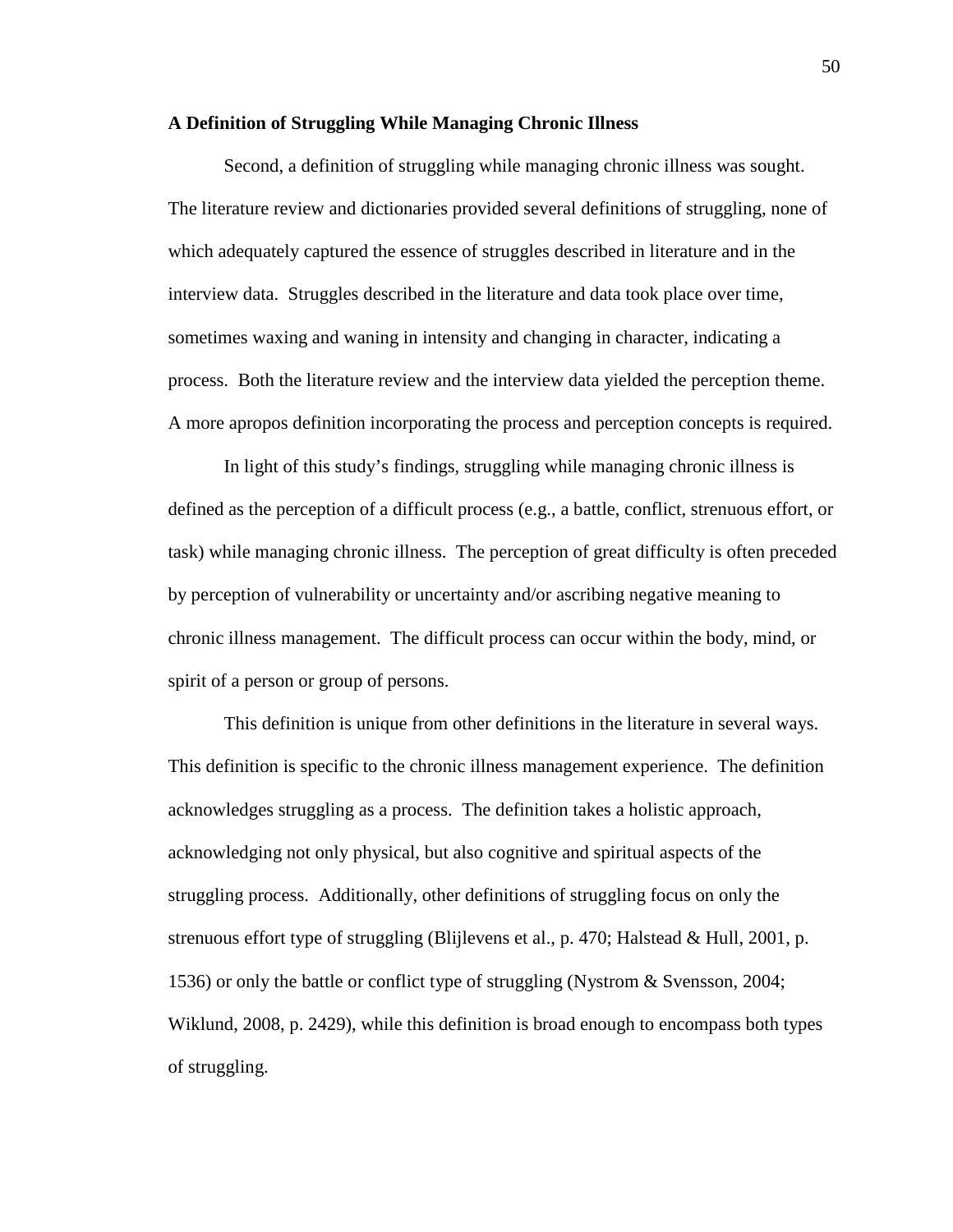### A Definition of Struggling While Managing Chronic Illness

Second, a definition of struggling while managing chronic illness was sought. The literature review and dictionaries provided several definitions of struggling, none of which adequately captured the essence of struggles described in literature and in the interview data. Struggles described in the literature and data took place over time, sometimes waxing and waning in intensity and changing in character, indicating a process. Both the literature review and the interview data yielded the perception theme. A more apropos definition incorporating the process and perception concepts is required.

In light of this study's findings, struggling while managing chronic illness is defined as the perception of a difficult process (e.g., a battle, conflict, strenuous effort, or task) while managing chronic illness. The perception of great difficulty is often preceded by perception of vulnerability or uncertainty and/or ascribing negative meaning to chronic illness management. The difficult process can occur within the body, mind, or spirit of a person or group of persons.

This definition is unique from other definitions in the literature in several ways. This definition is specific to the chronic illness management experience. The definition acknowledges struggling as a process. The definition takes a holistic approach, acknowledging not only physical, but also cognitive and spiritual aspects of the struggling process. Additionally, other definitions of struggling focus on only the strenuous effort type of struggling (Blijlevens et al., p. 470; Halstead & Hull, 2001, p. 1536) or only the battle or conflict type of struggling (Nystrom & Svensson, 2004; Wiklund, 2008, p. 2429), while this definition is broad enough to encompass both types of struggling.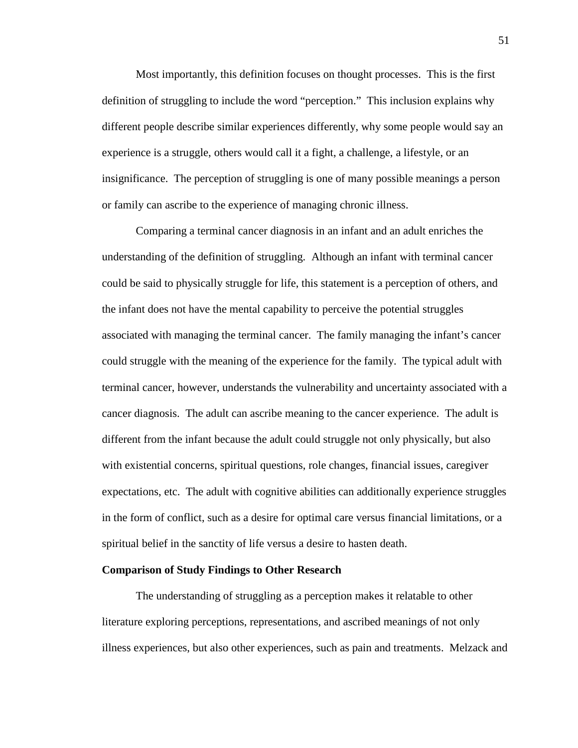Most importantly, this definition focuses on thought processes. This is the first definition of struggling to include the word "perception." This inclusion explains why different people describe similar experiences differently, why some people would say an experience is a struggle, others would call it a fight, a challenge, a lifestyle, or an insignificance. The perception of struggling is one of many possible meanings a person or family can ascribe to the experience of managing chronic illness.

Comparing a terminal cancer diagnosis in an infant and an adult enriches the understanding of the definition of struggling. Although an infant with terminal cancer could be said to physically struggle for life, this statement is a perception of others, and the infant does not have the mental capability to perceive the potential struggles associated with managing the terminal cancer. The family managing the infant's cancer could struggle with the meaning of the experience for the family. The typical adult with terminal cancer, however, understands the vulnerability and uncertainty associated with a cancer diagnosis. The adult can ascribe meaning to the cancer experience. The adult is different from the infant because the adult could struggle not only physically, but also with existential concerns, spiritual questions, role changes, financial issues, caregiver expectations, etc. The adult with cognitive abilities can additionally experience struggles in the form of conflict, such as a desire for optimal care versus financial limitations, or a spiritual belief in the sanctity of life versus a desire to hasten death.

**Comparison of Study Findings to Other Research**

The understanding of struggling as a perception makes it relatable to other literature exploring perceptions, representations, and ascribed meanings of not only illness experiences, but also other experiences, such as pain and treatments. Melzack and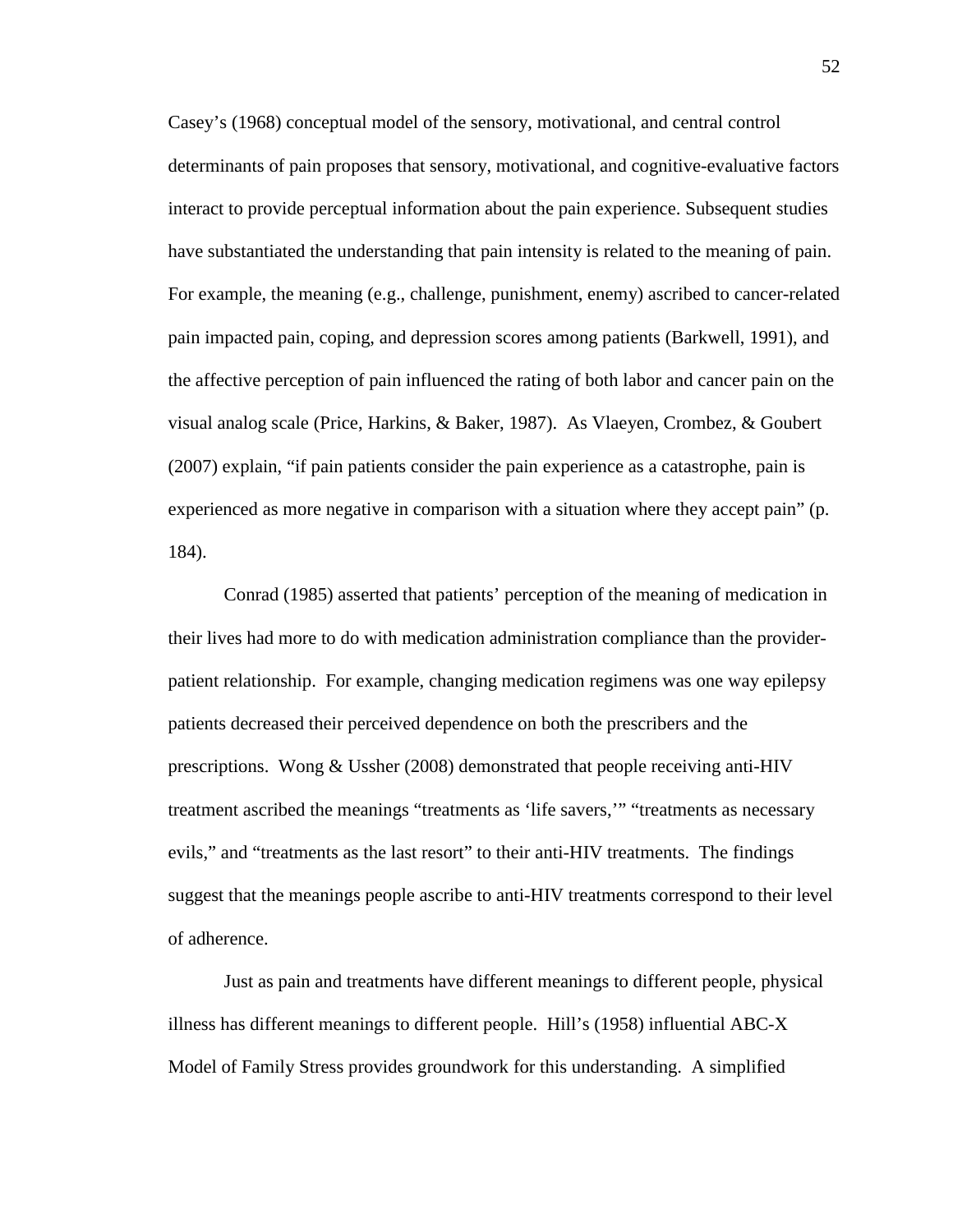Casey's (1968) conceptual model of the sensory, motivational, and central control determinants of pain proposes that sensory, motivational, and cognitive-evaluative factors interact to provide perceptual information about the pain experience. Subsequent studies have substantiated the understanding that pain intensity is related to the meaning of pain. For example, the meaning (e.g., challenge, punishment, enemy) ascribed to cancer-related pain impacted pain, coping, and depression scores among patients (Barkwell, 1991), and the affective perception of pain influenced the rating of both labor and cancer pain on the visual analog scale (Price, Harkins, & Baker, 1987). As Vlaeyen, Crombez, & Goubert (2007) explain, "if pain patients consider the pain experience as a catastrophe, pain is experienced as more negative in comparison with a situation where they accept pain" (p. 184).

Conrad (1985) asserted that patients' perception of the meaning of medication in their lives had more to do with medication administration compliance than the provider-patient relationship. For example, changing medication regimens was one way epilepsy patients decreased their perceived dependence on both the prescribers and the prescriptions. Wong & Ussher (2008) demonstrated that people receiving anti-HIV treatment ascribed the meanings "treatments as 'life savers,'" "treatments as necessary evils," and "treatments as the last resort" to their anti-HIV treatments. The findings suggest that the meanings people ascribe to anti-HIV treatments correspond to their level of adherence.

Just as pain and treatments have different meanings to different people, physical illness has different meanings to different people. Hill's (1958) influential ABC-X Model of Family Stress provides groundwork for this understanding. A simplified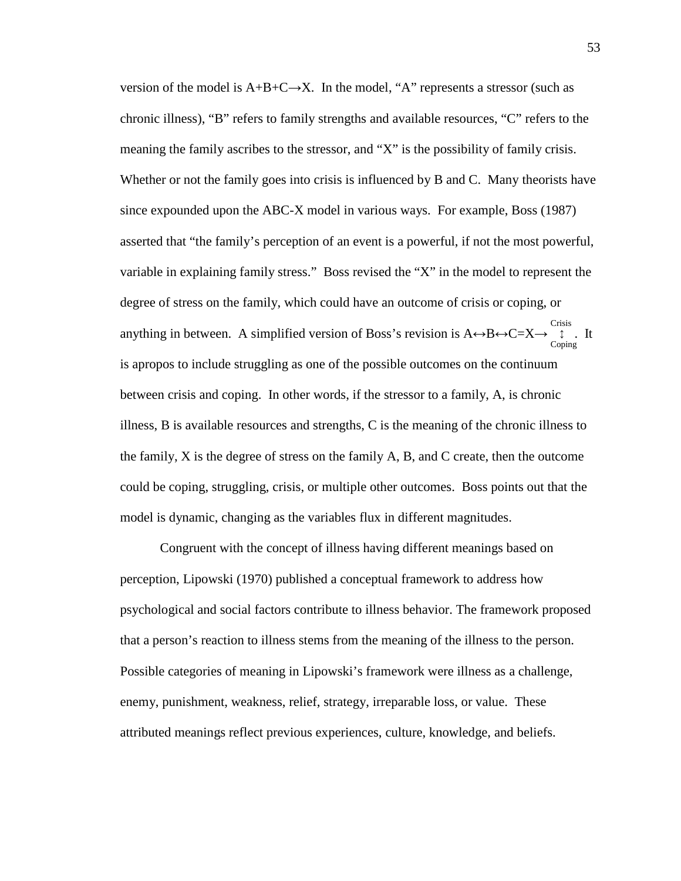version of the model is $A+B+C \rightarrow X$. In the model, "A" represents a stressor (such as chronic illness), "B" refers to family strengths and available resources, "C" refers to the meaning the family ascribes to the stressor, and "X" is the possibility of family crisis. Whether or not the family goes into crisis is influenced by B and C. Many theorists have since expounded upon the ABC-X model in various ways. For example, Boss (1987) asserted that "the family's perception of an event is a powerful, if not the most powerful, variable in explaining family stress." Boss revised the "X" in the model to represent the degree of stress on the family, which could have an outcome of crisis or coping, or anything in between. A simplified version of Boss's revision is $A \leftrightarrow B \leftrightarrow C = X \rightarrow \underset{\text{Coping}}{\overset{\text{Crisis}}{\updownarrow}}$. It is apropos to include struggling as one of the possible outcomes on the continuum between crisis and coping. In other words, if the stressor to a family, A, is chronic illness, B is available resources and strengths, C is the meaning of the chronic illness to the family, X is the degree of stress on the family A, B, and C create, then the outcome could be coping, struggling, crisis, or multiple other outcomes. Boss points out that the model is dynamic, changing as the variables flux in different magnitudes.

Congruent with the concept of illness having different meanings based on perception, Lipowski (1970) published a conceptual framework to address how psychological and social factors contribute to illness behavior. The framework proposed that a person's reaction to illness stems from the meaning of the illness to the person. Possible categories of meaning in Lipowski's framework were illness as a challenge, enemy, punishment, weakness, relief, strategy, irreparable loss, or value. These attributed meanings reflect previous experiences, culture, knowledge, and beliefs.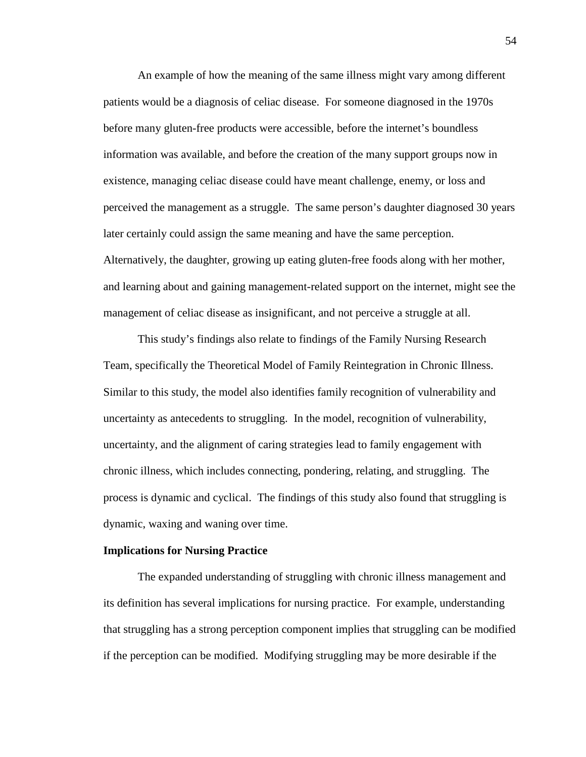An example of how the meaning of the same illness might vary among different patients would be a diagnosis of celiac disease. For someone diagnosed in the 1970s before many gluten-free products were accessible, before the internet's boundless information was available, and before the creation of the many support groups now in existence, managing celiac disease could have meant challenge, enemy, or loss and perceived the management as a struggle. The same person's daughter diagnosed 30 years later certainly could assign the same meaning and have the same perception. Alternatively, the daughter, growing up eating gluten-free foods along with her mother, and learning about and gaining management-related support on the internet, might see the management of celiac disease as insignificant, and not perceive a struggle at all.

This study's findings also relate to findings of the Family Nursing Research Team, specifically the Theoretical Model of Family Reintegration in Chronic Illness. Similar to this study, the model also identifies family recognition of vulnerability and uncertainty as antecedents to struggling. In the model, recognition of vulnerability, uncertainty, and the alignment of caring strategies lead to family engagement with chronic illness, which includes connecting, pondering, relating, and struggling. The process is dynamic and cyclical. The findings of this study also found that struggling is dynamic, waxing and waning over time.

**Implications for Nursing Practice**

The expanded understanding of struggling with chronic illness management and its definition has several implications for nursing practice. For example, understanding that struggling has a strong perception component implies that struggling can be modified if the perception can be modified. Modifying struggling may be more desirable if the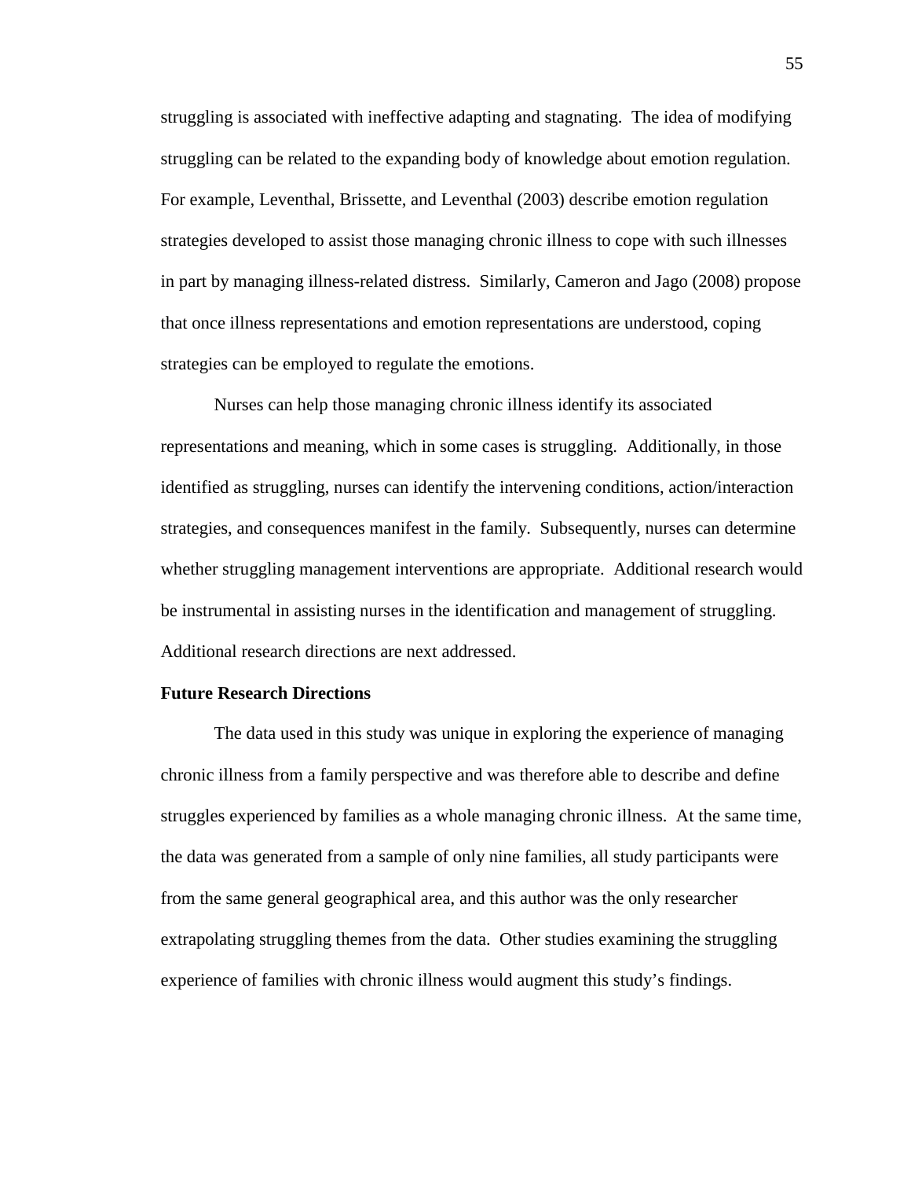struggling is associated with ineffective adapting and stagnating. The idea of modifying struggling can be related to the expanding body of knowledge about emotion regulation. For example, Leventhal, Brissette, and Leventhal (2003) describe emotion regulation strategies developed to assist those managing chronic illness to cope with such illnesses in part by managing illness-related distress. Similarly, Cameron and Jago (2008) propose that once illness representations and emotion representations are understood, coping strategies can be employed to regulate the emotions.

Nurses can help those managing chronic illness identify its associated representations and meaning, which in some cases is struggling. Additionally, in those identified as struggling, nurses can identify the intervening conditions, action/interaction strategies, and consequences manifest in the family. Subsequently, nurses can determine whether struggling management interventions are appropriate. Additional research would be instrumental in assisting nurses in the identification and management of struggling. Additional research directions are next addressed.

**Future Research Directions**

The data used in this study was unique in exploring the experience of managing chronic illness from a family perspective and was therefore able to describe and define struggles experienced by families as a whole managing chronic illness. At the same time, the data was generated from a sample of only nine families, all study participants were from the same general geographical area, and this author was the only researcher extrapolating struggling themes from the data. Other studies examining the struggling experience of families with chronic illness would augment this study's findings.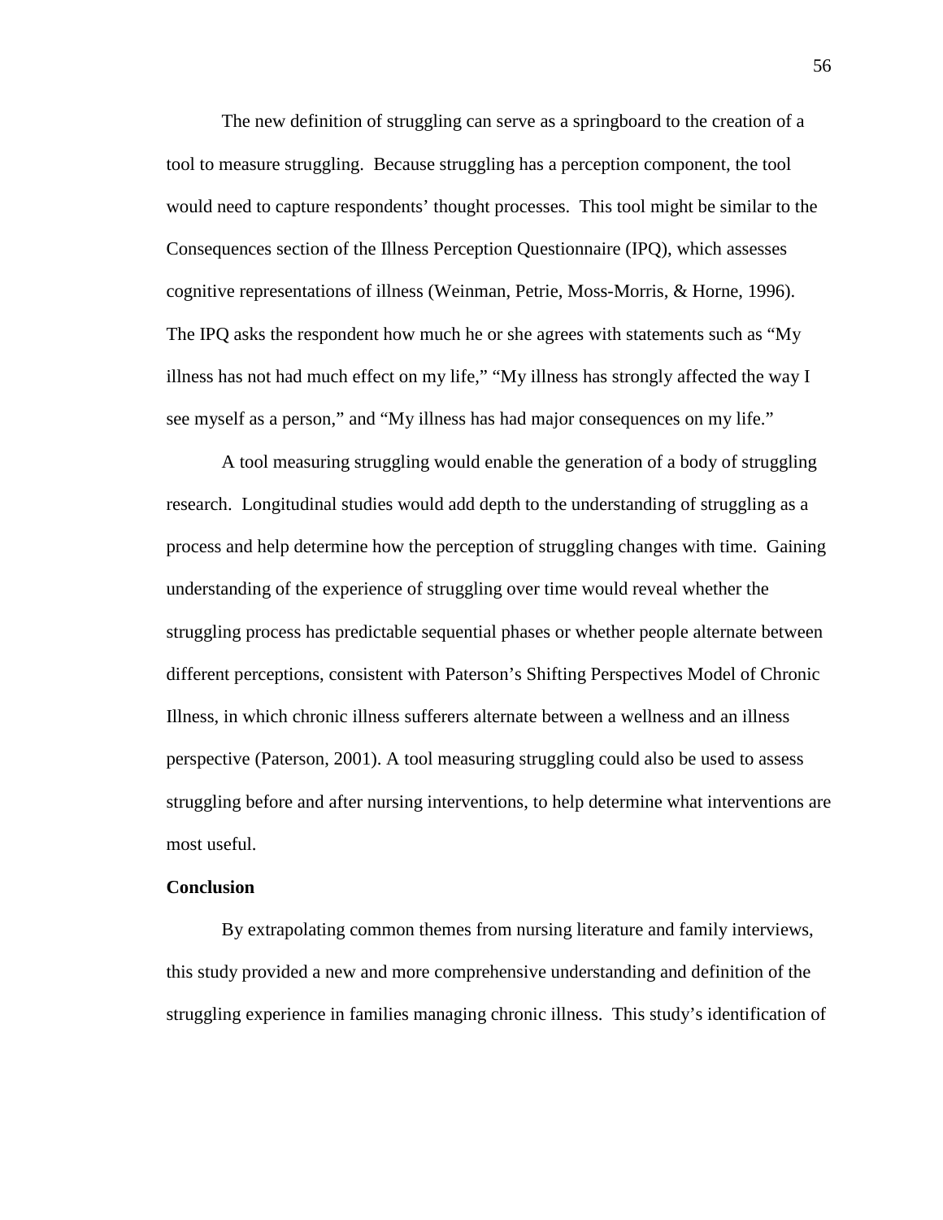The new definition of struggling can serve as a springboard to the creation of a tool to measure struggling. Because struggling has a perception component, the tool would need to capture respondents' thought processes. This tool might be similar to the Consequences section of the Illness Perception Questionnaire (IPQ), which assesses cognitive representations of illness (Weinman, Petrie, Moss-Morris, & Horne, 1996). The IPQ asks the respondent how much he or she agrees with statements such as "My illness has not had much effect on my life," "My illness has strongly affected the way I see myself as a person," and "My illness has had major consequences on my life."

A tool measuring struggling would enable the generation of a body of struggling research. Longitudinal studies would add depth to the understanding of struggling as a process and help determine how the perception of struggling changes with time. Gaining understanding of the experience of struggling over time would reveal whether the struggling process has predictable sequential phases or whether people alternate between different perceptions, consistent with Paterson's Shifting Perspectives Model of Chronic Illness, in which chronic illness sufferers alternate between a wellness and an illness perspective (Paterson, 2001). A tool measuring struggling could also be used to assess struggling before and after nursing interventions, to help determine what interventions are most useful.

**Conclusion**

By extrapolating common themes from nursing literature and family interviews, this study provided a new and more comprehensive understanding and definition of the struggling experience in families managing chronic illness. This study's identification of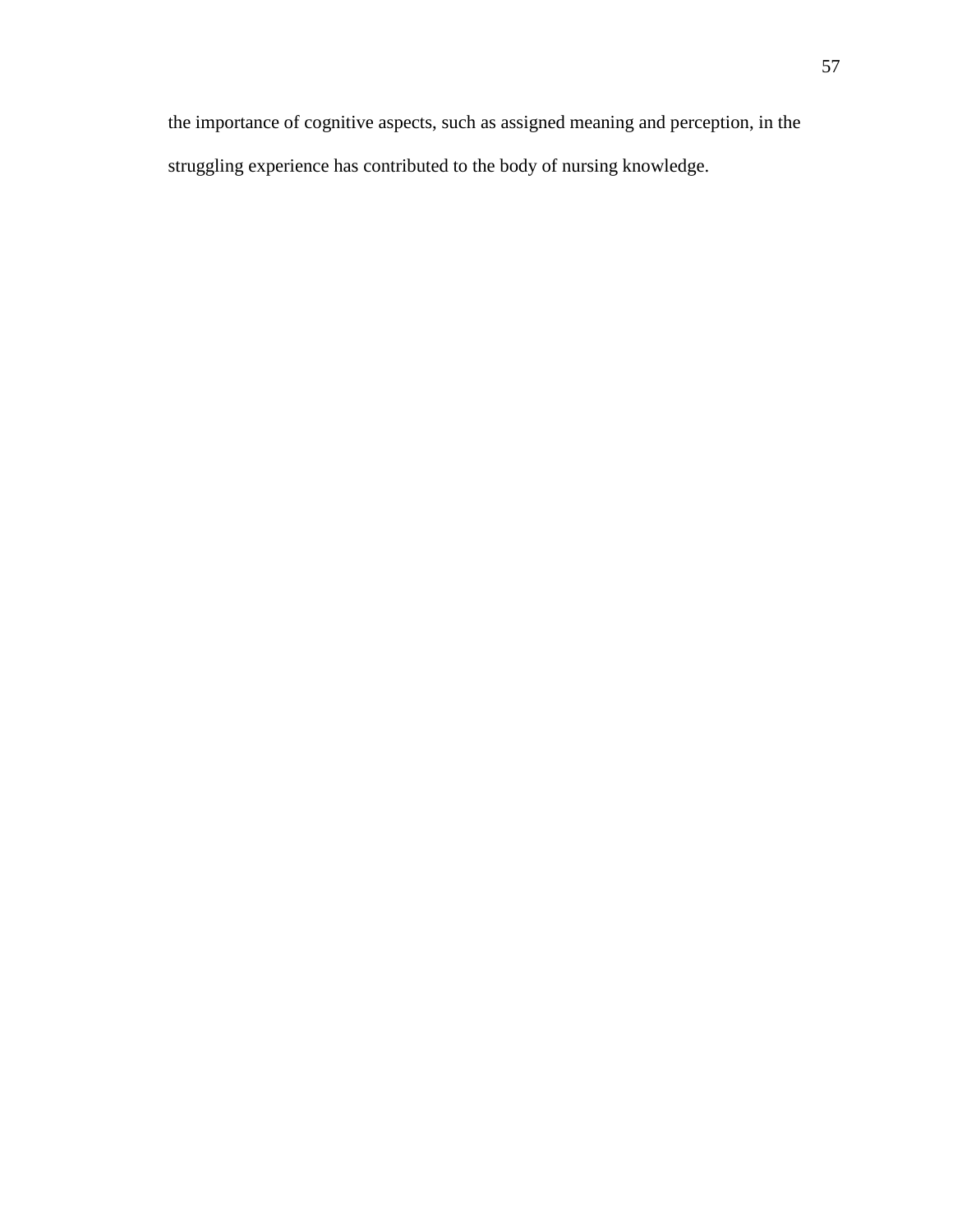the importance of cognitive aspects, such as assigned meaning and perception, in the struggling experience has contributed to the body of nursing knowledge.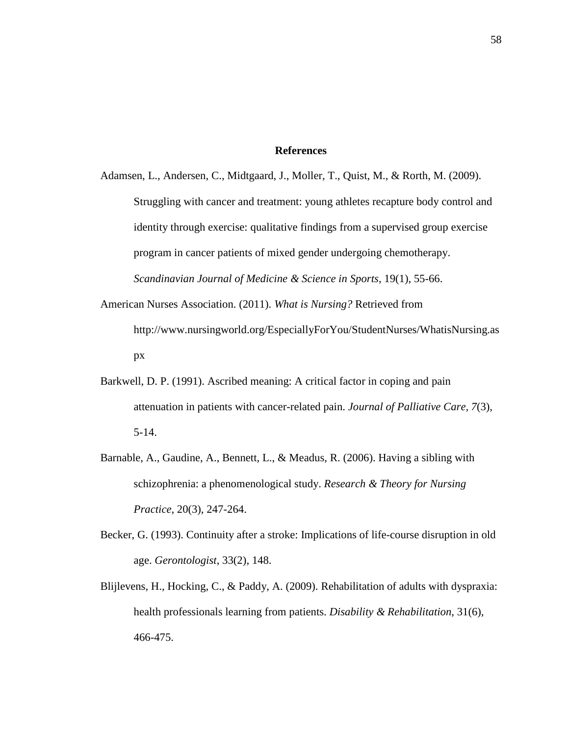## References

Adamsen, L., Andersen, C., Midtgaard, J., Moller, T., Quist, M., & Rorth, M. (2009). Struggling with cancer and treatment: young athletes recapture body control and identity through exercise: qualitative findings from a supervised group exercise program in cancer patients of mixed gender undergoing chemotherapy. *Scandinavian Journal of Medicine & Science in Sports*, 19(1), 55-66.

American Nurses Association. (2011). *What is Nursing?* Retrieved from http://www.nursingworld.org/EspeciallyForYou/StudentNurses/WhatisNursing.aspx

Barkwell, D. P. (1991). Ascribed meaning: A critical factor in coping and pain attenuation in patients with cancer-related pain. *Journal of Palliative Care, 7*(3), 5-14.

Barnable, A., Gaudine, A., Bennett, L., & Meadus, R. (2006). Having a sibling with schizophrenia: a phenomenological study. *Research & Theory for Nursing Practice*, 20(3), 247-264.

Becker, G. (1993). Continuity after a stroke: Implications of life-course disruption in old age. *Gerontologist*, 33(2), 148.

Blijlevens, H., Hocking, C., & Paddy, A. (2009). Rehabilitation of adults with dyspraxia: health professionals learning from patients. *Disability & Rehabilitation*, 31(6), 466-475.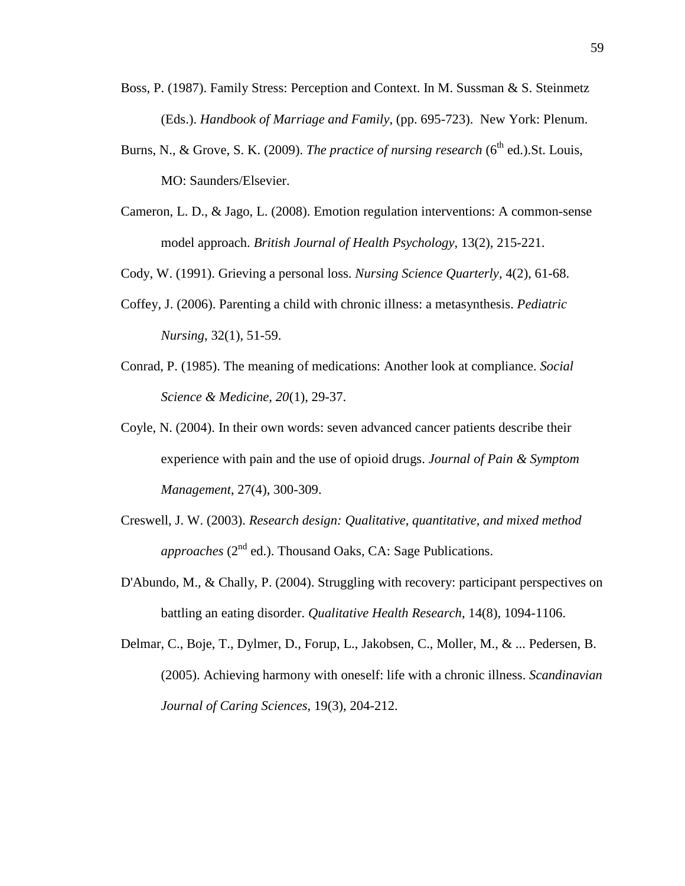Boss, P. (1987). Family Stress: Perception and Context. In M. Sussman & S. Steinmetz (Eds.). *Handbook of Marriage and Family*, (pp. 695-723). New York: Plenum.

Burns, N., & Grove, S. K. (2009). *The practice of nursing research* (6th ed.).St. Louis, MO: Saunders/Elsevier.

Cameron, L. D., & Jago, L. (2008). Emotion regulation interventions: A common-sense model approach. *British Journal of Health Psychology*, 13(2), 215-221.

Cody, W. (1991). Grieving a personal loss. *Nursing Science Quarterly*, 4(2), 61-68.

Coffey, J. (2006). Parenting a child with chronic illness: a metasynthesis. *Pediatric Nursing*, 32(1), 51-59.

Conrad, P. (1985). The meaning of medications: Another look at compliance. *Social Science & Medicine, 20*(1), 29-37.

Coyle, N. (2004). In their own words: seven advanced cancer patients describe their experience with pain and the use of opioid drugs. *Journal of Pain & Symptom Management*, 27(4), 300-309.

Creswell, J. W. (2003). *Research design: Qualitative, quantitative, and mixed method approaches* (2nd ed.). Thousand Oaks, CA: Sage Publications.

D'Abundo, M., & Chally, P. (2004). Struggling with recovery: participant perspectives on battling an eating disorder. *Qualitative Health Research*, 14(8), 1094-1106.

Delmar, C., Boje, T., Dylmer, D., Forup, L., Jakobsen, C., Moller, M., & ... Pedersen, B. (2005). Achieving harmony with oneself: life with a chronic illness. *Scandinavian Journal of Caring Sciences*, 19(3), 204-212.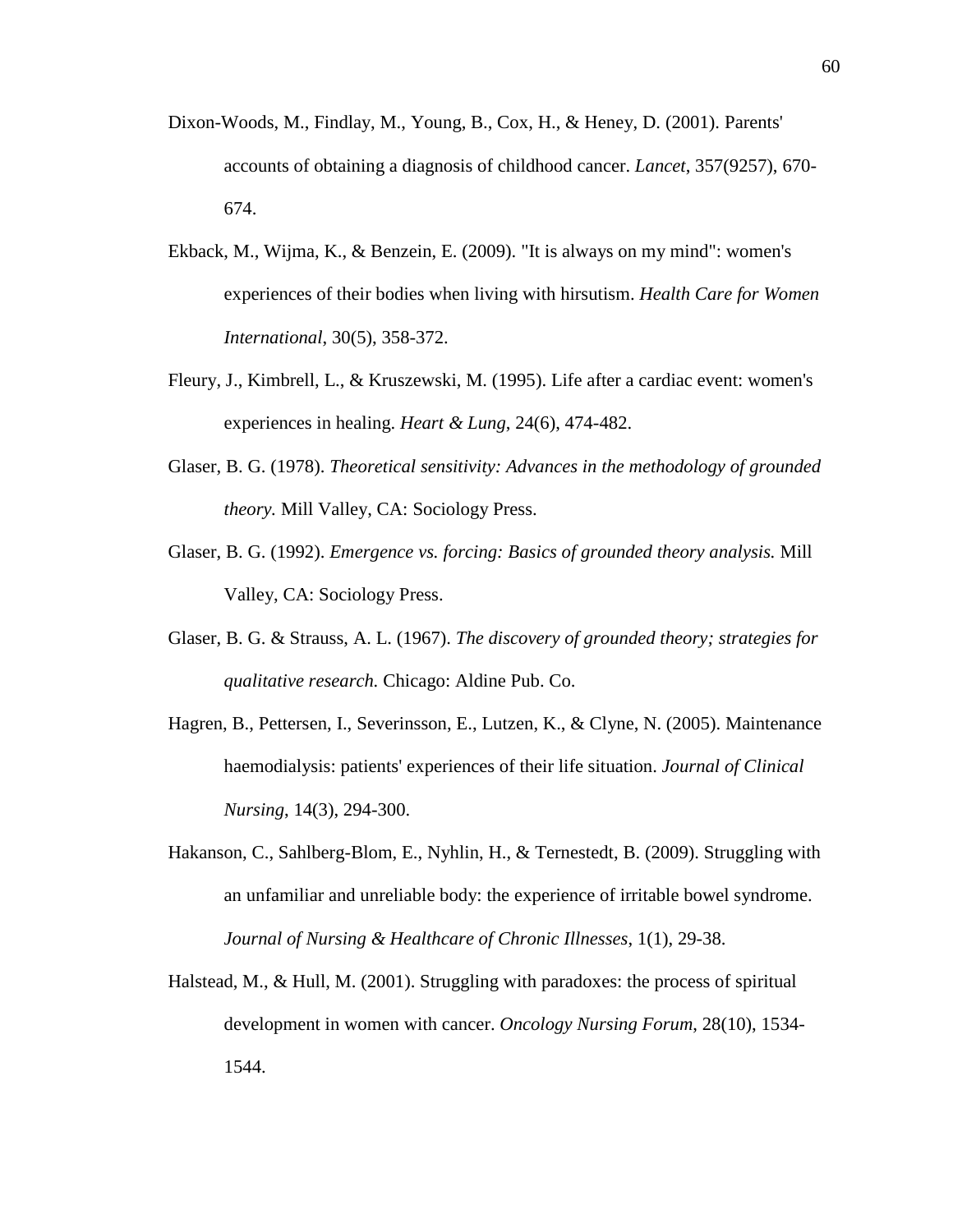Dixon-Woods, M., Findlay, M., Young, B., Cox, H., & Heney, D. (2001). Parents' accounts of obtaining a diagnosis of childhood cancer. *Lancet*, 357(9257), 670-674.

Ekback, M., Wijma, K., & Benzein, E. (2009). "It is always on my mind": women's experiences of their bodies when living with hirsutism. *Health Care for Women International*, 30(5), 358-372.

Fleury, J., Kimbrell, L., & Kruszewski, M. (1995). Life after a cardiac event: women's experiences in healing. *Heart & Lung*, 24(6), 474-482.

Glaser, B. G. (1978). *Theoretical sensitivity: Advances in the methodology of grounded theory.* Mill Valley, CA: Sociology Press.

Glaser, B. G. (1992). *Emergence vs. forcing: Basics of grounded theory analysis.* Mill Valley, CA: Sociology Press.

Glaser, B. G. & Strauss, A. L. (1967). *The discovery of grounded theory; strategies for qualitative research.* Chicago: Aldine Pub. Co.

Hagren, B., Pettersen, I., Severinsson, E., Lutzen, K., & Clyne, N. (2005). Maintenance haemodialysis: patients' experiences of their life situation. *Journal of Clinical Nursing*, 14(3), 294-300.

Hakanson, C., Sahlberg-Blom, E., Nyhlin, H., & Ternestedt, B. (2009). Struggling with an unfamiliar and unreliable body: the experience of irritable bowel syndrome. *Journal of Nursing & Healthcare of Chronic Illnesses*, 1(1), 29-38.

Halstead, M., & Hull, M. (2001). Struggling with paradoxes: the process of spiritual development in women with cancer. *Oncology Nursing Forum*, 28(10), 1534-1544.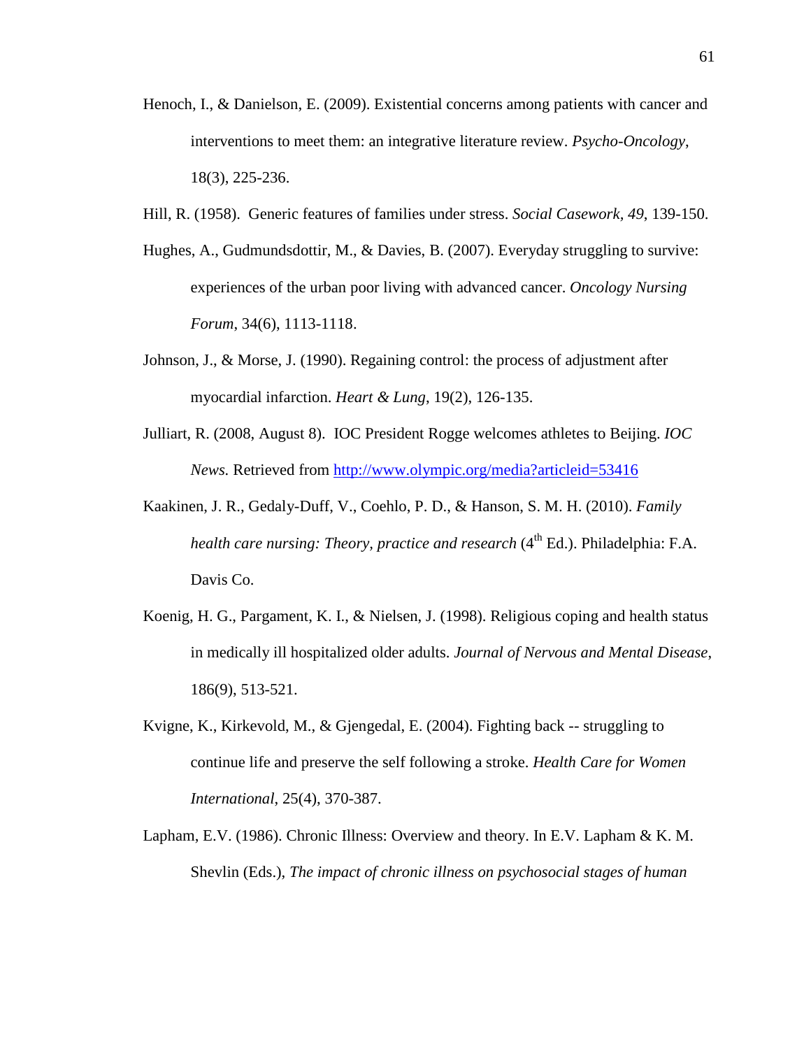Henoch, I., & Danielson, E. (2009). Existential concerns among patients with cancer and interventions to meet them: an integrative literature review. *Psycho-Oncology*, 18(3), 225-236.

Hill, R. (1958). Generic features of families under stress. *Social Casework, 49*, 139-150.

Hughes, A., Gudmundsdottir, M., & Davies, B. (2007). Everyday struggling to survive: experiences of the urban poor living with advanced cancer. *Oncology Nursing Forum*, 34(6), 1113-1118.

Johnson, J., & Morse, J. (1990). Regaining control: the process of adjustment after myocardial infarction. *Heart & Lung*, 19(2), 126-135.

Julliart, R. (2008, August 8). IOC President Rogge welcomes athletes to Beijing. *IOC News.* Retrieved from http://www.olympic.org/media?articleid=53416

Kaakinen, J. R., Gedaly-Duff, V., Coehlo, P. D., & Hanson, S. M. H. (2010). *Family health care nursing: Theory, practice and research* (4th Ed.). Philadelphia: F.A. Davis Co.

Koenig, H. G., Pargament, K. I., & Nielsen, J. (1998). Religious coping and health status in medically ill hospitalized older adults. *Journal of Nervous and Mental Disease*, 186(9), 513-521.

Kvigne, K., Kirkevold, M., & Gjengedal, E. (2004). Fighting back -- struggling to continue life and preserve the self following a stroke. *Health Care for Women International*, 25(4), 370-387.

Lapham, E.V. (1986). Chronic Illness: Overview and theory. In E.V. Lapham & K. M. Shevlin (Eds.), *The impact of chronic illness on psychosocial stages of human*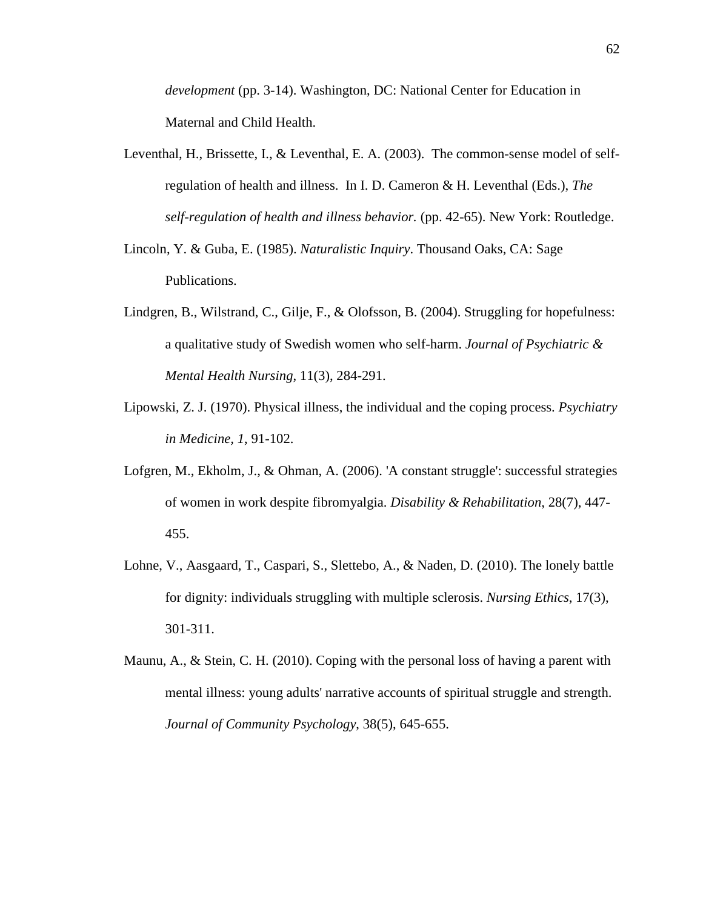*development* (pp. 3-14). Washington, DC: National Center for Education in Maternal and Child Health.

Leventhal, H., Brissette, I., & Leventhal, E. A. (2003). The common-sense model of self-regulation of health and illness. In I. D. Cameron & H. Leventhal (Eds.), *The self-regulation of health and illness behavior.* (pp. 42-65). New York: Routledge.

Lincoln, Y. & Guba, E. (1985). *Naturalistic Inquiry*. Thousand Oaks, CA: Sage Publications.

Lindgren, B., Wilstrand, C., Gilje, F., & Olofsson, B. (2004). Struggling for hopefulness: a qualitative study of Swedish women who self-harm. *Journal of Psychiatric & Mental Health Nursing*, 11(3), 284-291.

Lipowski, Z. J. (1970). Physical illness, the individual and the coping process. *Psychiatry in Medicine, 1*, 91-102.

Lofgren, M., Ekholm, J., & Ohman, A. (2006). 'A constant struggle': successful strategies of women in work despite fibromyalgia. *Disability & Rehabilitation*, 28(7), 447-455.

Lohne, V., Aasgaard, T., Caspari, S., Slettebo, A., & Naden, D. (2010). The lonely battle for dignity: individuals struggling with multiple sclerosis. *Nursing Ethics*, 17(3), 301-311.

Maunu, A., & Stein, C. H. (2010). Coping with the personal loss of having a parent with mental illness: young adults' narrative accounts of spiritual struggle and strength. *Journal of Community Psychology*, 38(5), 645-655.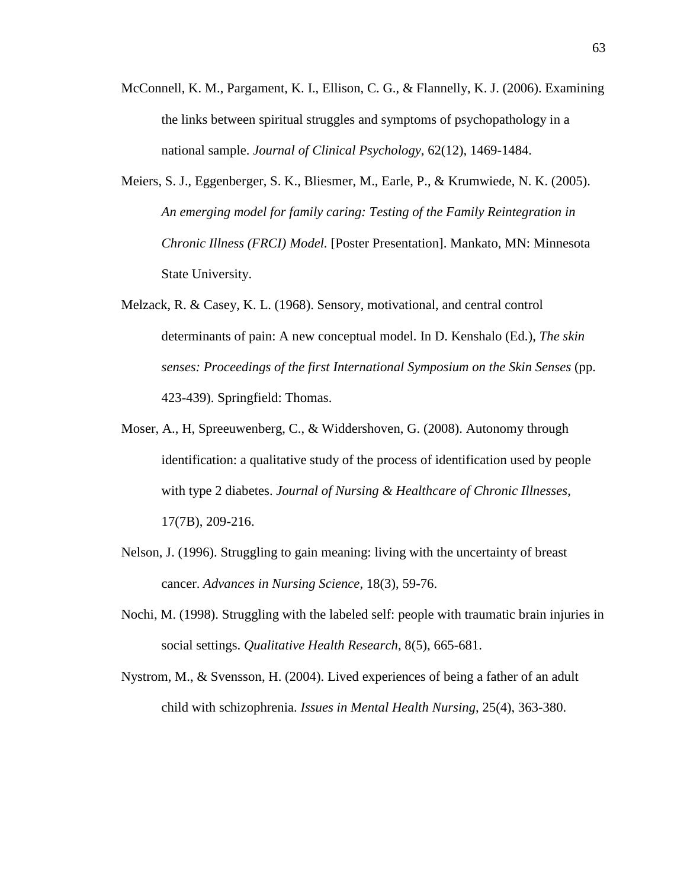McConnell, K. M., Pargament, K. I., Ellison, C. G., & Flannelly, K. J. (2006). Examining the links between spiritual struggles and symptoms of psychopathology in a national sample. *Journal of Clinical Psychology*, 62(12), 1469-1484.

Meiers, S. J., Eggenberger, S. K., Bliesmer, M., Earle, P., & Krumwiede, N. K. (2005). *An emerging model for family caring: Testing of the Family Reintegration in Chronic Illness (FRCI) Model.* [Poster Presentation]. Mankato, MN: Minnesota State University.

Melzack, R. & Casey, K. L. (1968). Sensory, motivational, and central control determinants of pain: A new conceptual model. In D. Kenshalo (Ed.), *The skin senses: Proceedings of the first International Symposium on the Skin Senses* (pp. 423-439). Springfield: Thomas.

Moser, A., H, Spreeuwenberg, C., & Widdershoven, G. (2008). Autonomy through identification: a qualitative study of the process of identification used by people with type 2 diabetes. *Journal of Nursing & Healthcare of Chronic Illnesses*, 17(7B), 209-216.

Nelson, J. (1996). Struggling to gain meaning: living with the uncertainty of breast cancer. *Advances in Nursing Science*, 18(3), 59-76.

Nochi, M. (1998). Struggling with the labeled self: people with traumatic brain injuries in social settings. *Qualitative Health Research*, 8(5), 665-681.

Nystrom, M., & Svensson, H. (2004). Lived experiences of being a father of an adult child with schizophrenia. *Issues in Mental Health Nursing*, 25(4), 363-380.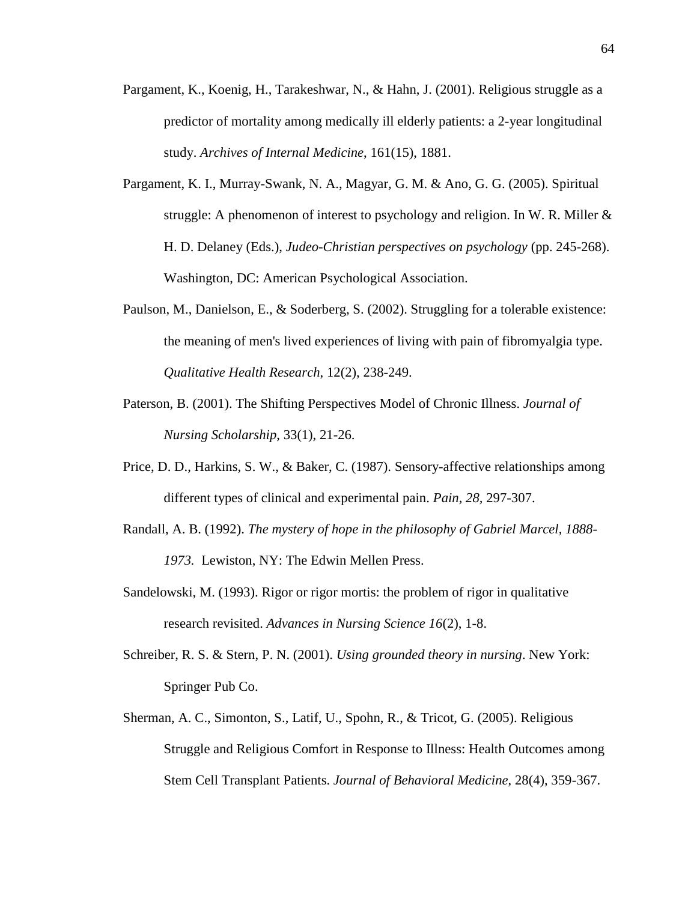Pargament, K., Koenig, H., Tarakeshwar, N., & Hahn, J. (2001). Religious struggle as a predictor of mortality among medically ill elderly patients: a 2-year longitudinal study. *Archives of Internal Medicine*, 161(15), 1881.

Pargament, K. I., Murray-Swank, N. A., Magyar, G. M. & Ano, G. G. (2005). Spiritual struggle: A phenomenon of interest to psychology and religion. In W. R. Miller & H. D. Delaney (Eds.), *Judeo-Christian perspectives on psychology* (pp. 245-268). Washington, DC: American Psychological Association.

Paulson, M., Danielson, E., & Soderberg, S. (2002). Struggling for a tolerable existence: the meaning of men's lived experiences of living with pain of fibromyalgia type. *Qualitative Health Research*, 12(2), 238-249.

Paterson, B. (2001). The Shifting Perspectives Model of Chronic Illness. *Journal of Nursing Scholarship*, 33(1), 21-26.

Price, D. D., Harkins, S. W., & Baker, C. (1987). Sensory-affective relationships among different types of clinical and experimental pain. *Pain, 28*, 297-307.

Randall, A. B. (1992). *The mystery of hope in the philosophy of Gabriel Marcel, 1888-1973.* Lewiston, NY: The Edwin Mellen Press.

Sandelowski, M. (1993). Rigor or rigor mortis: the problem of rigor in qualitative research revisited. *Advances in Nursing Science 16*(2), 1-8.

Schreiber, R. S. & Stern, P. N. (2001). *Using grounded theory in nursing*. New York: Springer Pub Co.

Sherman, A. C., Simonton, S., Latif, U., Spohn, R., & Tricot, G. (2005). Religious Struggle and Religious Comfort in Response to Illness: Health Outcomes among Stem Cell Transplant Patients. *Journal of Behavioral Medicine*, 28(4), 359-367.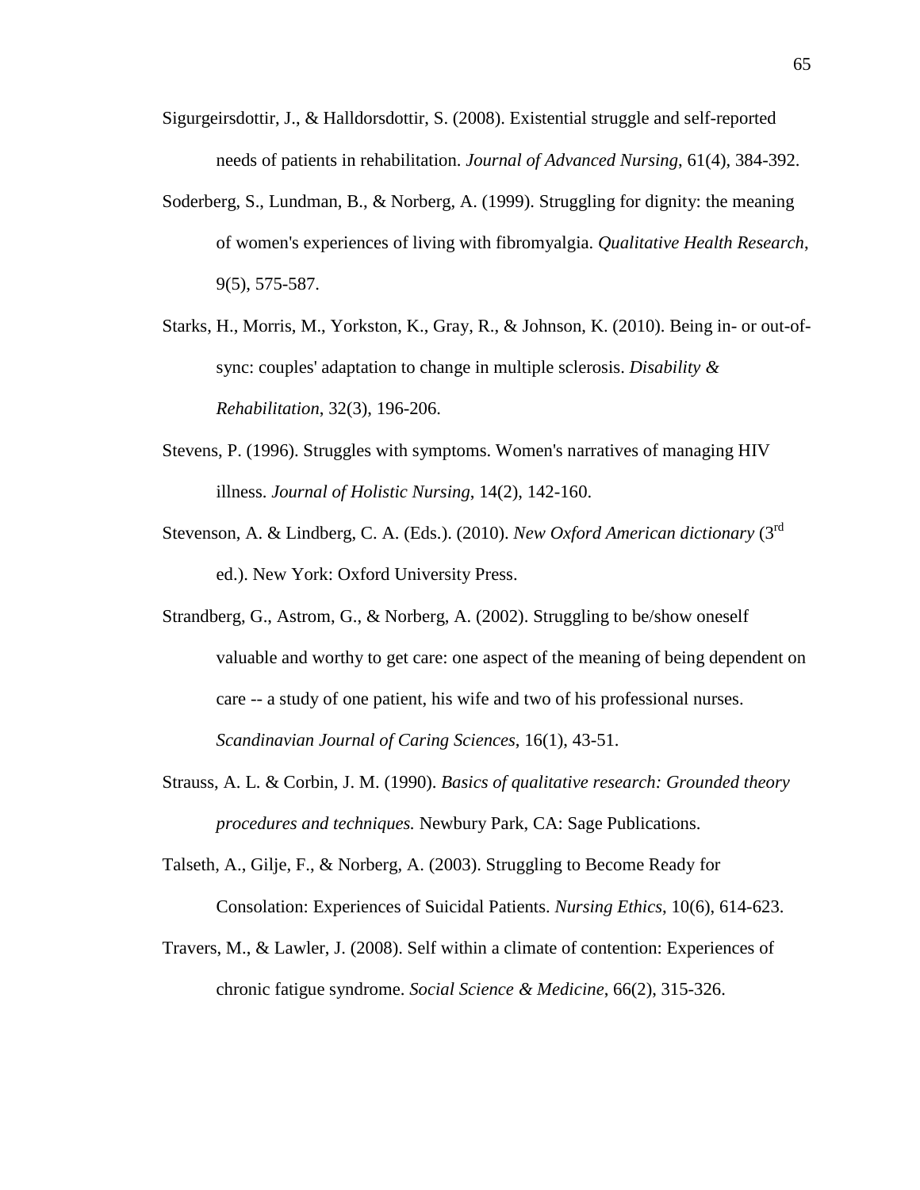Sigurgeirsdottir, J., & Halldorsdottir, S. (2008). Existential struggle and self-reported needs of patients in rehabilitation. *Journal of Advanced Nursing*, 61(4), 384-392.

Soderberg, S., Lundman, B., & Norberg, A. (1999). Struggling for dignity: the meaning of women's experiences of living with fibromyalgia. *Qualitative Health Research*, 9(5), 575-587.

Starks, H., Morris, M., Yorkston, K., Gray, R., & Johnson, K. (2010). Being in- or out-of-sync: couples' adaptation to change in multiple sclerosis. *Disability & Rehabilitation*, 32(3), 196-206.

Stevens, P. (1996). Struggles with symptoms. Women's narratives of managing HIV illness. *Journal of Holistic Nursing*, 14(2), 142-160.

Stevenson, A. & Lindberg, C. A. (Eds.). (2010). *New Oxford American dictionary* (3rd ed.). New York: Oxford University Press.

Strandberg, G., Astrom, G., & Norberg, A. (2002). Struggling to be/show oneself valuable and worthy to get care: one aspect of the meaning of being dependent on care -- a study of one patient, his wife and two of his professional nurses. *Scandinavian Journal of Caring Sciences*, 16(1), 43-51.

Strauss, A. L. & Corbin, J. M. (1990). *Basics of qualitative research: Grounded theory procedures and techniques.* Newbury Park, CA: Sage Publications.

Talseth, A., Gilje, F., & Norberg, A. (2003). Struggling to Become Ready for Consolation: Experiences of Suicidal Patients. *Nursing Ethics*, 10(6), 614-623.

Travers, M., & Lawler, J. (2008). Self within a climate of contention: Experiences of chronic fatigue syndrome. *Social Science & Medicine*, 66(2), 315-326.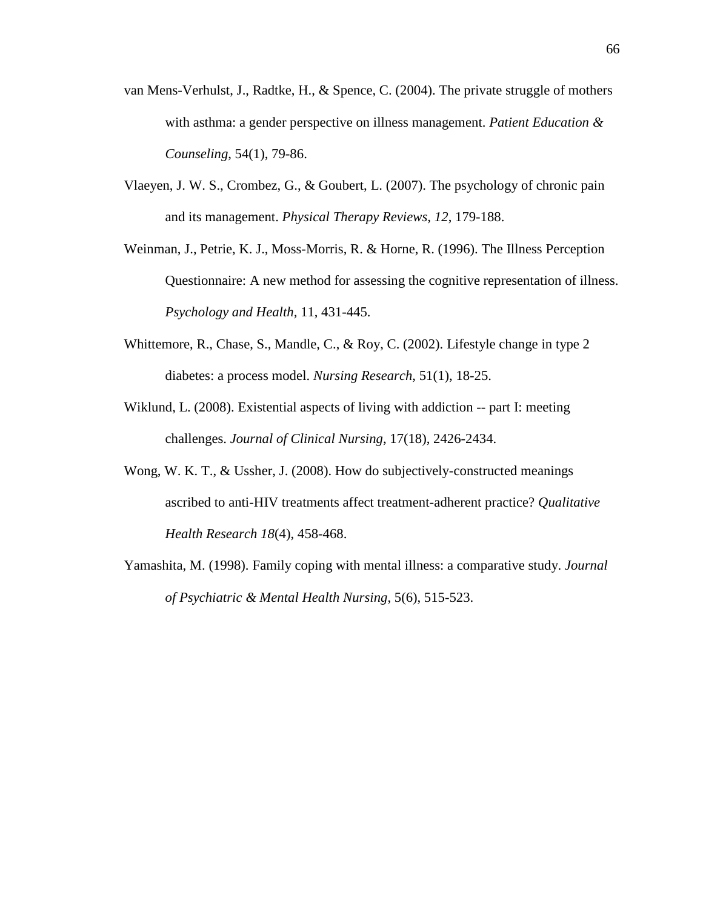van Mens-Verhulst, J., Radtke, H., & Spence, C. (2004). The private struggle of mothers with asthma: a gender perspective on illness management. *Patient Education & Counseling*, 54(1), 79-86.

Vlaeyen, J. W. S., Crombez, G., & Goubert, L. (2007). The psychology of chronic pain and its management. *Physical Therapy Reviews, 12*, 179-188.

Weinman, J., Petrie, K. J., Moss-Morris, R. & Horne, R. (1996). The Illness Perception Questionnaire: A new method for assessing the cognitive representation of illness. *Psychology and Health*, 11, 431-445.

Whittemore, R., Chase, S., Mandle, C., & Roy, C. (2002). Lifestyle change in type 2 diabetes: a process model. *Nursing Research*, 51(1), 18-25.

Wiklund, L. (2008). Existential aspects of living with addiction -- part I: meeting challenges. *Journal of Clinical Nursing*, 17(18), 2426-2434.

Wong, W. K. T., & Ussher, J. (2008). How do subjectively-constructed meanings ascribed to anti-HIV treatments affect treatment-adherent practice? *Qualitative Health Research 18*(4), 458-468.

Yamashita, M. (1998). Family coping with mental illness: a comparative study. *Journal of Psychiatric & Mental Health Nursing*, 5(6), 515-523.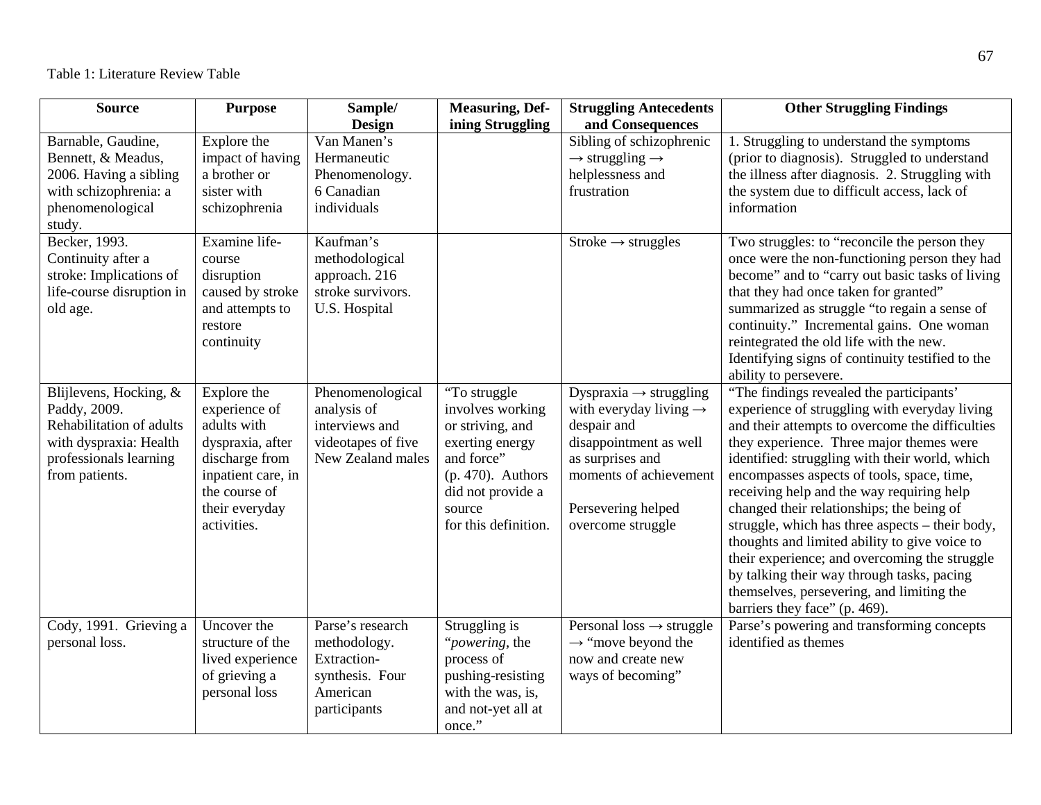Table 1: Literature Review Table

| Source | Purpose | Sample/ Design | Measuring, Defining Struggling | Struggling Antecedents and Consequences | Other Struggling Findings |
|---|---|---|---|---|---|
| Barnable, Gaudine, Bennett, & Meadus, 2006. Having a sibling with schizophrenia: a phenomenological study. | Explore the impact of having a brother or sister with schizophrenia | Van Manen's Hermaneutic Phenomenology. 6 Canadian individuals | | Sibling of schizophrenic → struggling → helplessness and frustration | 1. Struggling to understand the symptoms (prior to diagnosis). Struggled to understand the illness after diagnosis. 2. Struggling with the system due to difficult access, lack of information |
| Becker, 1993. Continuity after a stroke: Implications of life-course disruption in old age. | Examine life-course disruption caused by stroke and attempts to restore continuity | Kaufman's methodological approach. 216 stroke survivors. U.S. Hospital | | Stroke → struggles | Two struggles: to "reconcile the person they once were the non-functioning person they had become" and to "carry out basic tasks of living that they had once taken for granted" summarized as struggle "to regain a sense of continuity." Incremental gains. One woman reintegrated the old life with the new. Identifying signs of continuity testified to the ability to persevere. |
| Blijlevens, Hocking, & Paddy, 2009. Rehabilitation of adults with dyspraxia: Health professionals learning from patients. | Explore the experience of adults with dyspraxia, after discharge from inpatient care, in the course of their everyday activities. | Phenomenological analysis of interviews and videotapes of five New Zealand males | "To struggle involves working or striving, and exerting energy and force" (p. 470). Authors did not provide a source for this definition. | Dyspraxia → struggling with everyday living → despair and disappointment as well as surprises and moments of achievement<br><br>Persevering helped overcome struggle | "The findings revealed the participants' experience of struggling with everyday living and their attempts to overcome the difficulties they experience. Three major themes were identified: struggling with their world, which encompasses aspects of tools, space, time, receiving help and the way requiring help changed their relationships; the being of struggle, which has three aspects – their body, thoughts and limited ability to give voice to their experience; and overcoming the struggle by talking their way through tasks, pacing themselves, persevering, and limiting the barriers they face" (p. 469). |
| Cody, 1991. Grieving a personal loss. | Uncover the structure of the lived experience of grieving a personal loss | Parse's research methodology. Extraction-synthesis. Four American participants | Struggling is "*powering*, the process of pushing-resisting with the was, is, and not-yet all at once." | Personal loss → struggle → "move beyond the now and create new ways of becoming" | Parse's powering and transforming concepts identified as themes |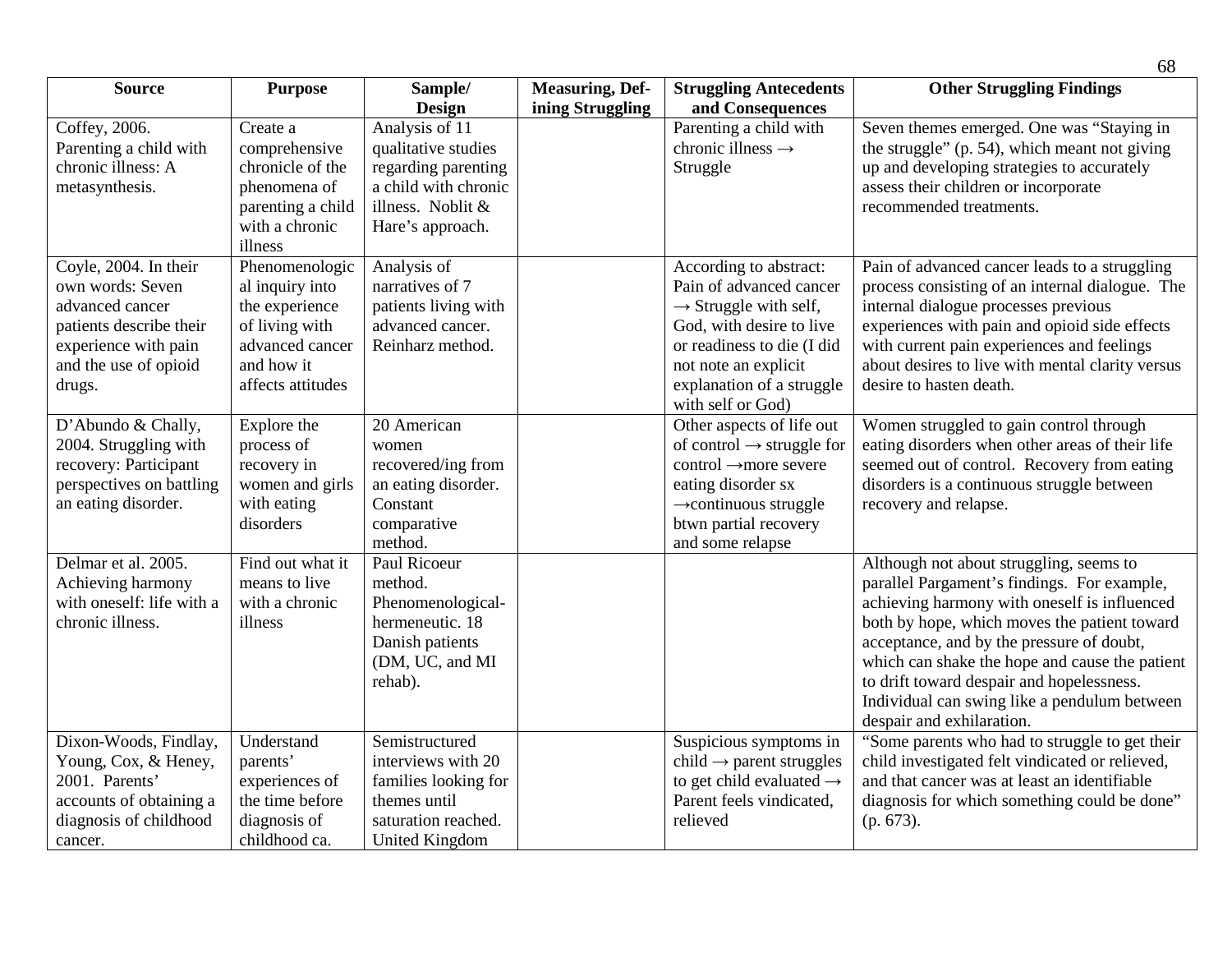| Source | Purpose | Sample/ Design | Measuring, Defining Struggling | Struggling Antecedents and Consequences | Other Struggling Findings |
|---|---|---|---|---|---|
| Coffey, 2006. Parenting a child with chronic illness: A metasynthesis. | Create a comprehensive chronicle of the phenomena of parenting a child with a chronic illness | Analysis of 11 qualitative studies regarding parenting a child with chronic illness. Noblit & Hare's approach. | | Parenting a child with chronic illness → Struggle | Seven themes emerged. One was "Staying in the struggle" (p. 54), which meant not giving up and developing strategies to accurately assess their children or incorporate recommended treatments. |
| Coyle, 2004. In their own words: Seven advanced cancer patients describe their experience with pain and the use of opioid drugs. | Phenomenological inquiry into the experience of living with advanced cancer and how it affects attitudes | Analysis of narratives of 7 patients living with advanced cancer. Reinharz method. | | According to abstract: Pain of advanced cancer → Struggle with self, God, with desire to live or readiness to die (I did not note an explicit explanation of a struggle with self or God) | Pain of advanced cancer leads to a struggling process consisting of an internal dialogue. The internal dialogue processes previous experiences with pain and opioid side effects with current pain experiences and feelings about desires to live with mental clarity versus desire to hasten death. |
| D'Abundo & Chally, 2004. Struggling with recovery: Participant perspectives on battling an eating disorder. | Explore the process of recovery in women and girls with eating disorders | 20 American women recovered/ing from an eating disorder. Constant comparative method. | | Other aspects of life out of control → struggle for control →more severe eating disorder sx →continuous struggle btwn partial recovery and some relapse | Women struggled to gain control through eating disorders when other areas of their life seemed out of control. Recovery from eating disorders is a continuous struggle between recovery and relapse. |
| Delmar et al. 2005. Achieving harmony with oneself: life with a chronic illness. | Find out what it means to live with a chronic illness | Paul Ricoeur method. Phenomenological-hermeneutic. 18 Danish patients (DM, UC, and MI rehab). | | | Although not about struggling, seems to parallel Pargament's findings. For example, achieving harmony with oneself is influenced both by hope, which moves the patient toward acceptance, and by the pressure of doubt, which can shake the hope and cause the patient to drift toward despair and hopelessness. Individual can swing like a pendulum between despair and exhilaration. |
| Dixon-Woods, Findlay, Young, Cox, & Heney, 2001. Parents' accounts of obtaining a diagnosis of childhood cancer. | Understand parents' experiences of the time before diagnosis of childhood ca. | Semistructured interviews with 20 families looking for themes until saturation reached. United Kingdom | | Suspicious symptoms in child → parent struggles to get child evaluated → Parent feels vindicated, relieved | "Some parents who had to struggle to get their child investigated felt vindicated or relieved, and that cancer was at least an identifiable diagnosis for which something could be done" (p. 673). |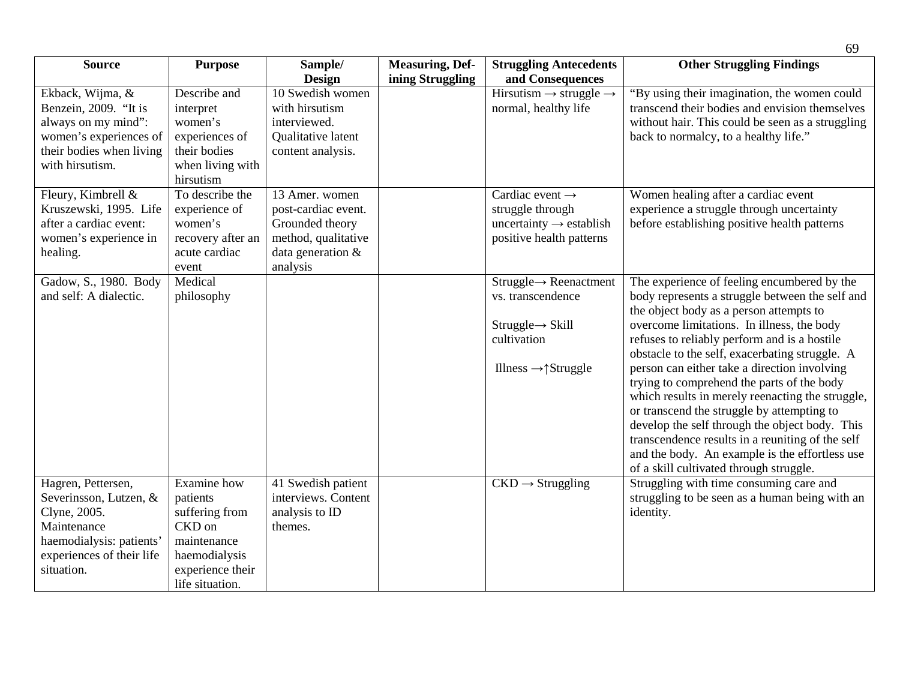| Source | Purpose | Sample/ Design | Measuring, Defining Struggling | Struggling Antecedents and Consequences | Other Struggling Findings |
|---|---|---|---|---|---|
| Ekback, Wijma, & Benzein, 2009. "It is always on my mind": women's experiences of their bodies when living with hirsutism. | Describe and interpret women's experiences of their bodies when living with hirsutism | 10 Swedish women with hirsutism interviewed. Qualitative latent content analysis. | | Hirsutism → struggle → normal, healthy life | "By using their imagination, the women could transcend their bodies and envision themselves without hair. This could be seen as a struggling back to normalcy, to a healthy life." |
| Fleury, Kimbrell & Kruszewski, 1995. Life after a cardiac event: women's experience in healing. | To describe the experience of women's recovery after an acute cardiac event | 13 Amer. women post-cardiac event. Grounded theory method, qualitative data generation & analysis | | Cardiac event → struggle through uncertainty → establish positive health patterns | Women healing after a cardiac event experience a struggle through uncertainty before establishing positive health patterns |
| Gadow, S., 1980. Body and self: A dialectic. | Medical philosophy | | | Struggle→ Reenactment vs. transcendence<br><br>Struggle→ Skill cultivation<br><br>Illness →↑Struggle | The experience of feeling encumbered by the body represents a struggle between the self and the object body as a person attempts to overcome limitations. In illness, the body refuses to reliably perform and is a hostile obstacle to the self, exacerbating struggle. A person can either take a direction involving trying to comprehend the parts of the body which results in merely reenacting the struggle, or transcend the struggle by attempting to develop the self through the object body. This transcendence results in a reuniting of the self and the body. An example is the effortless use of a skill cultivated through struggle. |
| Hagren, Pettersen, Severinsson, Lutzen, & Clyne, 2005. Maintenance haemodialysis: patients' experiences of their life situation. | Examine how patients suffering from CKD on maintenance haemodialysis experience their life situation. | 41 Swedish patient interviews. Content analysis to ID themes. | | CKD → Struggling | Struggling with time consuming care and struggling to be seen as a human being with an identity. |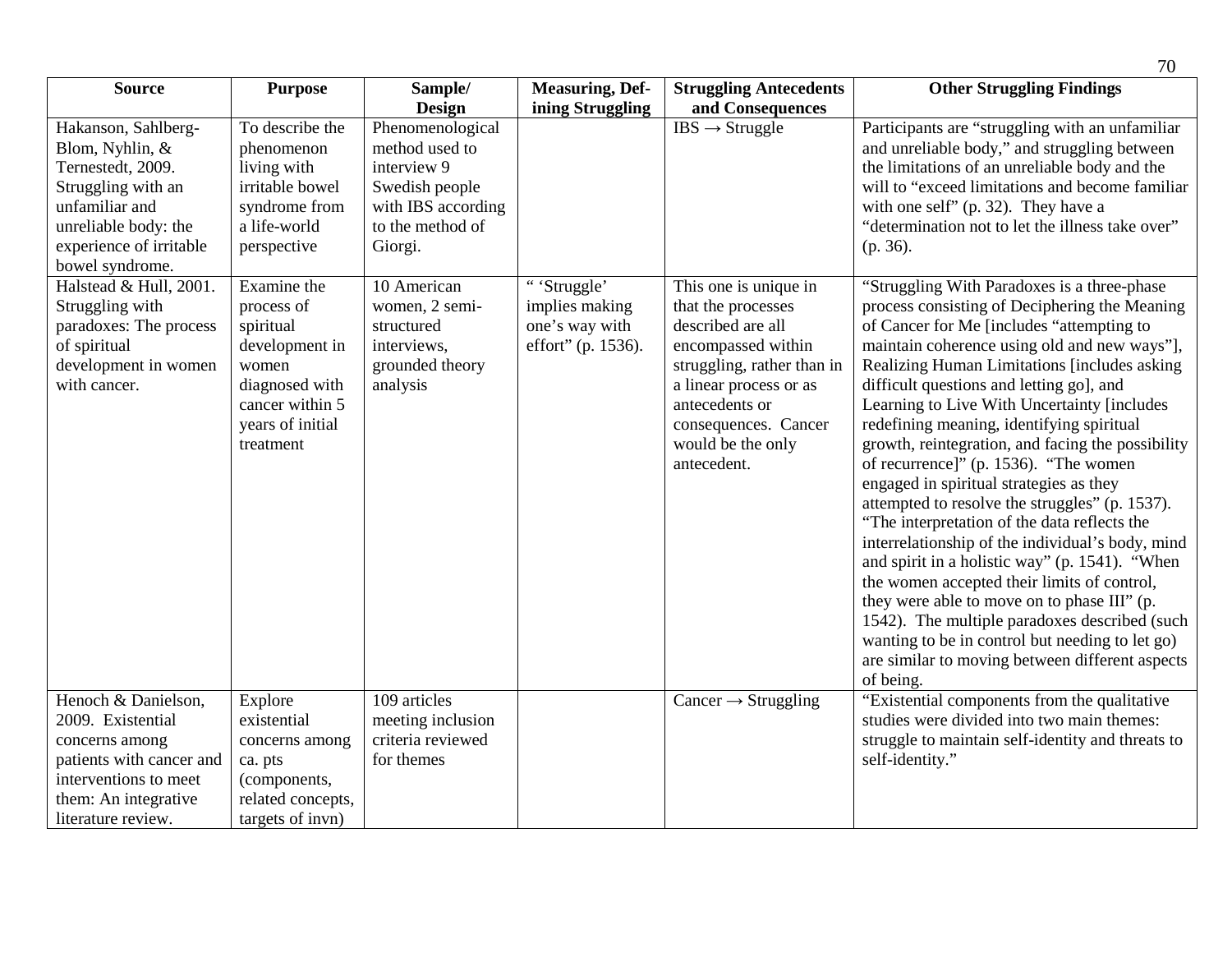| Source | Purpose | Sample/ Design | Measuring, Defining Struggling | Struggling Antecedents and Consequences | Other Struggling Findings |
|---|---|---|---|---|---|
| Hakanson, Sahlberg-Blom, Nyhlin, & Ternestedt, 2009. Struggling with an unfamiliar and unreliable body: the experience of irritable bowel syndrome. | To describe the phenomenon living with irritable bowel syndrome from a life-world perspective | Phenomenological method used to interview 9 Swedish people with IBS according to the method of Giorgi. | | IBS → Struggle | Participants are "struggling with an unfamiliar and unreliable body," and struggling between the limitations of an unreliable body and the will to "exceed limitations and become familiar with one self" (p. 32). They have a "determination not to let the illness take over" (p. 36). |
| Halstead & Hull, 2001. Struggling with paradoxes: The process of spiritual development in women with cancer. | Examine the process of spiritual development in women diagnosed with cancer within 5 years of initial treatment | 10 American women, 2 semi-structured interviews, grounded theory analysis | " 'Struggle' implies making one's way with effort" (p. 1536). | This one is unique in that the processes described are all encompassed within struggling, rather than in a linear process or as antecedents or consequences. Cancer would be the only antecedent. | "Struggling With Paradoxes is a three-phase process consisting of Deciphering the Meaning of Cancer for Me [includes "attempting to maintain coherence using old and new ways"], Realizing Human Limitations [includes asking difficult questions and letting go], and Learning to Live With Uncertainty [includes redefining meaning, identifying spiritual growth, reintegration, and facing the possibility of recurrence]" (p. 1536). "The women engaged in spiritual strategies as they attempted to resolve the struggles" (p. 1537). "The interpretation of the data reflects the interrelationship of the individual's body, mind and spirit in a holistic way" (p. 1541). "When the women accepted their limits of control, they were able to move on to phase III" (p. 1542). The multiple paradoxes described (such wanting to be in control but needing to let go) are similar to moving between different aspects of being. |
| Henoch & Danielson, 2009. Existential concerns among patients with cancer and interventions to meet them: An integrative literature review. | Explore existential concerns among ca. pts (components, related concepts, targets of invn) | 109 articles meeting inclusion criteria reviewed for themes | | Cancer → Struggling | "Existential components from the qualitative studies were divided into two main themes: struggle to maintain self-identity and threats to self-identity." |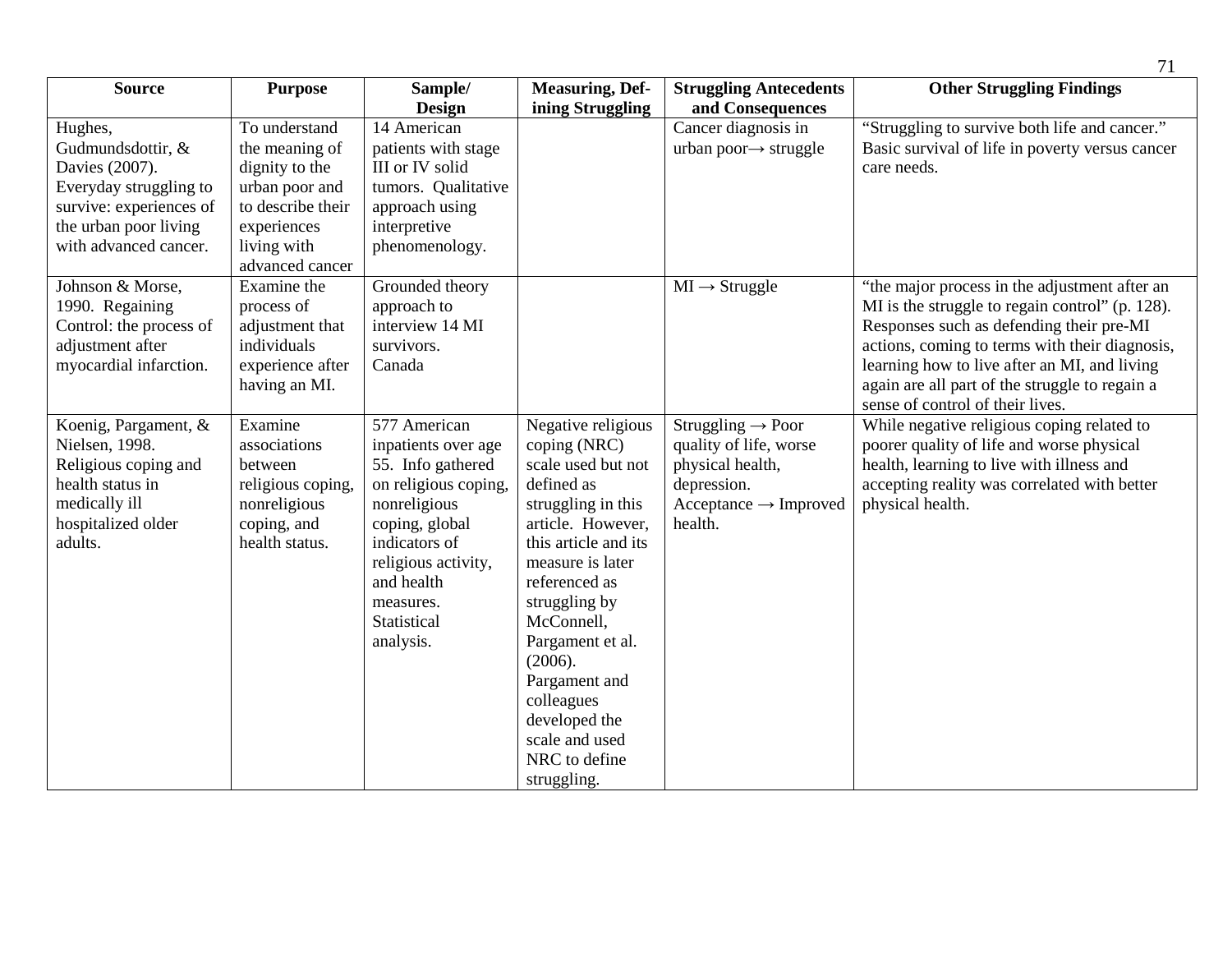| Source | Purpose | Sample/ Design | Measuring, Defining Struggling | Struggling Antecedents and Consequences | Other Struggling Findings |
|---|---|---|---|---|---|
| Hughes, Gudmundsdottir, & Davies (2007). Everyday struggling to survive: experiences of the urban poor living with advanced cancer. | To understand the meaning of dignity to the urban poor and to describe their experiences living with advanced cancer | 14 American patients with stage III or IV solid tumors. Qualitative approach using interpretive phenomenology. | | Cancer diagnosis in urban poor→ struggle | "Struggling to survive both life and cancer." Basic survival of life in poverty versus cancer care needs. |
| Johnson & Morse, 1990. Regaining Control: the process of adjustment after myocardial infarction. | Examine the process of adjustment that individuals experience after having an MI. | Grounded theory approach to interview 14 MI survivors. Canada | | MI → Struggle | "the major process in the adjustment after an MI is the struggle to regain control" (p. 128). Responses such as defending their pre-MI actions, coming to terms with their diagnosis, learning how to live after an MI, and living again are all part of the struggle to regain a sense of control of their lives. |
| Koenig, Pargament, & Nielsen, 1998. Religious coping and health status in medically ill hospitalized older adults. | Examine associations between religious coping, nonreligious coping, and health status. | 577 American inpatients over age 55. Info gathered on religious coping, nonreligious coping, global indicators of religious activity, and health measures. Statistical analysis. | Negative religious coping (NRC) scale used but not defined as struggling in this article. However, this article and its measure is later referenced as struggling by McConnell, Pargament et al. (2006). Pargament and colleagues developed the scale and used NRC to define struggling. | Struggling → Poor quality of life, worse physical health, depression. Acceptance → Improved health. | While negative religious coping related to poorer quality of life and worse physical health, learning to live with illness and accepting reality was correlated with better physical health. |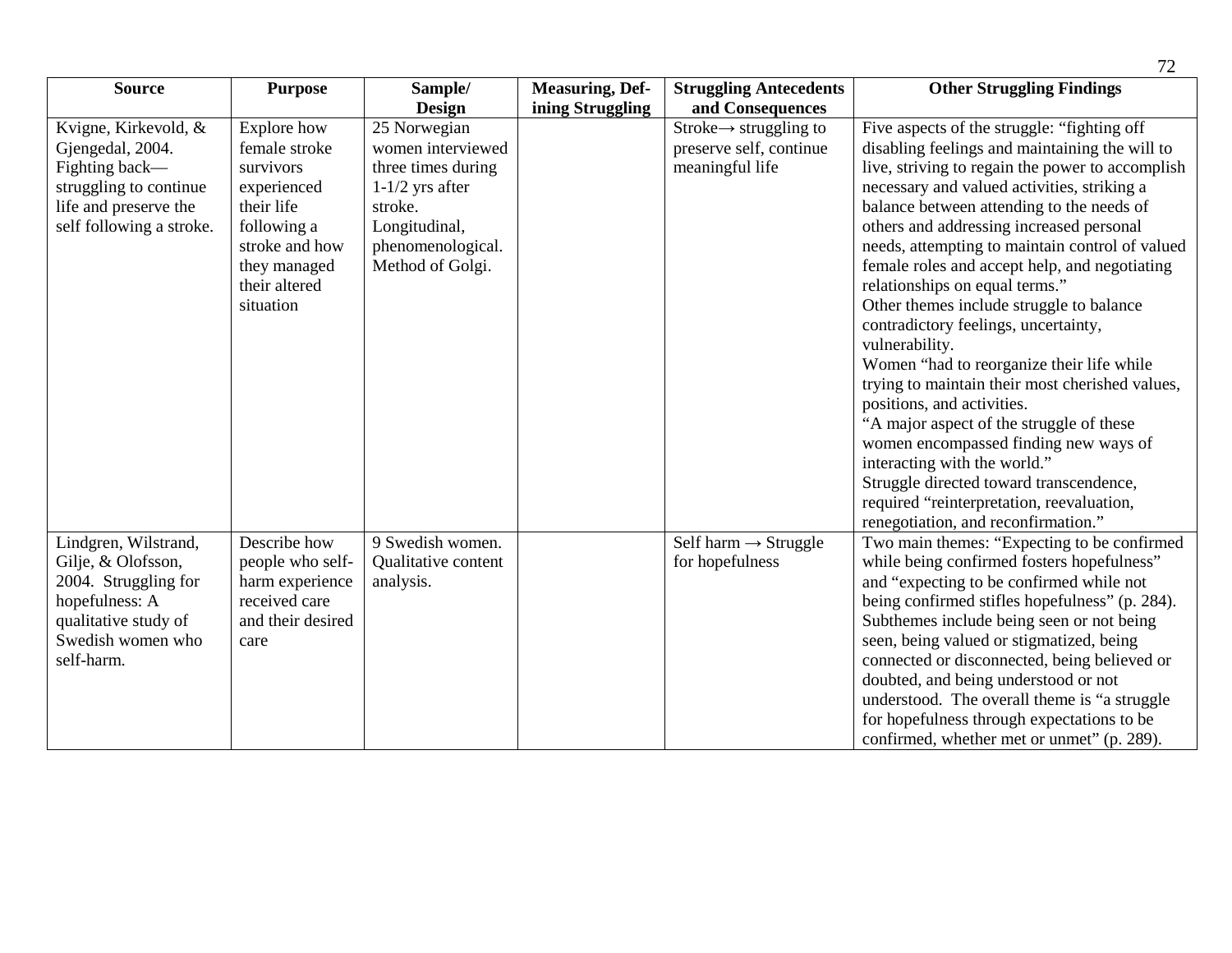| Source | Purpose | Sample/ Design | Measuring, Defining Struggling | Struggling Antecedents and Consequences | Other Struggling Findings |
|---|---|---|---|---|---|
| Kvigne, Kirkevold, & Gjengedal, 2004. Fighting back—struggling to continue life and preserve the self following a stroke. | Explore how female stroke survivors experienced their life following a stroke and how they managed their altered situation | 25 Norwegian women interviewed three times during 1-1/2 yrs after stroke. Longitudinal, phenomenological. Method of Golgi. | | Stroke→ struggling to preserve self, continue meaningful life | Five aspects of the struggle: "fighting off disabling feelings and maintaining the will to live, striving to regain the power to accomplish necessary and valued activities, striking a balance between attending to the needs of others and addressing increased personal needs, attempting to maintain control of valued female roles and accept help, and negotiating relationships on equal terms." Other themes include struggle to balance contradictory feelings, uncertainty, vulnerability. Women "had to reorganize their life while trying to maintain their most cherished values, positions, and activities. "A major aspect of the struggle of these women encompassed finding new ways of interacting with the world." Struggle directed toward transcendence, required "reinterpretation, reevaluation, renegotiation, and reconfirmation." |
| Lindgren, Wilstrand, Gilje, & Olofsson, 2004. Struggling for hopefulness: A qualitative study of Swedish women who self-harm. | Describe how people who self-harm experience received care and their desired care | 9 Swedish women. Qualitative content analysis. | | Self harm → Struggle for hopefulness | Two main themes: "Expecting to be confirmed while being confirmed fosters hopefulness" and "expecting to be confirmed while not being confirmed stifles hopefulness" (p. 284). Subthemes include being seen or not being seen, being valued or stigmatized, being connected or disconnected, being believed or doubted, and being understood or not understood. The overall theme is "a struggle for hopefulness through expectations to be confirmed, whether met or unmet" (p. 289). |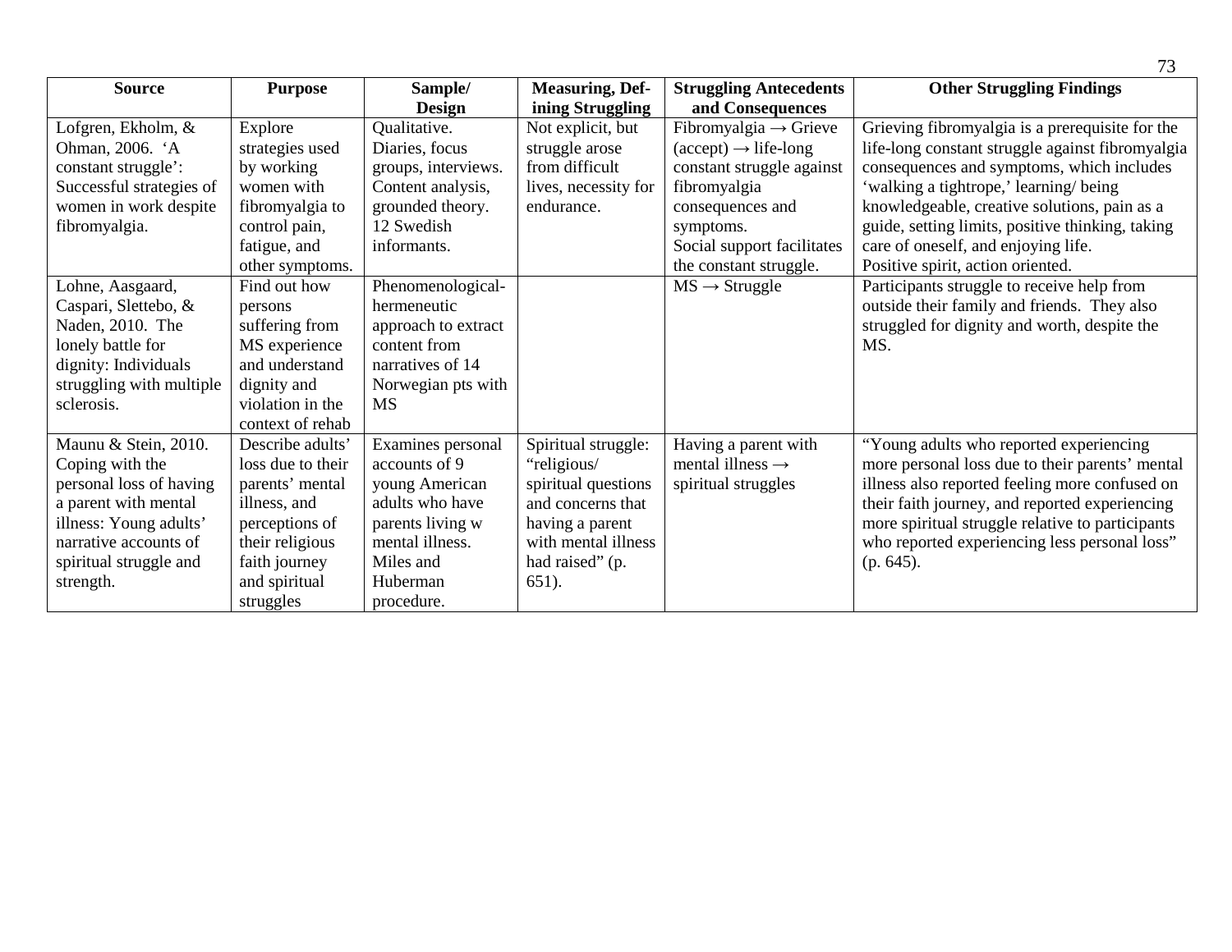| Source | Purpose | Sample/ Design | Measuring, Defining Struggling | Struggling Antecedents and Consequences | Other Struggling Findings |
|---|---|---|---|---|---|
| Lofgren, Ekholm, & Ohman, 2006. 'A constant struggle': Successful strategies of women in work despite fibromyalgia. | Explore strategies used by working women with fibromyalgia to control pain, fatigue, and other symptoms. | Qualitative. Diaries, focus groups, interviews. Content analysis, grounded theory. 12 Swedish informants. | Not explicit, but struggle arose from difficult lives, necessity for endurance. | Fibromyalgia → Grieve (accept) → life-long constant struggle against fibromyalgia consequences and symptoms. Social support facilitates the constant struggle. | Grieving fibromyalgia is a prerequisite for the life-long constant struggle against fibromyalgia consequences and symptoms, which includes 'walking a tightrope,' learning/ being knowledgeable, creative solutions, pain as a guide, setting limits, positive thinking, taking care of oneself, and enjoying life. Positive spirit, action oriented. |
| Lohne, Aasgaard, Caspari, Slettebo, & Naden, 2010. The lonely battle for dignity: Individuals struggling with multiple sclerosis. | Find out how persons suffering from MS experience and understand dignity and violation in the context of rehab | Phenomenological-hermeneutic approach to extract content from narratives of 14 Norwegian pts with MS | | MS → Struggle | Participants struggle to receive help from outside their family and friends. They also struggled for dignity and worth, despite the MS. |
| Maunu & Stein, 2010. Coping with the personal loss of having a parent with mental illness: Young adults' narrative accounts of spiritual struggle and strength. | Describe adults' loss due to their parents' mental illness, and perceptions of their religious faith journey and spiritual struggles | Examines personal accounts of 9 young American adults who have parents living w mental illness. Miles and Huberman procedure. | Spiritual struggle: "religious/ spiritual questions and concerns that having a parent with mental illness had raised" (p. 651). | Having a parent with mental illness → spiritual struggles | "Young adults who reported experiencing more personal loss due to their parents' mental illness also reported feeling more confused on their faith journey, and reported experiencing more spiritual struggle relative to participants who reported experiencing less personal loss" (p. 645). |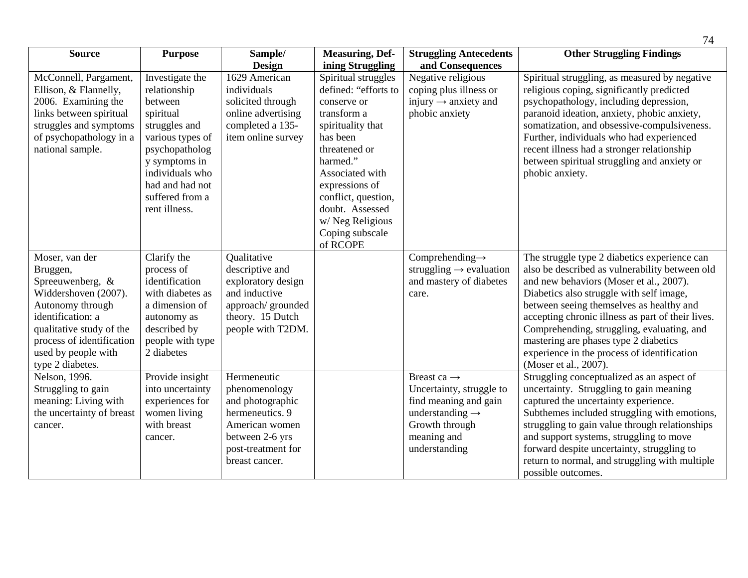| Source | Purpose | Sample/ Design | Measuring, Defining Struggling | Struggling Antecedents and Consequences | Other Struggling Findings |
|---|---|---|---|---|---|
| McConnell, Pargament, Ellison, & Flannelly, 2006. Examining the links between spiritual struggles and symptoms of psychopathology in a national sample. | Investigate the relationship between spiritual struggles and various types of psychopathology symptoms in individuals who had and had not suffered from a rent illness. | 1629 American individuals solicited through online advertising completed a 135-item online survey | Spiritual struggles defined: "efforts to conserve or transform a spirituality that has been threatened or harmed." Associated with expressions of conflict, question, doubt. Assessed w/ Neg Religious Coping subscale of RCOPE | Negative religious coping plus illness or injury → anxiety and phobic anxiety | Spiritual struggling, as measured by negative religious coping, significantly predicted psychopathology, including depression, paranoid ideation, anxiety, phobic anxiety, somatization, and obsessive-compulsiveness. Further, individuals who had experienced recent illness had a stronger relationship between spiritual struggling and anxiety or phobic anxiety. |
| Moser, van der Bruggen, Spreeuwenberg, & Widdershoven (2007). Autonomy through identification: a qualitative study of the process of identification used by people with type 2 diabetes. | Clarify the process of identification with diabetes as a dimension of autonomy as described by people with type 2 diabetes | Qualitative descriptive and exploratory design and inductive approach/ grounded theory. 15 Dutch people with T2DM. | | Comprehending→ struggling → evaluation and mastery of diabetes care. | The struggle type 2 diabetics experience can also be described as vulnerability between old and new behaviors (Moser et al., 2007). Diabetics also struggle with self image, between seeing themselves as healthy and accepting chronic illness as part of their lives. Comprehending, struggling, evaluating, and mastering are phases type 2 diabetics experience in the process of identification (Moser et al., 2007). |
| Nelson, 1996. Struggling to gain meaning: Living with the uncertainty of breast cancer. | Provide insight into uncertainty experiences for women living with breast cancer. | Hermeneutic phenomenology and photographic hermeneutics. 9 American women between 2-6 yrs post-treatment for breast cancer. | | Breast ca → Uncertainty, struggle to find meaning and gain understanding → Growth through meaning and understanding | Struggling conceptualized as an aspect of uncertainty. Struggling to gain meaning captured the uncertainty experience. Subthemes included struggling with emotions, struggling to gain value through relationships and support systems, struggling to move forward despite uncertainty, struggling to return to normal, and struggling with multiple possible outcomes. |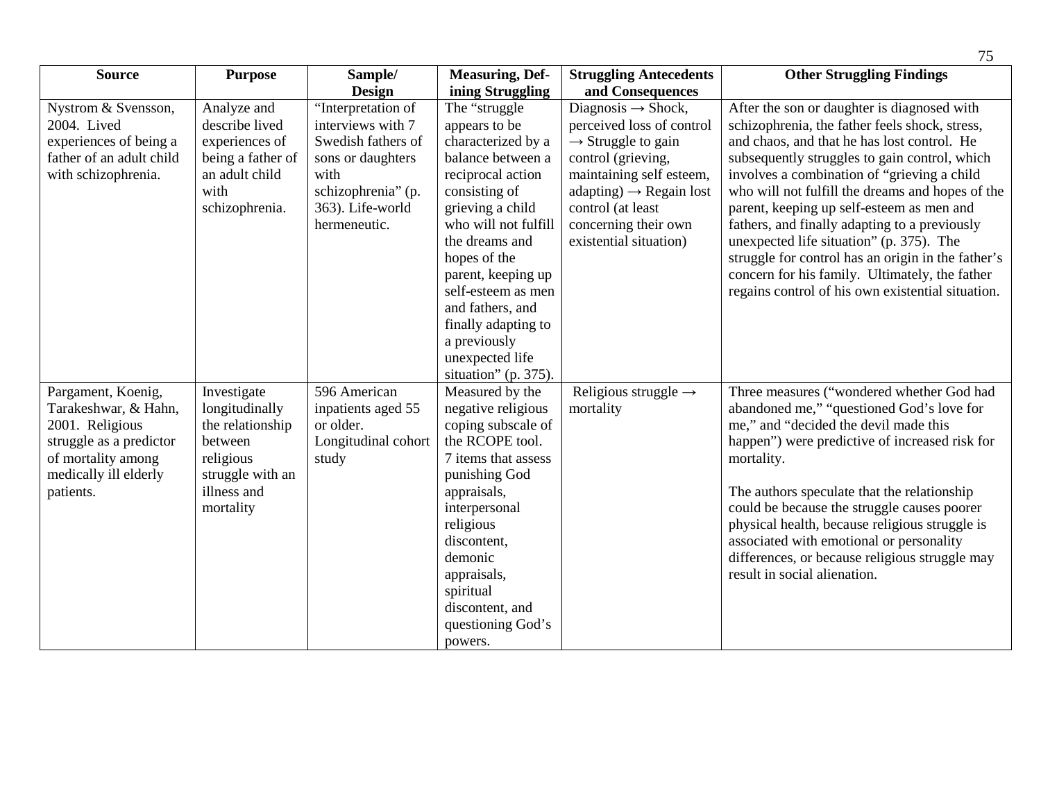| Source | Purpose | Sample/ Design | Measuring, Defining Struggling | Struggling Antecedents and Consequences | Other Struggling Findings |
|---|---|---|---|---|---|
| Nystrom & Svensson, 2004. Lived experiences of being a father of an adult child with schizophrenia. | Analyze and describe lived experiences of being a father of an adult child with schizophrenia. | "Interpretation of interviews with 7 Swedish fathers of sons or daughters with schizophrenia" (p. 363). Life-world hermeneutic. | The "struggle appears to be characterized by a balance between a reciprocal action consisting of grieving a child who will not fulfill the dreams and hopes of the parent, keeping up self-esteem as men and fathers, and finally adapting to a previously unexpected life situation" (p. 375). | Diagnosis → Shock, perceived loss of control → Struggle to gain control (grieving, maintaining self esteem, adapting) → Regain lost control (at least concerning their own existential situation) | After the son or daughter is diagnosed with schizophrenia, the father feels shock, stress, and chaos, and that he has lost control. He subsequently struggles to gain control, which involves a combination of "grieving a child who will not fulfill the dreams and hopes of the parent, keeping up self-esteem as men and fathers, and finally adapting to a previously unexpected life situation" (p. 375). The struggle for control has an origin in the father's concern for his family. Ultimately, the father regains control of his own existential situation. |
| Pargament, Koenig, Tarakeshwar, & Hahn, 2001. Religious struggle as a predictor of mortality among medically ill elderly patients. | Investigate longitudinally the relationship between religious struggle with an illness and mortality | 596 American inpatients aged 55 or older. Longitudinal cohort study | Measured by the negative religious coping subscale of the RCOPE tool. 7 items that assess punishing God appraisals, interpersonal religious discontent, demonic appraisals, spiritual discontent, and questioning God's powers. | Religious struggle → mortality | Three measures ("wondered whether God had abandoned me," "questioned God's love for me," and "decided the devil made this happen") were predictive of increased risk for mortality.<br><br>The authors speculate that the relationship could be because the struggle causes poorer physical health, because religious struggle is associated with emotional or personality differences, or because religious struggle may result in social alienation. |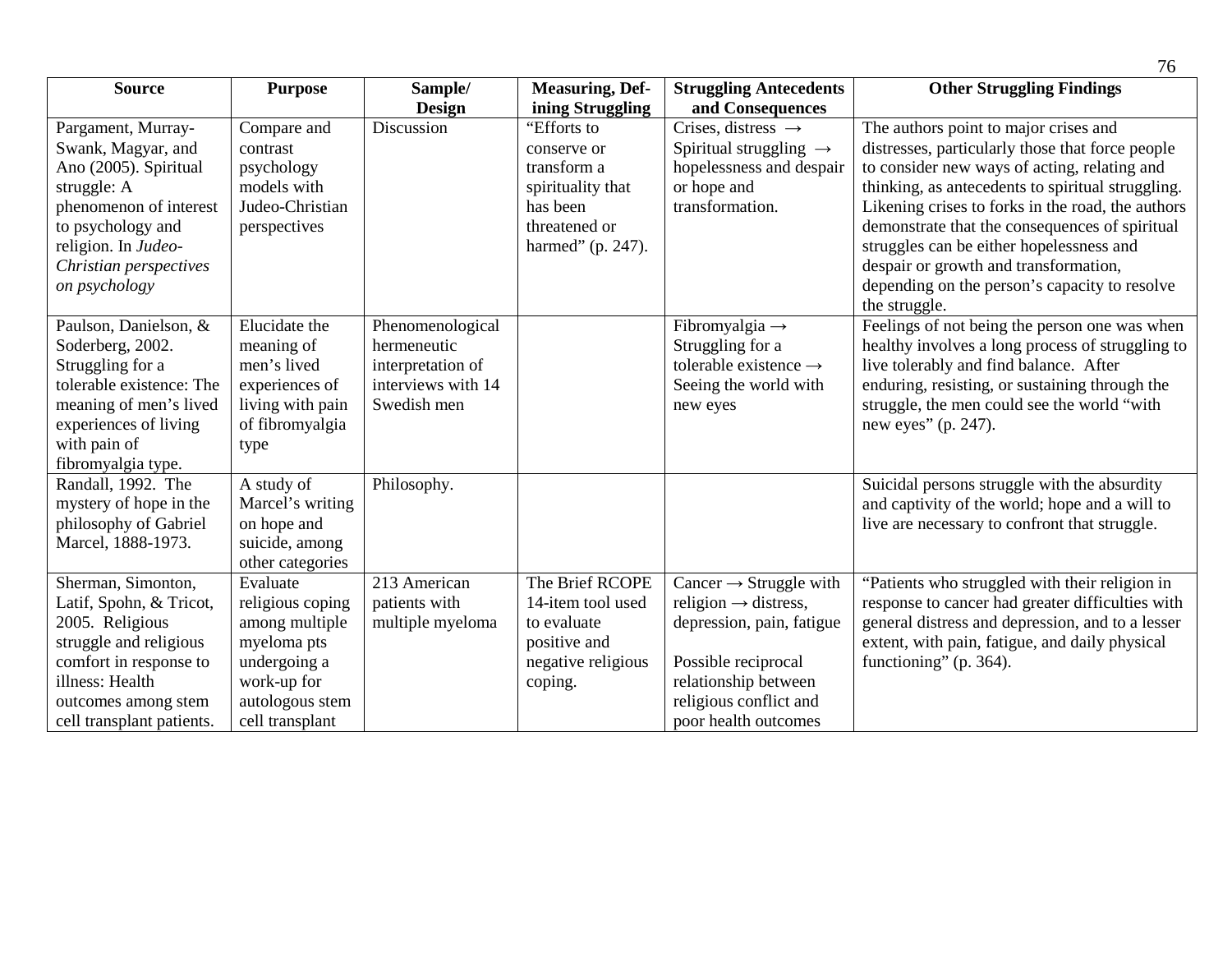| Source | Purpose | Sample/ Design | Measuring, Defining Struggling | Struggling Antecedents and Consequences | Other Struggling Findings |
|---|---|---|---|---|---|
| Pargament, Murray-Swank, Magyar, and Ano (2005). Spiritual struggle: A phenomenon of interest to psychology and religion. In *Judeo-Christian perspectives on psychology* | Compare and contrast psychology models with Judeo-Christian perspectives | Discussion | "Efforts to conserve or transform a spirituality that has been threatened or harmed" (p. 247). | Crises, distress → Spiritual struggling → hopelessness and despair or hope and transformation. | The authors point to major crises and distresses, particularly those that force people to consider new ways of acting, relating and thinking, as antecedents to spiritual struggling. Likening crises to forks in the road, the authors demonstrate that the consequences of spiritual struggles can be either hopelessness and despair or growth and transformation, depending on the person's capacity to resolve the struggle. |
| Paulson, Danielson, & Soderberg, 2002. Struggling for a tolerable existence: The meaning of men's lived experiences of living with pain of fibromyalgia type. | Elucidate the meaning of men's lived experiences of living with pain of fibromyalgia type | Phenomenological hermeneutic interpretation of interviews with 14 Swedish men | | Fibromyalgia → Struggling for a tolerable existence → Seeing the world with new eyes | Feelings of not being the person one was when healthy involves a long process of struggling to live tolerably and find balance. After enduring, resisting, or sustaining through the struggle, the men could see the world "with new eyes" (p. 247). |
| Randall, 1992. The mystery of hope in the philosophy of Gabriel Marcel, 1888-1973. | A study of Marcel's writing on hope and suicide, among other categories | Philosophy. | | | Suicidal persons struggle with the absurdity and captivity of the world; hope and a will to live are necessary to confront that struggle. |
| Sherman, Simonton, Latif, Spohn, & Tricot, 2005. Religious struggle and religious comfort in response to illness: Health outcomes among stem cell transplant patients. | Evaluate religious coping among multiple myeloma pts undergoing a work-up for autologous stem cell transplant | 213 American patients with multiple myeloma | The Brief RCOPE 14-item tool used to evaluate positive and negative religious coping. | Cancer → Struggle with religion → distress, depression, pain, fatigue<br><br>Possible reciprocal relationship between religious conflict and poor health outcomes | "Patients who struggled with their religion in response to cancer had greater difficulties with general distress and depression, and to a lesser extent, with pain, fatigue, and daily physical functioning" (p. 364). |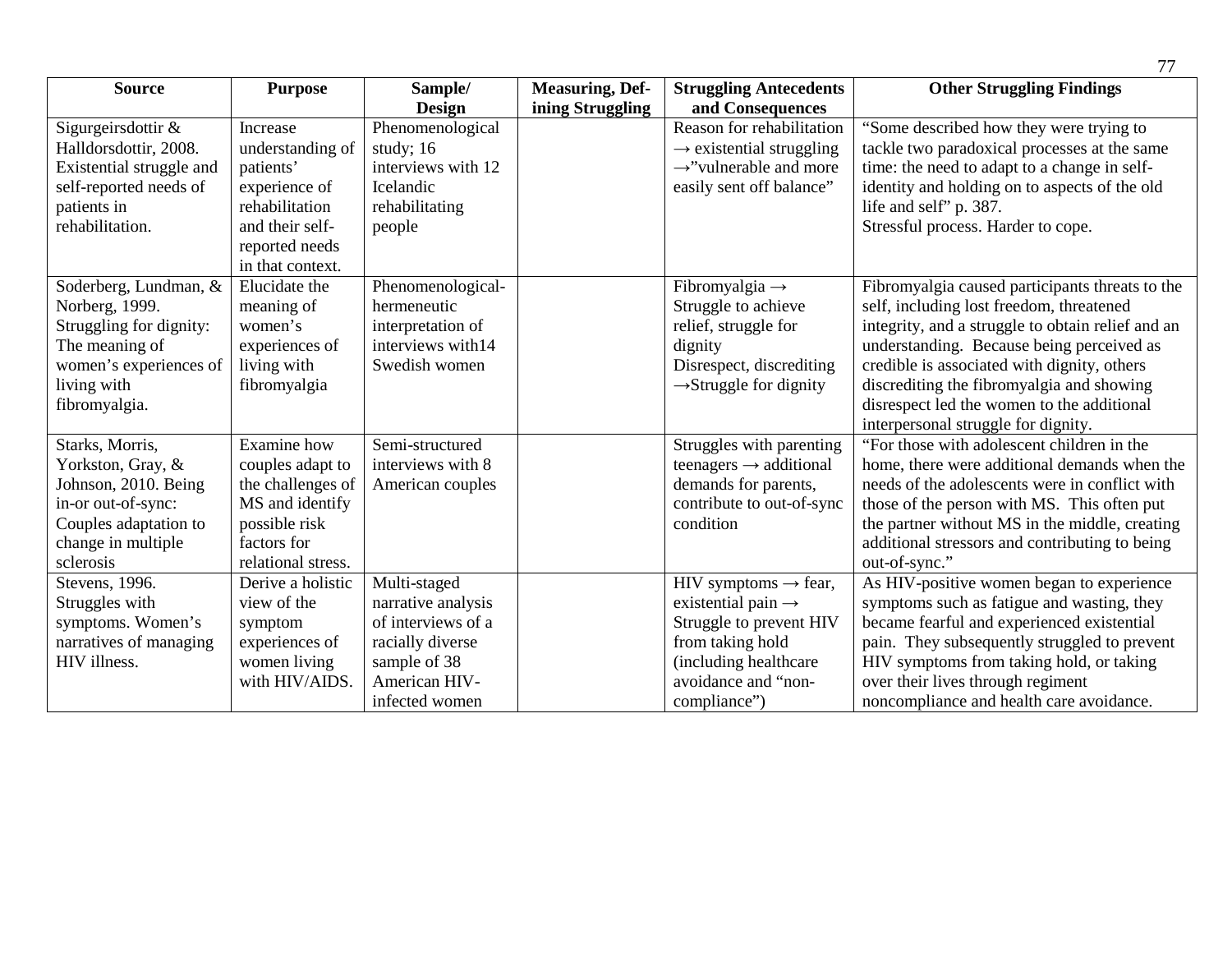| Source | Purpose | Sample/ Design | Measuring, Defining Struggling | Struggling Antecedents and Consequences | Other Struggling Findings |
|---|---|---|---|---|---|
| Sigurgeirsdottir & Halldorsdottir, 2008. Existential struggle and self-reported needs of patients in rehabilitation. | Increase understanding of patients' experience of rehabilitation and their self-reported needs in that context. | Phenomenological study; 16 interviews with 12 Icelandic rehabilitating people | | Reason for rehabilitation → existential struggling →"vulnerable and more easily sent off balance" | "Some described how they were trying to tackle two paradoxical processes at the same time: the need to adapt to a change in self-identity and holding on to aspects of the old life and self" p. 387. Stressful process. Harder to cope. |
| Soderberg, Lundman, & Norberg, 1999. Struggling for dignity: The meaning of women's experiences of living with fibromyalgia. | Elucidate the meaning of women's experiences of living with fibromyalgia | Phenomenological-hermeneutic interpretation of interviews with14 Swedish women | | Fibromyalgia → Struggle to achieve relief, struggle for dignity Disrespect, discrediting →Struggle for dignity | Fibromyalgia caused participants threats to the self, including lost freedom, threatened integrity, and a struggle to obtain relief and an understanding. Because being perceived as credible is associated with dignity, others discrediting the fibromyalgia and showing disrespect led the women to the additional interpersonal struggle for dignity. |
| Starks, Morris, Yorkston, Gray, & Johnson, 2010. Being in-or out-of-sync: Couples adaptation to change in multiple sclerosis | Examine how couples adapt to the challenges of MS and identify possible risk factors for relational stress. | Semi-structured interviews with 8 American couples | | Struggles with parenting teenagers → additional demands for parents, contribute to out-of-sync condition | "For those with adolescent children in the home, there were additional demands when the needs of the adolescents were in conflict with those of the person with MS. This often put the partner without MS in the middle, creating additional stressors and contributing to being out-of-sync." |
| Stevens, 1996. Struggles with symptoms. Women's narratives of managing HIV illness. | Derive a holistic view of the symptom experiences of women living with HIV/AIDS. | Multi-staged narrative analysis of interviews of a racially diverse sample of 38 American HIV-infected women | | HIV symptoms → fear, existential pain → Struggle to prevent HIV from taking hold (including healthcare avoidance and "non-compliance") | As HIV-positive women began to experience symptoms such as fatigue and wasting, they became fearful and experienced existential pain. They subsequently struggled to prevent HIV symptoms from taking hold, or taking over their lives through regiment noncompliance and health care avoidance. |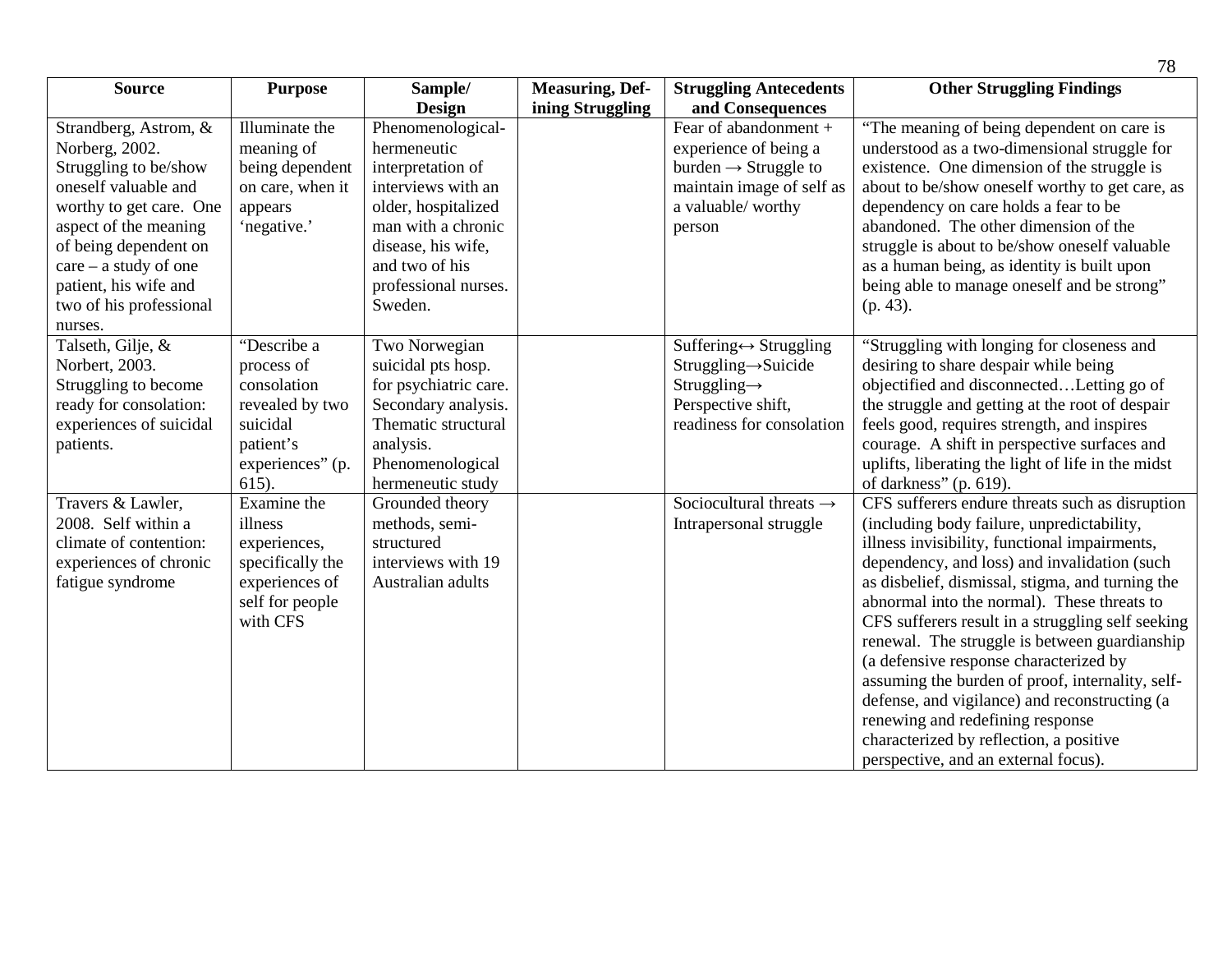| Source | Purpose | Sample/ Design | Measuring, Defining Struggling | Struggling Antecedents and Consequences | Other Struggling Findings |
|---|---|---|---|---|---|
| Strandberg, Astrom, & Norberg, 2002. Struggling to be/show oneself valuable and worthy to get care. One aspect of the meaning of being dependent on care – a study of one patient, his wife and two of his professional nurses. | Illuminate the meaning of being dependent on care, when it appears 'negative.' | Phenomenological-hermeneutic interpretation of interviews with an older, hospitalized man with a chronic disease, his wife, and two of his professional nurses. Sweden. | | Fear of abandonment + experience of being a burden → Struggle to maintain image of self as a valuable/ worthy person | "The meaning of being dependent on care is understood as a two-dimensional struggle for existence. One dimension of the struggle is about to be/show oneself worthy to get care, as dependency on care holds a fear to be abandoned. The other dimension of the struggle is about to be/show oneself valuable as a human being, as identity is built upon being able to manage oneself and be strong" (p. 43). |
| Talseth, Gilje, & Norbert, 2003. Struggling to become ready for consolation: experiences of suicidal patients. | "Describe a process of consolation revealed by two suicidal patient's experiences" (p. 615). | Two Norwegian suicidal pts hosp. for psychiatric care. Secondary analysis. Thematic structural analysis. Phenomenological hermeneutic study | | Suffering↔ Struggling Struggling→Suicide Struggling→ Perspective shift, readiness for consolation | "Struggling with longing for closeness and desiring to share despair while being objectified and disconnected…Letting go of the struggle and getting at the root of despair feels good, requires strength, and inspires courage. A shift in perspective surfaces and uplifts, liberating the light of life in the midst of darkness" (p. 619). |
| Travers & Lawler, 2008. Self within a climate of contention: experiences of chronic fatigue syndrome | Examine the illness experiences, specifically the experiences of self for people with CFS | Grounded theory methods, semi-structured interviews with 19 Australian adults | | Sociocultural threats → Intrapersonal struggle | CFS sufferers endure threats such as disruption (including body failure, unpredictability, illness invisibility, functional impairments, dependency, and loss) and invalidation (such as disbelief, dismissal, stigma, and turning the abnormal into the normal). These threats to CFS sufferers result in a struggling self seeking renewal. The struggle is between guardianship (a defensive response characterized by assuming the burden of proof, internality, self-defense, and vigilance) and reconstructing (a renewing and redefining response characterized by reflection, a positive perspective, and an external focus). |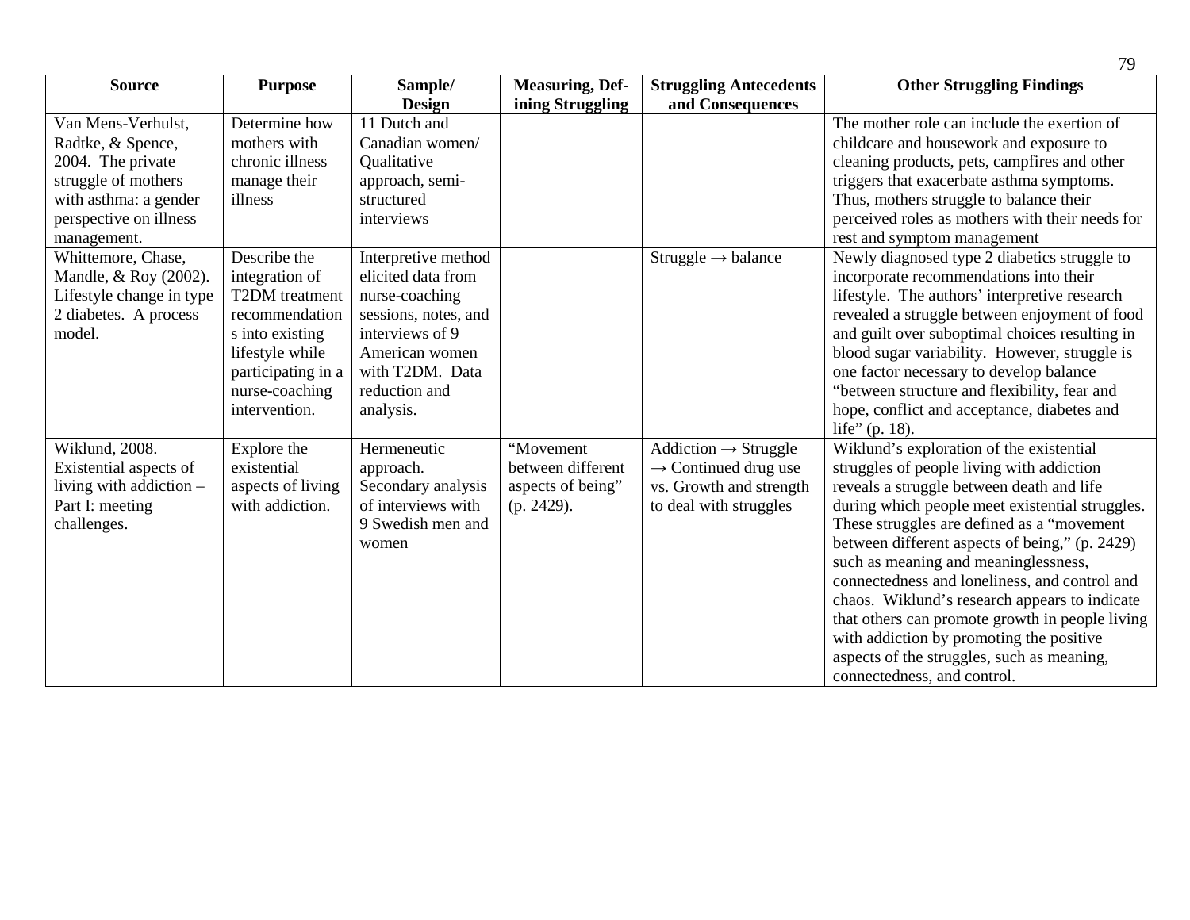| Source | Purpose | Sample/ Design | Measuring, Defining Struggling | Struggling Antecedents and Consequences | Other Struggling Findings |
|---|---|---|---|---|---|
| Van Mens-Verhulst, Radtke, & Spence, 2004. The private struggle of mothers with asthma: a gender perspective on illness management. | Determine how mothers with chronic illness manage their illness | 11 Dutch and Canadian women/ Qualitative approach, semi-structured interviews | | | The mother role can include the exertion of childcare and housework and exposure to cleaning products, pets, campfires and other triggers that exacerbate asthma symptoms. Thus, mothers struggle to balance their perceived roles as mothers with their needs for rest and symptom management |
| Whittemore, Chase, Mandle, & Roy (2002). Lifestyle change in type 2 diabetes. A process model. | Describe the integration of T2DM treatment recommendations into existing lifestyle while participating in a nurse-coaching intervention. | Interpretive method elicited data from nurse-coaching sessions, notes, and interviews of 9 American women with T2DM. Data reduction and analysis. | | Struggle → balance | Newly diagnosed type 2 diabetics struggle to incorporate recommendations into their lifestyle. The authors' interpretive research revealed a struggle between enjoyment of food and guilt over suboptimal choices resulting in blood sugar variability. However, struggle is one factor necessary to develop balance "between structure and flexibility, fear and hope, conflict and acceptance, diabetes and life" (p. 18). |
| Wiklund, 2008. Existential aspects of living with addiction – Part I: meeting challenges. | Explore the existential aspects of living with addiction. | Hermeneutic approach. Secondary analysis of interviews with 9 Swedish men and women | "Movement between different aspects of being" (p. 2429). | Addiction → Struggle → Continued drug use vs. Growth and strength to deal with struggles | Wiklund's exploration of the existential struggles of people living with addiction reveals a struggle between death and life during which people meet existential struggles. These struggles are defined as a "movement between different aspects of being," (p. 2429) such as meaning and meaninglessness, connectedness and loneliness, and control and chaos. Wiklund's research appears to indicate that others can promote growth in people living with addiction by promoting the positive aspects of the struggles, such as meaning, connectedness, and control. |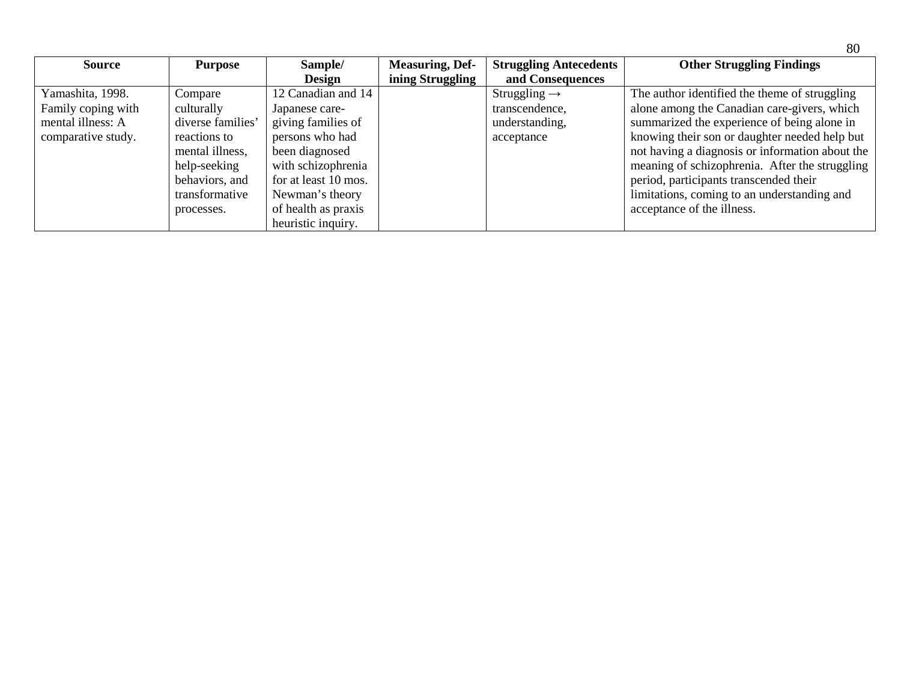| Source | Purpose | Sample/ Design | Measuring, Defining Struggling | Struggling Antecedents and Consequences | Other Struggling Findings |
|---|---|---|---|---|---|
| Yamashita, 1998. Family coping with mental illness: A comparative study. | Compare culturally diverse families' reactions to mental illness, help-seeking behaviors, and transformative processes. | 12 Canadian and 14 Japanese care-giving families of persons who had been diagnosed with schizophrenia for at least 10 mos. Newman's theory of health as praxis heuristic inquiry. | | Struggling → transcendence, understanding, acceptance | The author identified the theme of struggling alone among the Canadian care-givers, which summarized the experience of being alone in knowing their son or daughter needed help but not having a diagnosis or information about the meaning of schizophrenia. After the struggling period, participants transcended their limitations, coming to an understanding and acceptance of the illness. |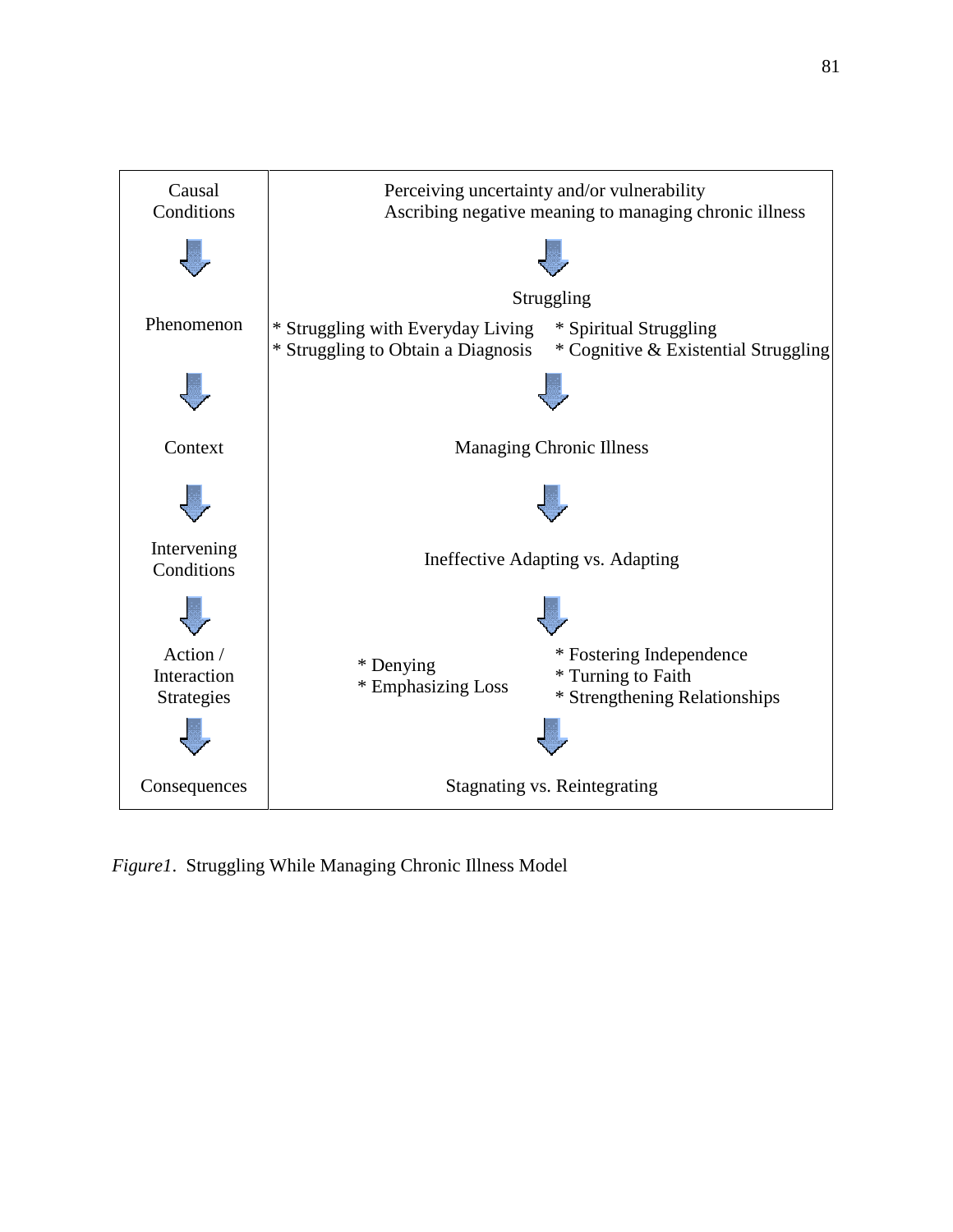| | |
|---|---|
| Causal Conditions | Perceiving uncertainty and/or vulnerability<br>Ascribing negative meaning to managing chronic illness |
| ⇩ | ⇩ |
| Phenomenon | Struggling<br>* Struggling with Everyday Living<br>* Struggling to Obtain a Diagnosis<br>* Spiritual Struggling<br>* Cognitive & Existential Struggling |
| ⇩ | ⇩ |
| Context | Managing Chronic Illness |
| ⇩ | ⇩ |
| Intervening Conditions | Ineffective Adapting vs. Adapting |
| ⇩ | ⇩ |
| Action / Interaction Strategies | * Denying<br>* Emphasizing Loss<br>* Fostering Independence<br>* Turning to Faith<br>* Strengthening Relationships |
| ⇩ | ⇩ |
| Consequences | Stagnating vs. Reintegrating |

*Figure1*. Struggling While Managing Chronic Illness Model